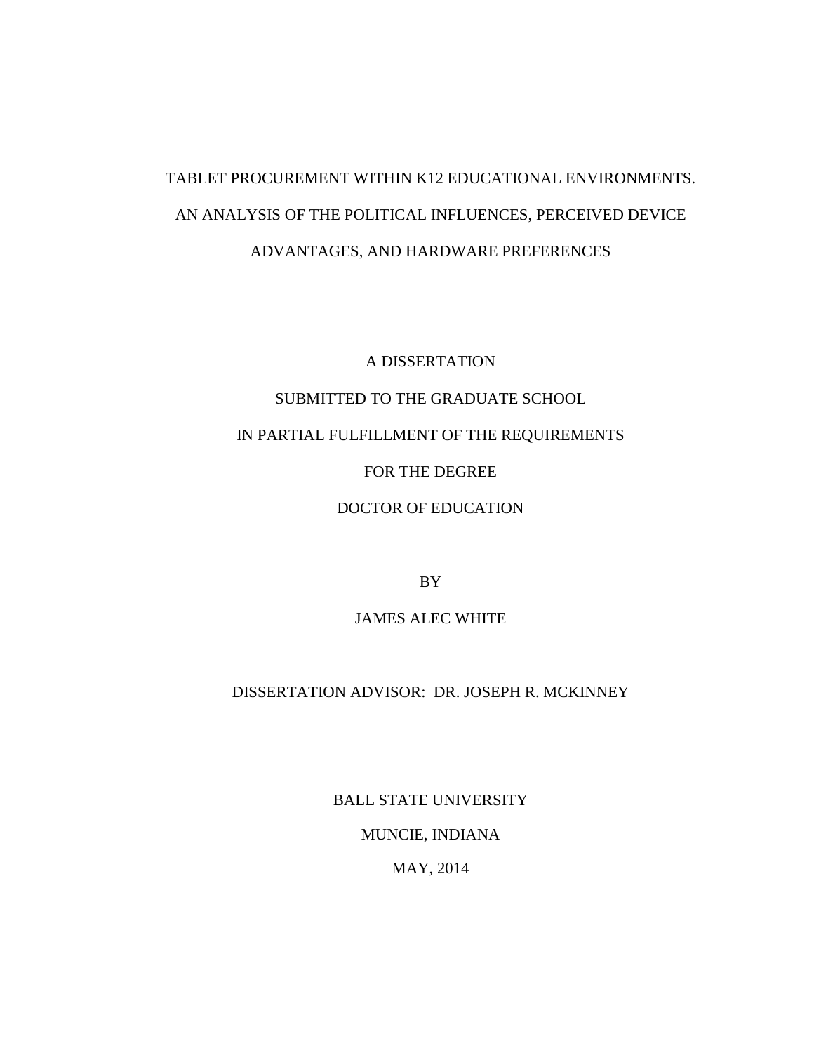# TABLET PROCUREMENT WITHIN K12 EDUCATIONAL ENVIRONMENTS. AN ANALYSIS OF THE POLITICAL INFLUENCES, PERCEIVED DEVICE ADVANTAGES, AND HARDWARE PREFERENCES

A DISSERTATION

SUBMITTED TO THE GRADUATE SCHOOL

IN PARTIAL FULFILLMENT OF THE REQUIREMENTS

FOR THE DEGREE

DOCTOR OF EDUCATION

BY

JAMES ALEC WHITE

DISSERTATION ADVISOR: DR. JOSEPH R. MCKINNEY

BALL STATE UNIVERSITY

MUNCIE, INDIANA

MAY, 2014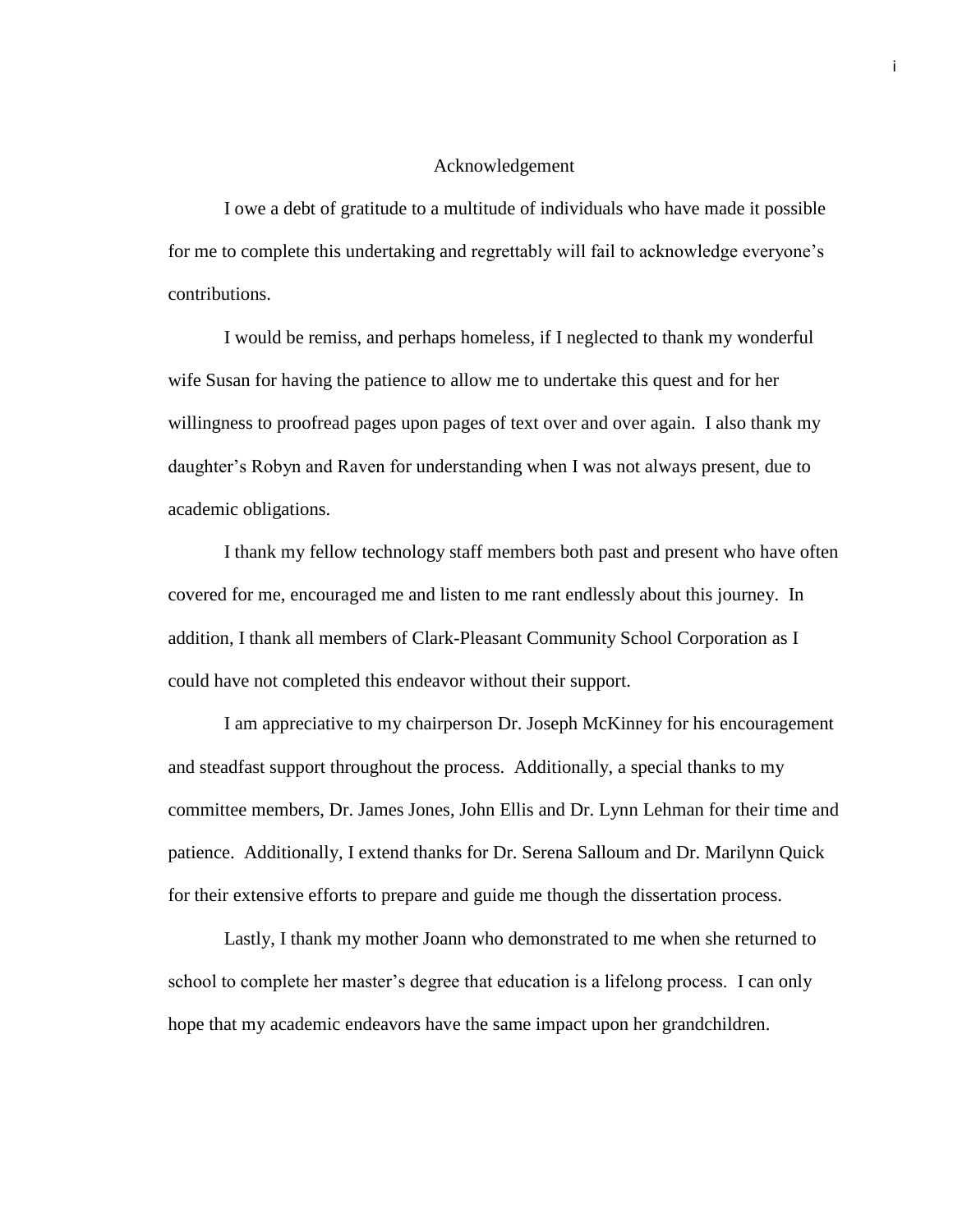# Acknowledgement

I owe a debt of gratitude to a multitude of individuals who have made it possible for me to complete this undertaking and regrettably will fail to acknowledge everyone's contributions.

I would be remiss, and perhaps homeless, if I neglected to thank my wonderful wife Susan for having the patience to allow me to undertake this quest and for her willingness to proofread pages upon pages of text over and over again. I also thank my daughter's Robyn and Raven for understanding when I was not always present, due to academic obligations.

I thank my fellow technology staff members both past and present who have often covered for me, encouraged me and listen to me rant endlessly about this journey. In addition, I thank all members of Clark-Pleasant Community School Corporation as I could have not completed this endeavor without their support.

I am appreciative to my chairperson Dr. Joseph McKinney for his encouragement and steadfast support throughout the process. Additionally, a special thanks to my committee members, Dr. James Jones, John Ellis and Dr. Lynn Lehman for their time and patience. Additionally, I extend thanks for Dr. Serena Salloum and Dr. Marilynn Quick for their extensive efforts to prepare and guide me though the dissertation process.

Lastly, I thank my mother Joann who demonstrated to me when she returned to school to complete her master's degree that education is a lifelong process. I can only hope that my academic endeavors have the same impact upon her grandchildren.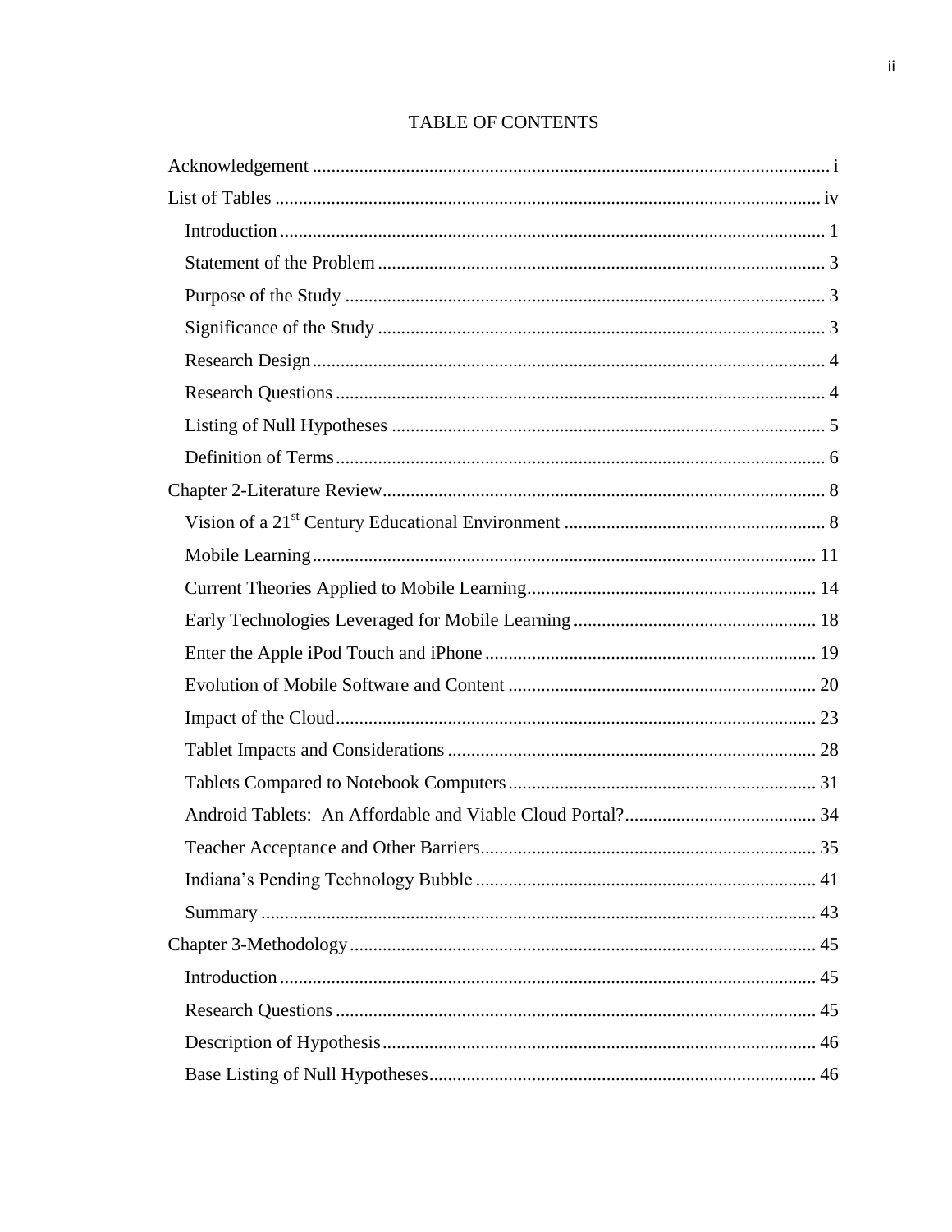# TABLE OF CONTENTS

Acknowledgement ............................................................................................................ i

List of Tables .................................................................................................................. iv

- Introduction .................................................................................................................. 1
- Statement of the Problem ............................................................................................. 3
- Purpose of the Study .................................................................................................... 3
- Significance of the Study ............................................................................................. 3
- Research Design ........................................................................................................... 4
- Research Questions ...................................................................................................... 4
- Listing of Null Hypotheses .......................................................................................... 5
- Definition of Terms ...................................................................................................... 6

Chapter 2-Literature Review ............................................................................................ 8

- Vision of a 21st Century Educational Environment ...................................................... 8
- Mobile Learning .......................................................................................................... 11
- Current Theories Applied to Mobile Learning ............................................................ 14
- Early Technologies Leveraged for Mobile Learning ................................................... 18
- Enter the Apple iPod Touch and iPhone ..................................................................... 19
- Evolution of Mobile Software and Content ................................................................ 20
- Impact of the Cloud ..................................................................................................... 23
- Tablet Impacts and Considerations ............................................................................. 28
- Tablets Compared to Notebook Computers ................................................................ 31
- Android Tablets: An Affordable and Viable Cloud Portal? ........................................ 34
- Teacher Acceptance and Other Barriers ...................................................................... 35
- Indiana's Pending Technology Bubble ....................................................................... 41
- Summary ..................................................................................................................... 43

Chapter 3-Methodology .................................................................................................. 45

- Introduction ................................................................................................................. 45
- Research Questions ..................................................................................................... 45
- Description of Hypothesis ........................................................................................... 46
- Base Listing of Null Hypotheses ................................................................................. 46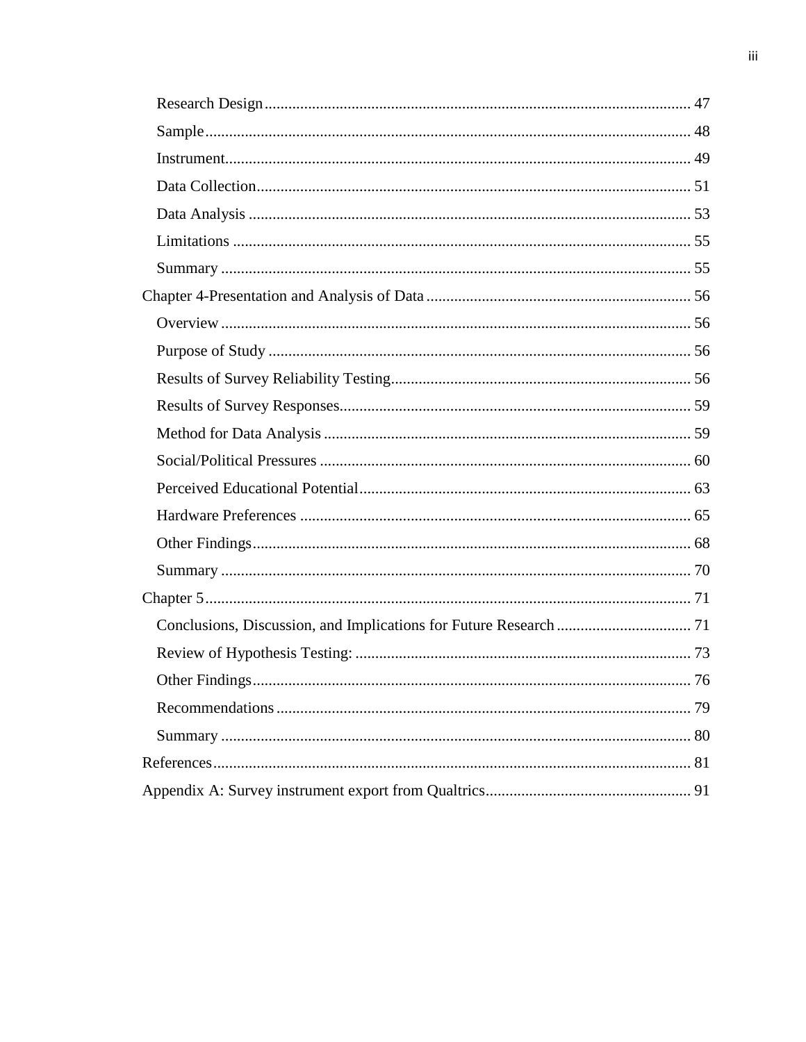- Research Design ........ 47
- Sample ........ 48
- Instrument ........ 49
- Data Collection ........ 51
- Data Analysis ........ 53
- Limitations ........ 55
- Summary ........ 55

Chapter 4-Presentation and Analysis of Data ........ 56

- Overview ........ 56
- Purpose of Study ........ 56
- Results of Survey Reliability Testing ........ 56
- Results of Survey Responses ........ 59
- Method for Data Analysis ........ 59
- Social/Political Pressures ........ 60
- Perceived Educational Potential ........ 63
- Hardware Preferences ........ 65
- Other Findings ........ 68
- Summary ........ 70

Chapter 5 ........ 71

- Conclusions, Discussion, and Implications for Future Research ........ 71
- Review of Hypothesis Testing: ........ 73
- Other Findings ........ 76
- Recommendations ........ 79
- Summary ........ 80

References ........ 81

Appendix A: Survey instrument export from Qualtrics ........ 91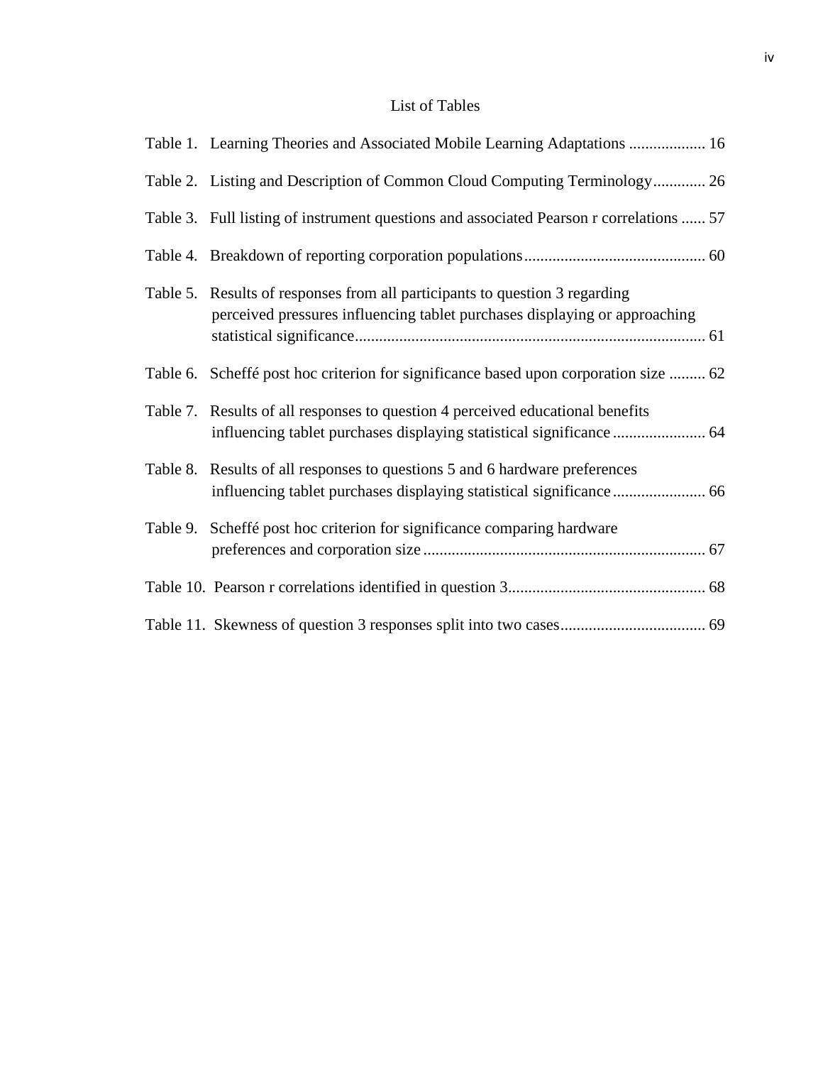# List of Tables

Table 1. Learning Theories and Associated Mobile Learning Adaptations .................. 16

Table 2. Listing and Description of Common Cloud Computing Terminology............. 26

Table 3. Full listing of instrument questions and associated Pearson r correlations ...... 57

Table 4. Breakdown of reporting corporation populations............................................ 60

Table 5. Results of responses from all participants to question 3 regarding perceived pressures influencing tablet purchases displaying or approaching statistical significance...................................................................................... 61

Table 6. Scheffé post hoc criterion for significance based upon corporation size ......... 62

Table 7. Results of all responses to question 4 perceived educational benefits influencing tablet purchases displaying statistical significance ....................... 64

Table 8. Results of all responses to questions 5 and 6 hardware preferences influencing tablet purchases displaying statistical significance ....................... 66

Table 9. Scheffé post hoc criterion for significance comparing hardware preferences and corporation size ..................................................................... 67

Table 10. Pearson r correlations identified in question 3................................................ 68

Table 11. Skewness of question 3 responses split into two cases.................................... 69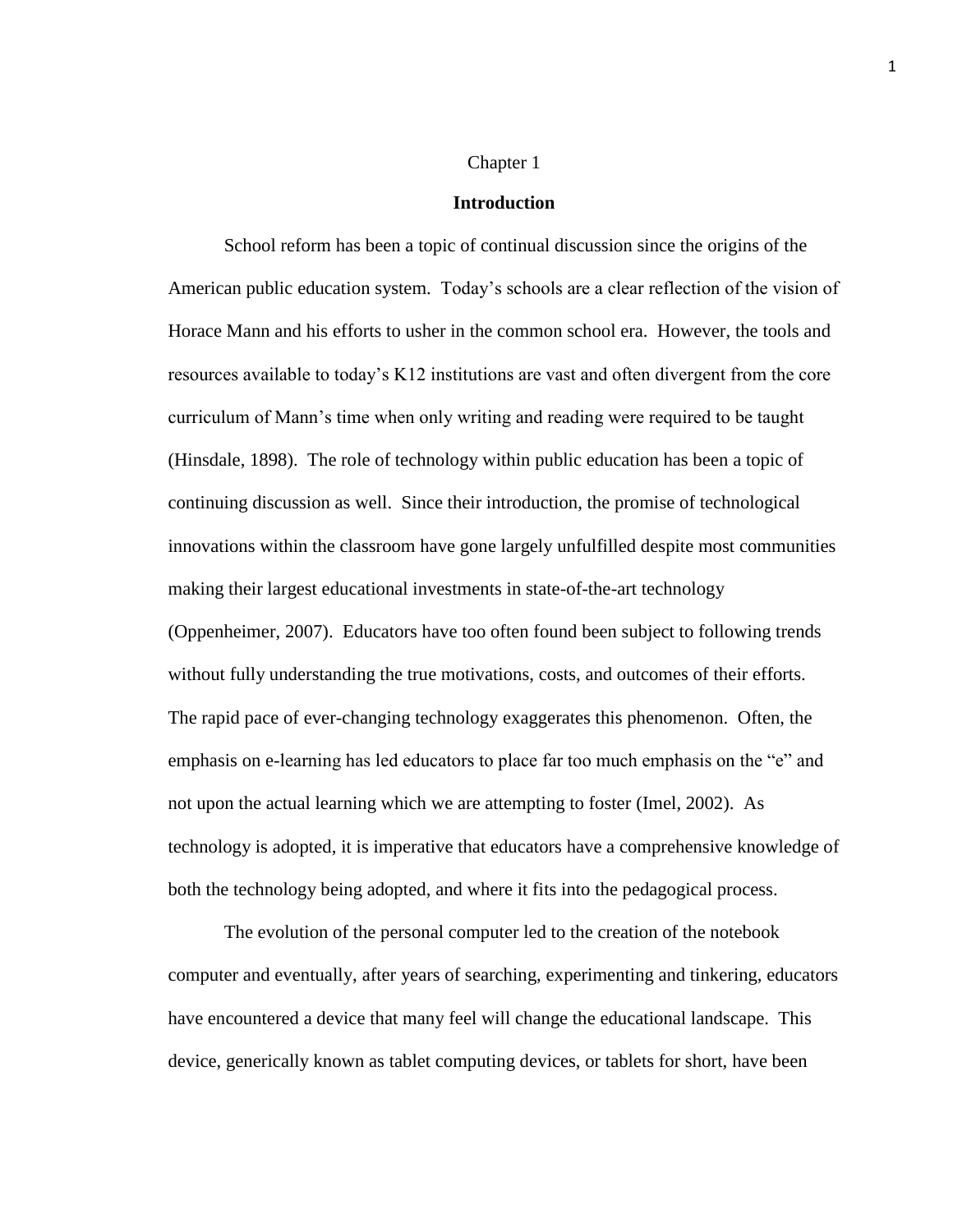# Chapter 1

## Introduction

School reform has been a topic of continual discussion since the origins of the American public education system. Today's schools are a clear reflection of the vision of Horace Mann and his efforts to usher in the common school era. However, the tools and resources available to today's K12 institutions are vast and often divergent from the core curriculum of Mann's time when only writing and reading were required to be taught (Hinsdale, 1898). The role of technology within public education has been a topic of continuing discussion as well. Since their introduction, the promise of technological innovations within the classroom have gone largely unfulfilled despite most communities making their largest educational investments in state-of-the-art technology (Oppenheimer, 2007). Educators have too often found been subject to following trends without fully understanding the true motivations, costs, and outcomes of their efforts. The rapid pace of ever-changing technology exaggerates this phenomenon. Often, the emphasis on e-learning has led educators to place far too much emphasis on the "e" and not upon the actual learning which we are attempting to foster (Imel, 2002). As technology is adopted, it is imperative that educators have a comprehensive knowledge of both the technology being adopted, and where it fits into the pedagogical process.

The evolution of the personal computer led to the creation of the notebook computer and eventually, after years of searching, experimenting and tinkering, educators have encountered a device that many feel will change the educational landscape. This device, generically known as tablet computing devices, or tablets for short, have been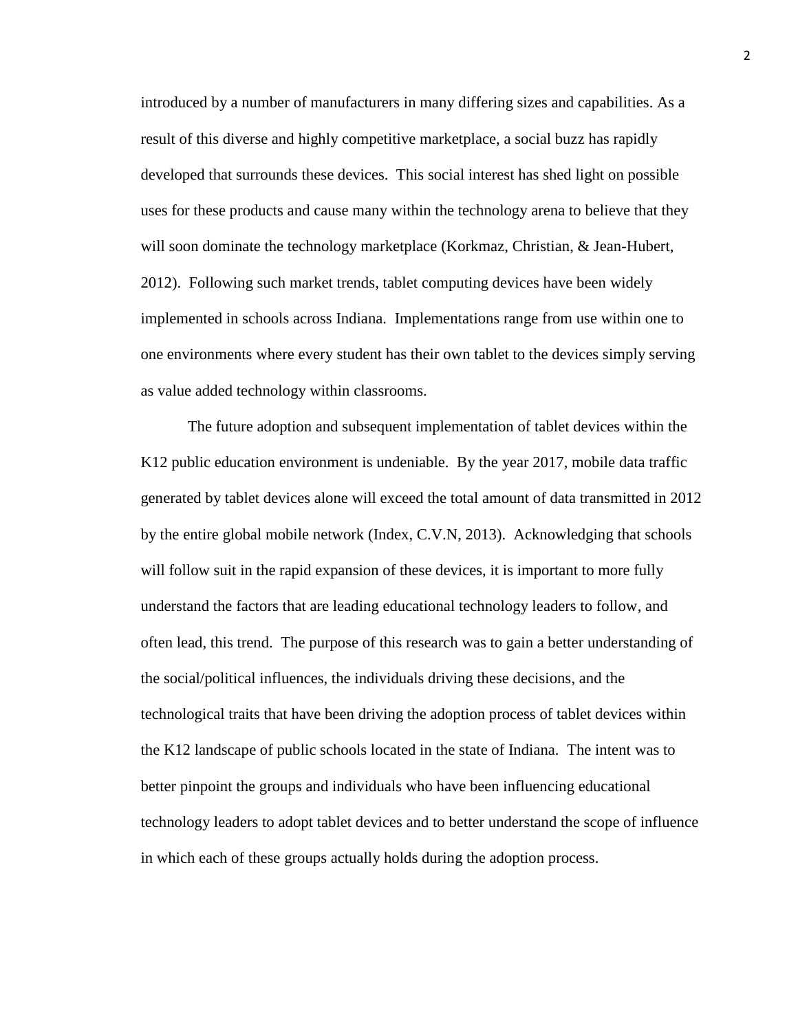introduced by a number of manufacturers in many differing sizes and capabilities. As a result of this diverse and highly competitive marketplace, a social buzz has rapidly developed that surrounds these devices. This social interest has shed light on possible uses for these products and cause many within the technology arena to believe that they will soon dominate the technology marketplace (Korkmaz, Christian, & Jean-Hubert, 2012). Following such market trends, tablet computing devices have been widely implemented in schools across Indiana. Implementations range from use within one to one environments where every student has their own tablet to the devices simply serving as value added technology within classrooms.

The future adoption and subsequent implementation of tablet devices within the K12 public education environment is undeniable. By the year 2017, mobile data traffic generated by tablet devices alone will exceed the total amount of data transmitted in 2012 by the entire global mobile network (Index, C.V.N, 2013). Acknowledging that schools will follow suit in the rapid expansion of these devices, it is important to more fully understand the factors that are leading educational technology leaders to follow, and often lead, this trend. The purpose of this research was to gain a better understanding of the social/political influences, the individuals driving these decisions, and the technological traits that have been driving the adoption process of tablet devices within the K12 landscape of public schools located in the state of Indiana. The intent was to better pinpoint the groups and individuals who have been influencing educational technology leaders to adopt tablet devices and to better understand the scope of influence in which each of these groups actually holds during the adoption process.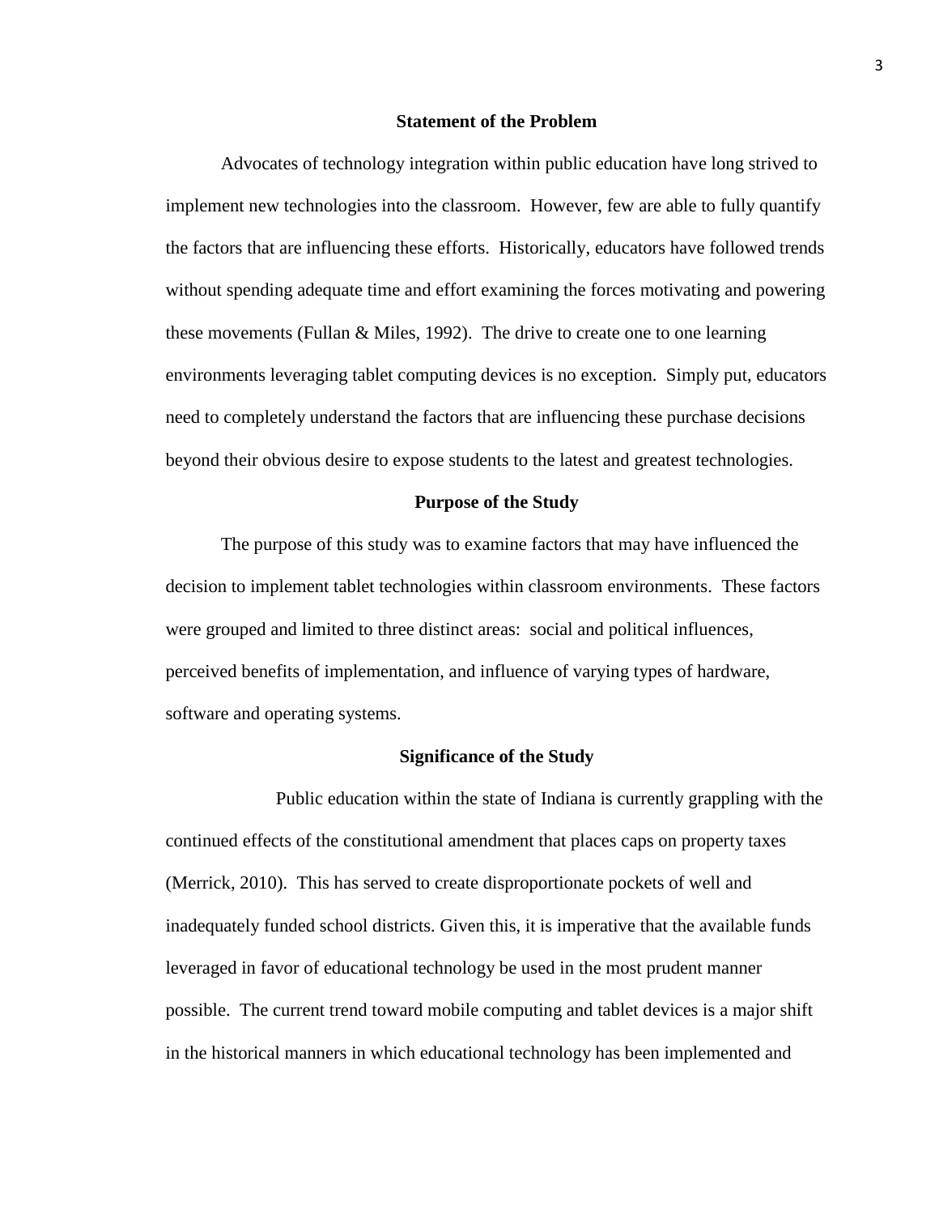## Statement of the Problem

Advocates of technology integration within public education have long strived to implement new technologies into the classroom. However, few are able to fully quantify the factors that are influencing these efforts. Historically, educators have followed trends without spending adequate time and effort examining the forces motivating and powering these movements (Fullan & Miles, 1992). The drive to create one to one learning environments leveraging tablet computing devices is no exception. Simply put, educators need to completely understand the factors that are influencing these purchase decisions beyond their obvious desire to expose students to the latest and greatest technologies.

## Purpose of the Study

The purpose of this study was to examine factors that may have influenced the decision to implement tablet technologies within classroom environments. These factors were grouped and limited to three distinct areas: social and political influences, perceived benefits of implementation, and influence of varying types of hardware, software and operating systems.

## Significance of the Study

Public education within the state of Indiana is currently grappling with the continued effects of the constitutional amendment that places caps on property taxes (Merrick, 2010). This has served to create disproportionate pockets of well and inadequately funded school districts. Given this, it is imperative that the available funds leveraged in favor of educational technology be used in the most prudent manner possible. The current trend toward mobile computing and tablet devices is a major shift in the historical manners in which educational technology has been implemented and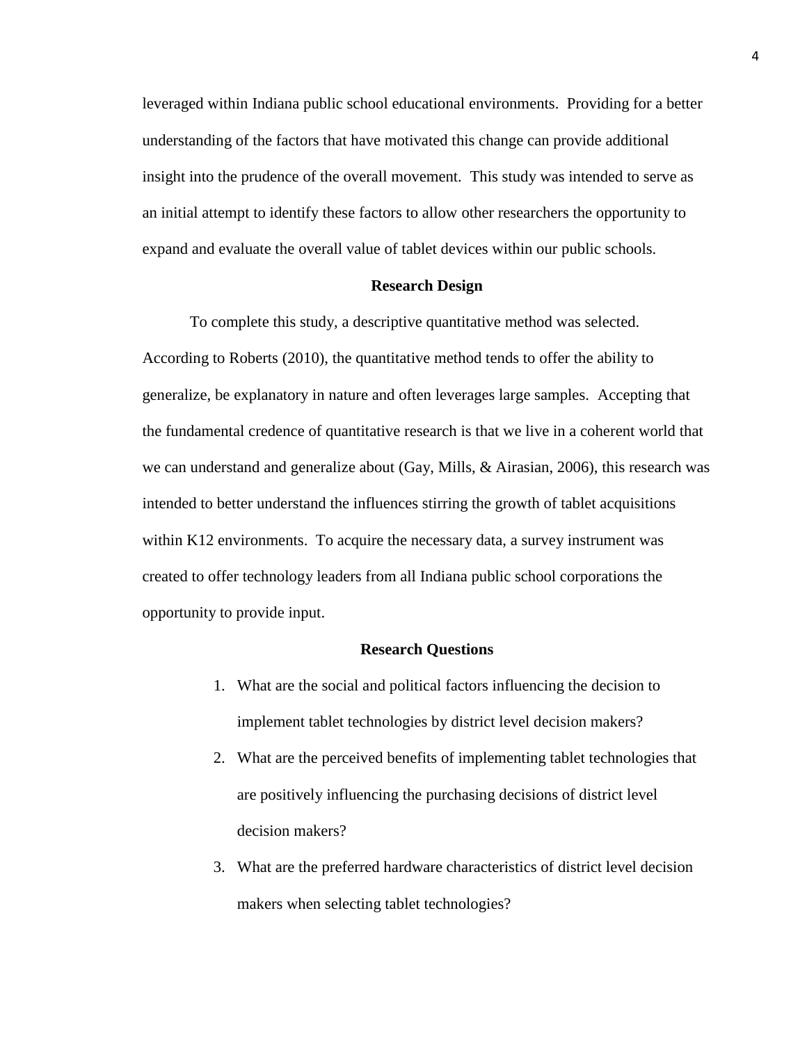leveraged within Indiana public school educational environments. Providing for a better understanding of the factors that have motivated this change can provide additional insight into the prudence of the overall movement. This study was intended to serve as an initial attempt to identify these factors to allow other researchers the opportunity to expand and evaluate the overall value of tablet devices within our public schools.

## Research Design

To complete this study, a descriptive quantitative method was selected. According to Roberts (2010), the quantitative method tends to offer the ability to generalize, be explanatory in nature and often leverages large samples. Accepting that the fundamental credence of quantitative research is that we live in a coherent world that we can understand and generalize about (Gay, Mills, & Airasian, 2006), this research was intended to better understand the influences stirring the growth of tablet acquisitions within K12 environments. To acquire the necessary data, a survey instrument was created to offer technology leaders from all Indiana public school corporations the opportunity to provide input.

## Research Questions

1. What are the social and political factors influencing the decision to implement tablet technologies by district level decision makers?
2. What are the perceived benefits of implementing tablet technologies that are positively influencing the purchasing decisions of district level decision makers?
3. What are the preferred hardware characteristics of district level decision makers when selecting tablet technologies?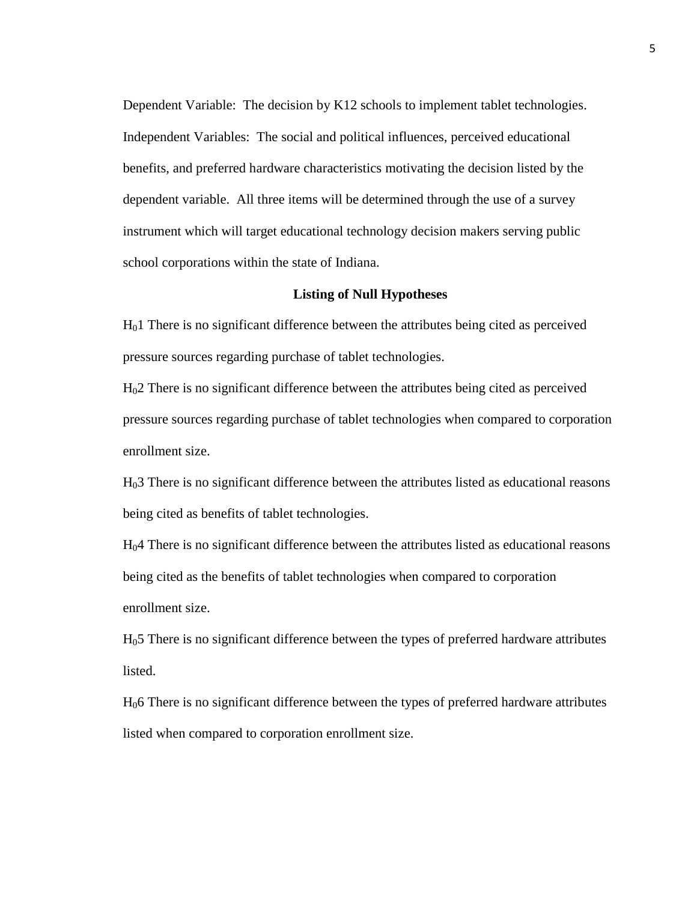Dependent Variable: The decision by K12 schools to implement tablet technologies.

Independent Variables: The social and political influences, perceived educational benefits, and preferred hardware characteristics motivating the decision listed by the dependent variable. All three items will be determined through the use of a survey instrument which will target educational technology decision makers serving public school corporations within the state of Indiana.

**Listing of Null Hypotheses**

$H_0$1 There is no significant difference between the attributes being cited as perceived pressure sources regarding purchase of tablet technologies.

$H_0$2 There is no significant difference between the attributes being cited as perceived pressure sources regarding purchase of tablet technologies when compared to corporation enrollment size.

$H_0$3 There is no significant difference between the attributes listed as educational reasons being cited as benefits of tablet technologies.

$H_0$4 There is no significant difference between the attributes listed as educational reasons being cited as the benefits of tablet technologies when compared to corporation enrollment size.

$H_0$5 There is no significant difference between the types of preferred hardware attributes listed.

$H_0$6 There is no significant difference between the types of preferred hardware attributes listed when compared to corporation enrollment size.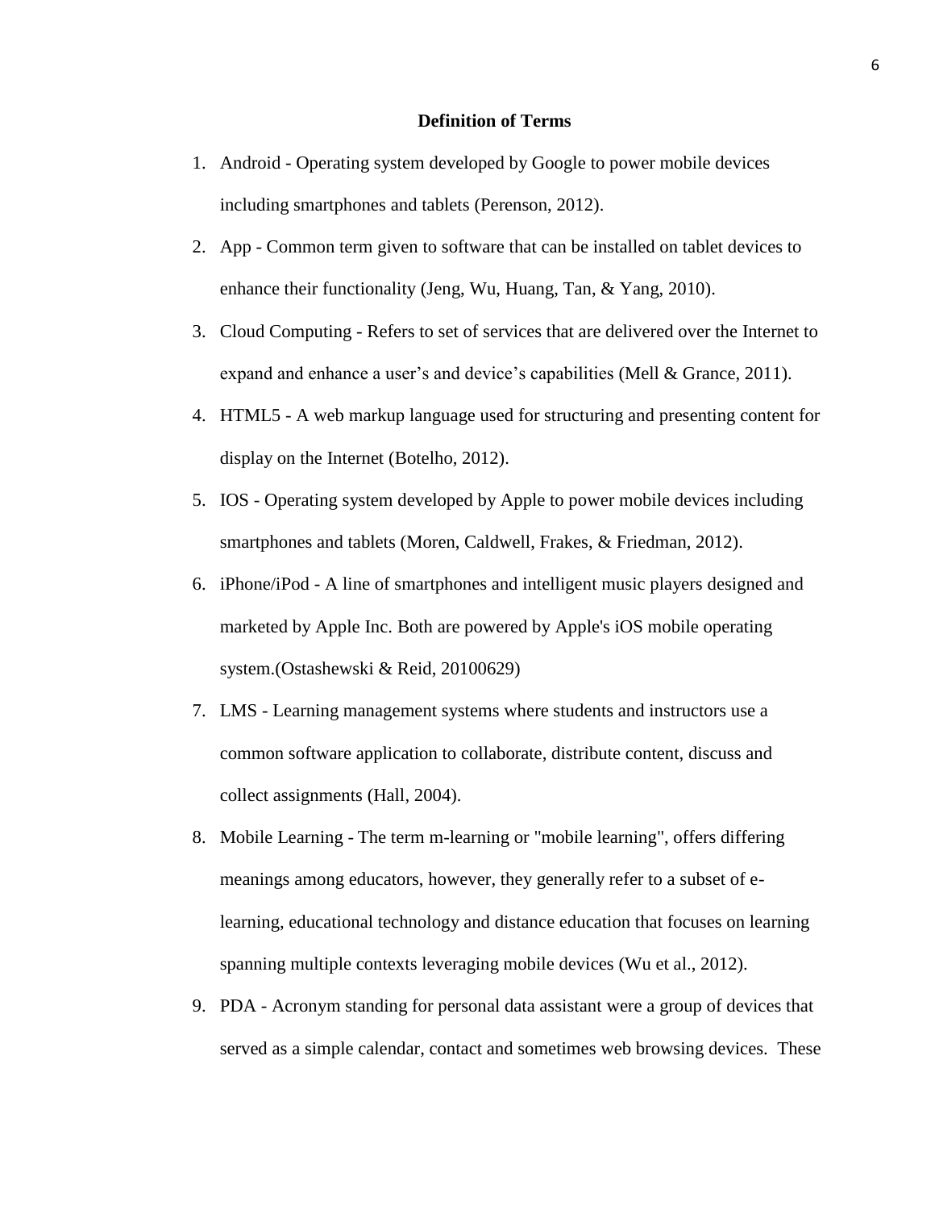## Definition of Terms

1. Android - Operating system developed by Google to power mobile devices including smartphones and tablets (Perenson, 2012).
2. App - Common term given to software that can be installed on tablet devices to enhance their functionality (Jeng, Wu, Huang, Tan, & Yang, 2010).
3. Cloud Computing - Refers to set of services that are delivered over the Internet to expand and enhance a user's and device's capabilities (Mell & Grance, 2011).
4. HTML5 - A web markup language used for structuring and presenting content for display on the Internet (Botelho, 2012).
5. IOS - Operating system developed by Apple to power mobile devices including smartphones and tablets (Moren, Caldwell, Frakes, & Friedman, 2012).
6. iPhone/iPod - A line of smartphones and intelligent music players designed and marketed by Apple Inc. Both are powered by Apple's iOS mobile operating system.(Ostashewski & Reid, 20100629)
7. LMS - Learning management systems where students and instructors use a common software application to collaborate, distribute content, discuss and collect assignments (Hall, 2004).
8. Mobile Learning - The term m-learning or "mobile learning", offers differing meanings among educators, however, they generally refer to a subset of e-learning, educational technology and distance education that focuses on learning spanning multiple contexts leveraging mobile devices (Wu et al., 2012).
9. PDA - Acronym standing for personal data assistant were a group of devices that served as a simple calendar, contact and sometimes web browsing devices. These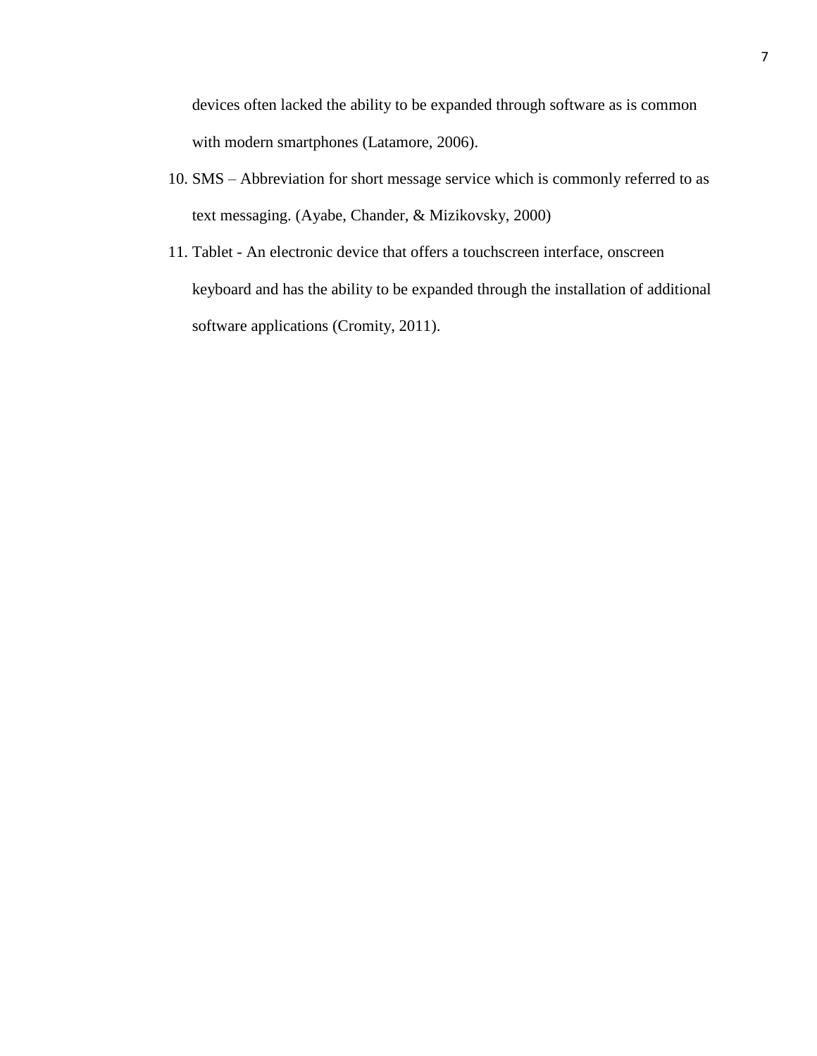devices often lacked the ability to be expanded through software as is common with modern smartphones (Latamore, 2006).

10. SMS – Abbreviation for short message service which is commonly referred to as text messaging. (Ayabe, Chander, & Mizikovsky, 2000)
11. Tablet - An electronic device that offers a touchscreen interface, onscreen keyboard and has the ability to be expanded through the installation of additional software applications (Cromity, 2011).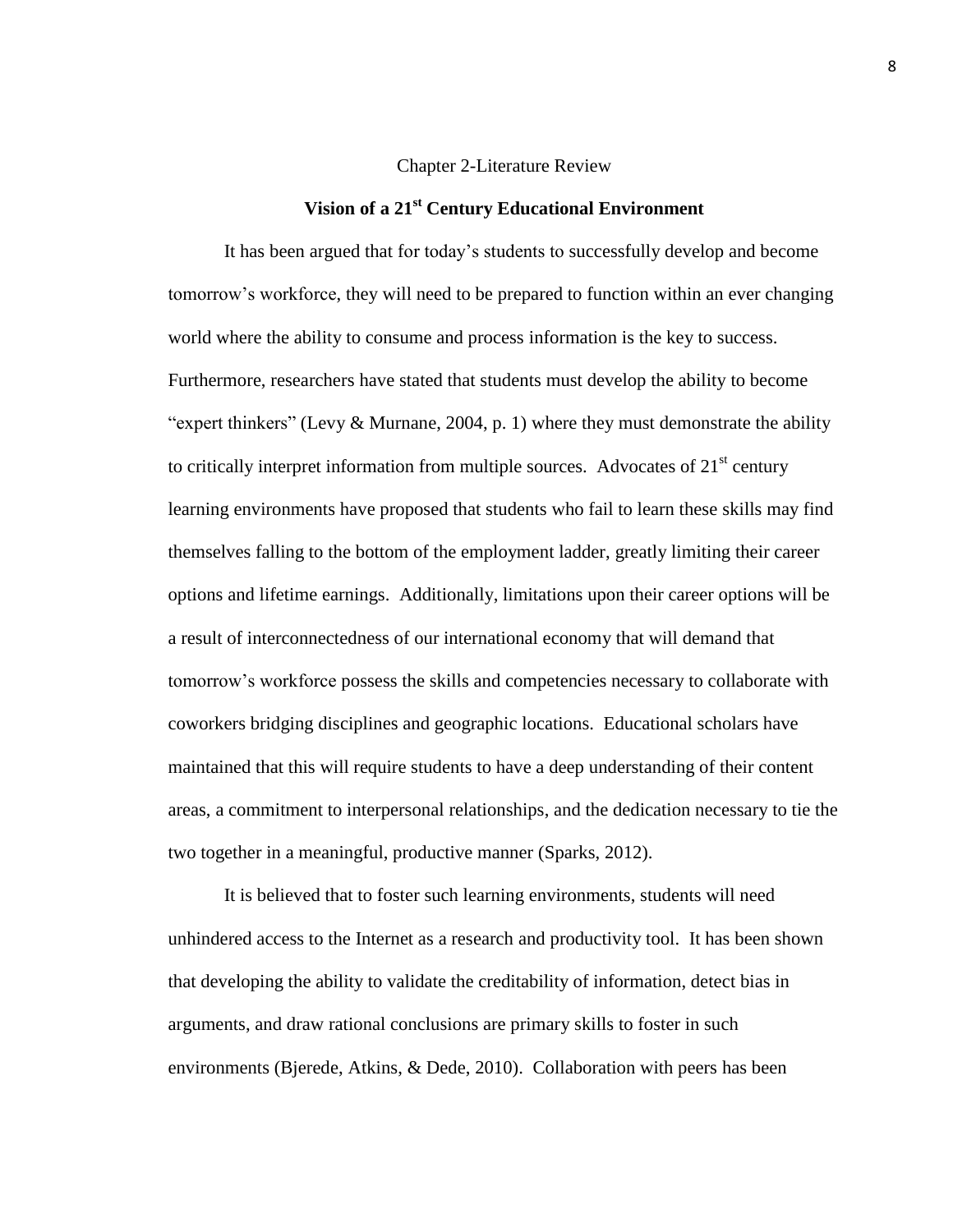# Chapter 2-Literature Review

## Vision of a 21st Century Educational Environment

It has been argued that for today's students to successfully develop and become tomorrow's workforce, they will need to be prepared to function within an ever changing world where the ability to consume and process information is the key to success. Furthermore, researchers have stated that students must develop the ability to become "expert thinkers" (Levy & Murnane, 2004, p. 1) where they must demonstrate the ability to critically interpret information from multiple sources. Advocates of 21st century learning environments have proposed that students who fail to learn these skills may find themselves falling to the bottom of the employment ladder, greatly limiting their career options and lifetime earnings. Additionally, limitations upon their career options will be a result of interconnectedness of our international economy that will demand that tomorrow's workforce possess the skills and competencies necessary to collaborate with coworkers bridging disciplines and geographic locations. Educational scholars have maintained that this will require students to have a deep understanding of their content areas, a commitment to interpersonal relationships, and the dedication necessary to tie the two together in a meaningful, productive manner (Sparks, 2012).

It is believed that to foster such learning environments, students will need unhindered access to the Internet as a research and productivity tool. It has been shown that developing the ability to validate the creditability of information, detect bias in arguments, and draw rational conclusions are primary skills to foster in such environments (Bjerede, Atkins, & Dede, 2010). Collaboration with peers has been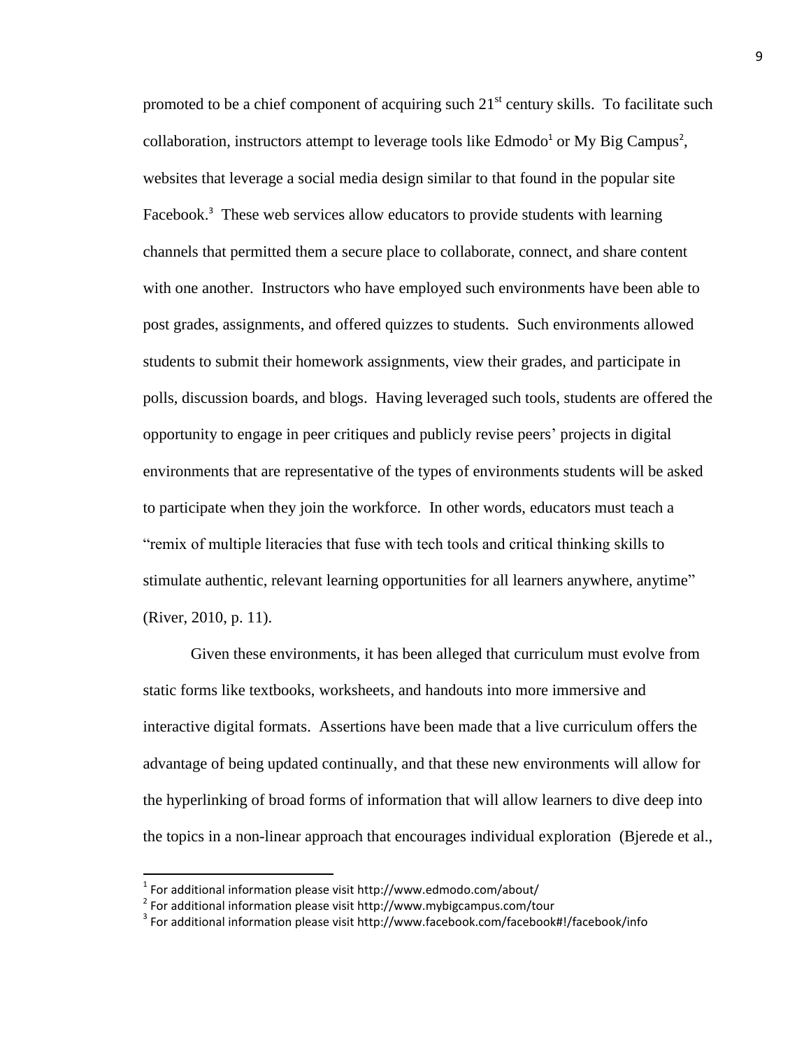promoted to be a chief component of acquiring such 21$^{st}$ century skills. To facilitate such collaboration, instructors attempt to leverage tools like Edmodo[1] or My Big Campus[2], websites that leverage a social media design similar to that found in the popular site Facebook.[3] These web services allow educators to provide students with learning channels that permitted them a secure place to collaborate, connect, and share content with one another. Instructors who have employed such environments have been able to post grades, assignments, and offered quizzes to students. Such environments allowed students to submit their homework assignments, view their grades, and participate in polls, discussion boards, and blogs. Having leveraged such tools, students are offered the opportunity to engage in peer critiques and publicly revise peers' projects in digital environments that are representative of the types of environments students will be asked to participate when they join the workforce. In other words, educators must teach a "remix of multiple literacies that fuse with tech tools and critical thinking skills to stimulate authentic, relevant learning opportunities for all learners anywhere, anytime" (River, 2010, p. 11).

Given these environments, it has been alleged that curriculum must evolve from static forms like textbooks, worksheets, and handouts into more immersive and interactive digital formats. Assertions have been made that a live curriculum offers the advantage of being updated continually, and that these new environments will allow for the hyperlinking of broad forms of information that will allow learners to dive deep into the topics in a non-linear approach that encourages individual exploration (Bjerede et al.,

---

[1] For additional information please visit http://www.edmodo.com/about/

[2] For additional information please visit http://www.mybigcampus.com/tour

[3] For additional information please visit http://www.facebook.com/facebook#!/facebook/info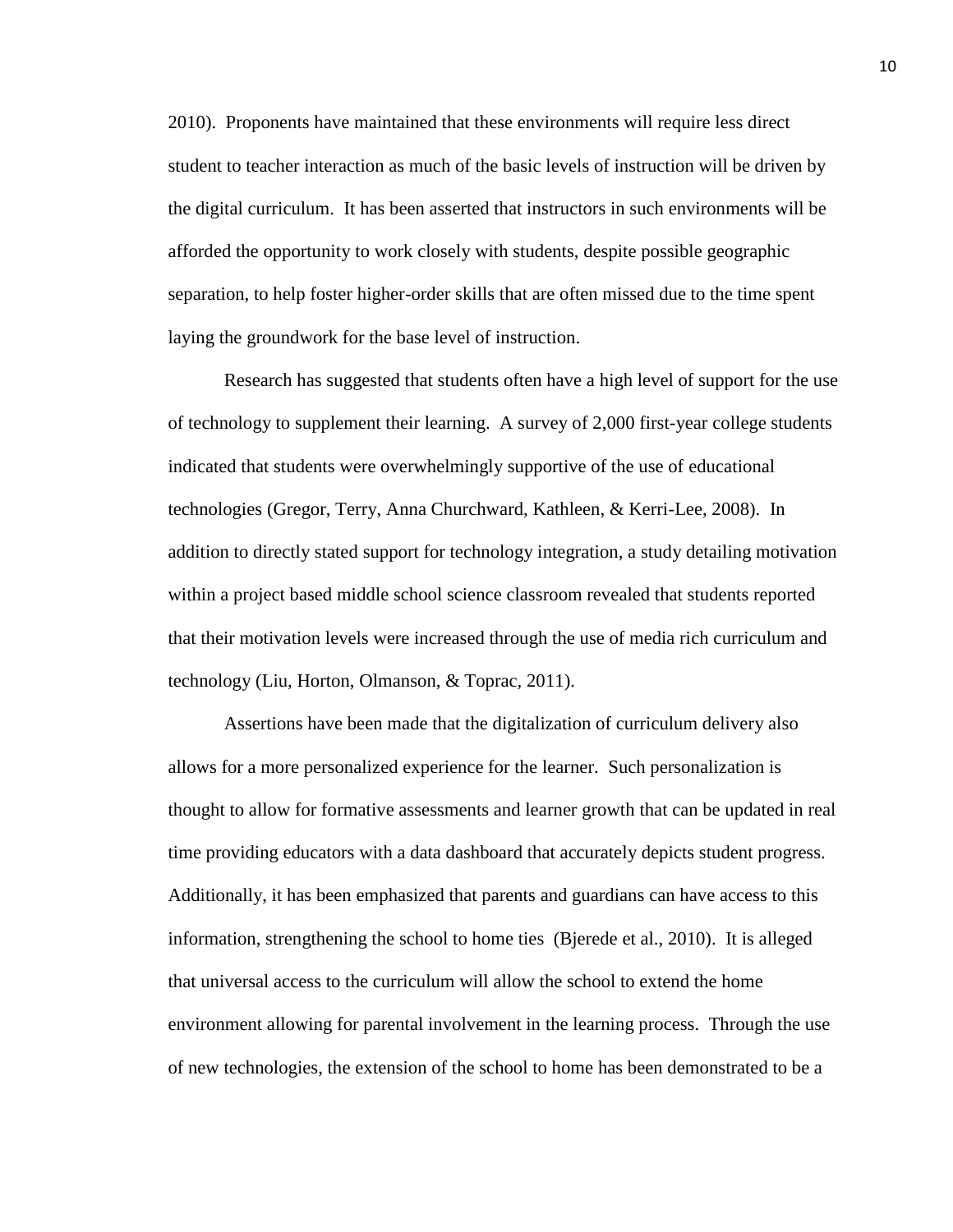2010). Proponents have maintained that these environments will require less direct student to teacher interaction as much of the basic levels of instruction will be driven by the digital curriculum. It has been asserted that instructors in such environments will be afforded the opportunity to work closely with students, despite possible geographic separation, to help foster higher-order skills that are often missed due to the time spent laying the groundwork for the base level of instruction.

Research has suggested that students often have a high level of support for the use of technology to supplement their learning. A survey of 2,000 first-year college students indicated that students were overwhelmingly supportive of the use of educational technologies (Gregor, Terry, Anna Churchward, Kathleen, & Kerri-Lee, 2008). In addition to directly stated support for technology integration, a study detailing motivation within a project based middle school science classroom revealed that students reported that their motivation levels were increased through the use of media rich curriculum and technology (Liu, Horton, Olmanson, & Toprac, 2011).

Assertions have been made that the digitalization of curriculum delivery also allows for a more personalized experience for the learner. Such personalization is thought to allow for formative assessments and learner growth that can be updated in real time providing educators with a data dashboard that accurately depicts student progress. Additionally, it has been emphasized that parents and guardians can have access to this information, strengthening the school to home ties (Bjerede et al., 2010). It is alleged that universal access to the curriculum will allow the school to extend the home environment allowing for parental involvement in the learning process. Through the use of new technologies, the extension of the school to home has been demonstrated to be a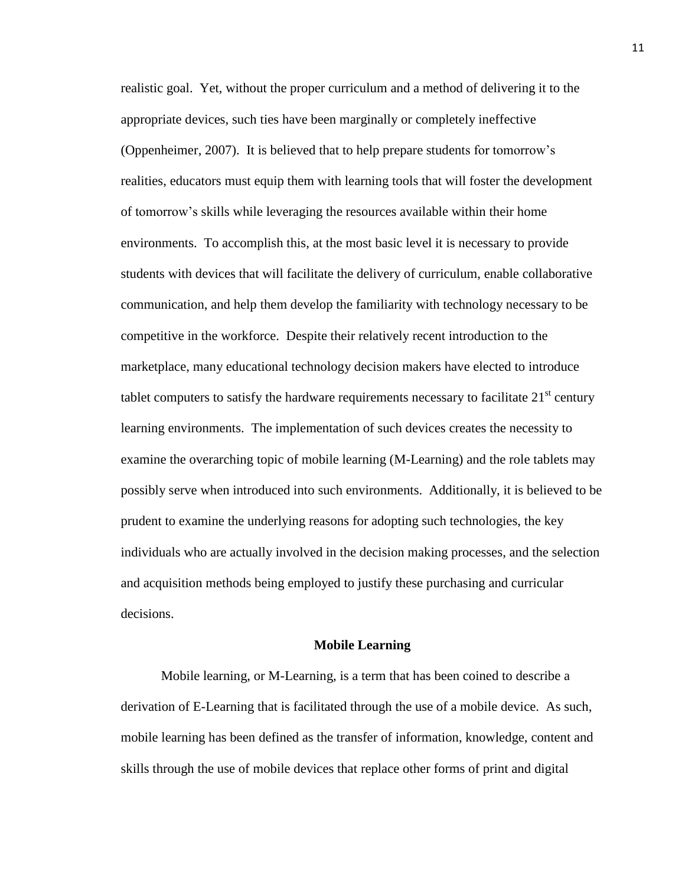realistic goal. Yet, without the proper curriculum and a method of delivering it to the appropriate devices, such ties have been marginally or completely ineffective (Oppenheimer, 2007). It is believed that to help prepare students for tomorrow's realities, educators must equip them with learning tools that will foster the development of tomorrow's skills while leveraging the resources available within their home environments. To accomplish this, at the most basic level it is necessary to provide students with devices that will facilitate the delivery of curriculum, enable collaborative communication, and help them develop the familiarity with technology necessary to be competitive in the workforce. Despite their relatively recent introduction to the marketplace, many educational technology decision makers have elected to introduce tablet computers to satisfy the hardware requirements necessary to facilitate 21st century learning environments. The implementation of such devices creates the necessity to examine the overarching topic of mobile learning (M-Learning) and the role tablets may possibly serve when introduced into such environments. Additionally, it is believed to be prudent to examine the underlying reasons for adopting such technologies, the key individuals who are actually involved in the decision making processes, and the selection and acquisition methods being employed to justify these purchasing and curricular decisions.

## Mobile Learning

Mobile learning, or M-Learning, is a term that has been coined to describe a derivation of E-Learning that is facilitated through the use of a mobile device. As such, mobile learning has been defined as the transfer of information, knowledge, content and skills through the use of mobile devices that replace other forms of print and digital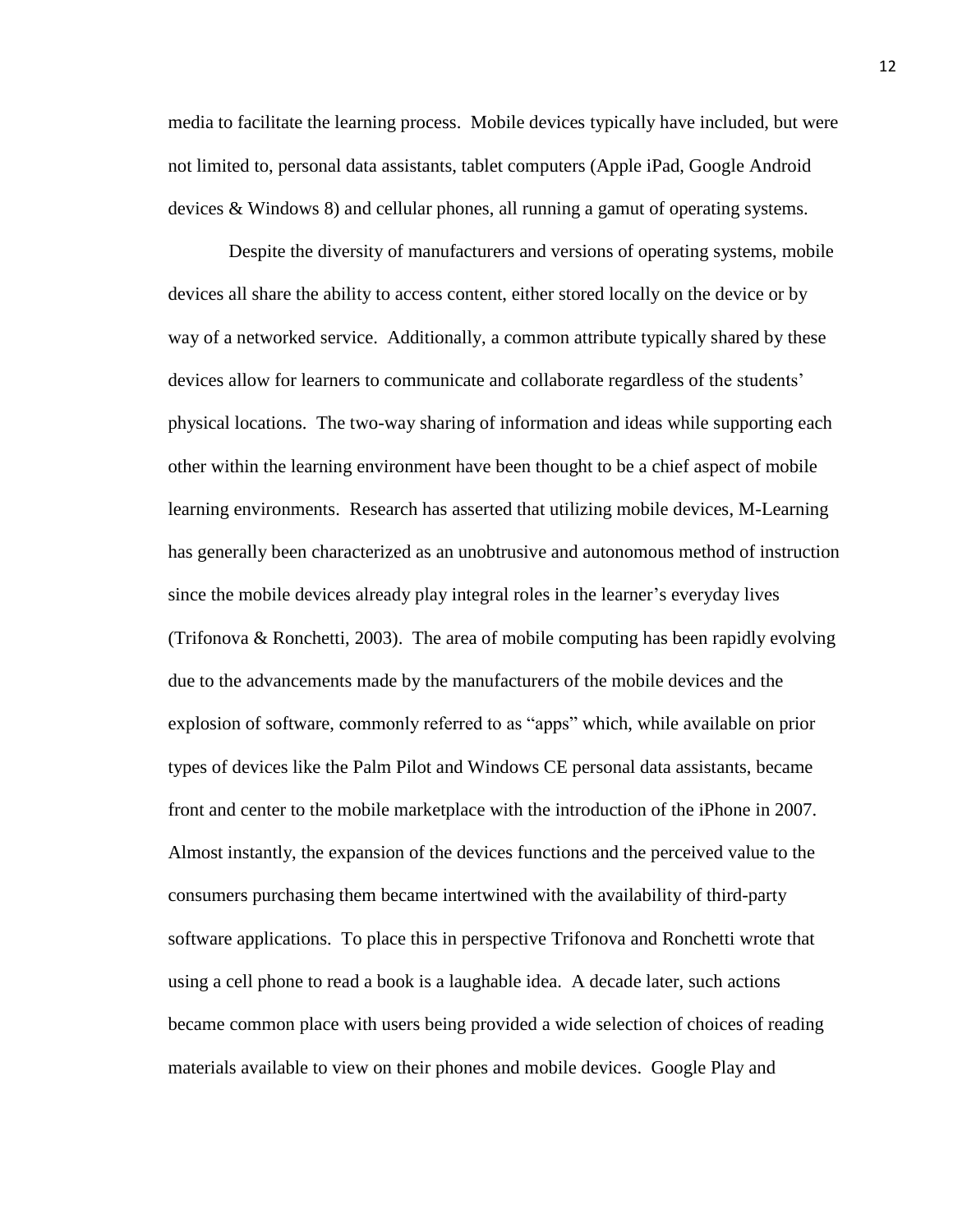media to facilitate the learning process. Mobile devices typically have included, but were not limited to, personal data assistants, tablet computers (Apple iPad, Google Android devices & Windows 8) and cellular phones, all running a gamut of operating systems.

Despite the diversity of manufacturers and versions of operating systems, mobile devices all share the ability to access content, either stored locally on the device or by way of a networked service. Additionally, a common attribute typically shared by these devices allow for learners to communicate and collaborate regardless of the students' physical locations. The two-way sharing of information and ideas while supporting each other within the learning environment have been thought to be a chief aspect of mobile learning environments. Research has asserted that utilizing mobile devices, M-Learning has generally been characterized as an unobtrusive and autonomous method of instruction since the mobile devices already play integral roles in the learner's everyday lives (Trifonova & Ronchetti, 2003). The area of mobile computing has been rapidly evolving due to the advancements made by the manufacturers of the mobile devices and the explosion of software, commonly referred to as "apps" which, while available on prior types of devices like the Palm Pilot and Windows CE personal data assistants, became front and center to the mobile marketplace with the introduction of the iPhone in 2007. Almost instantly, the expansion of the devices functions and the perceived value to the consumers purchasing them became intertwined with the availability of third-party software applications. To place this in perspective Trifonova and Ronchetti wrote that using a cell phone to read a book is a laughable idea. A decade later, such actions became common place with users being provided a wide selection of choices of reading materials available to view on their phones and mobile devices. Google Play and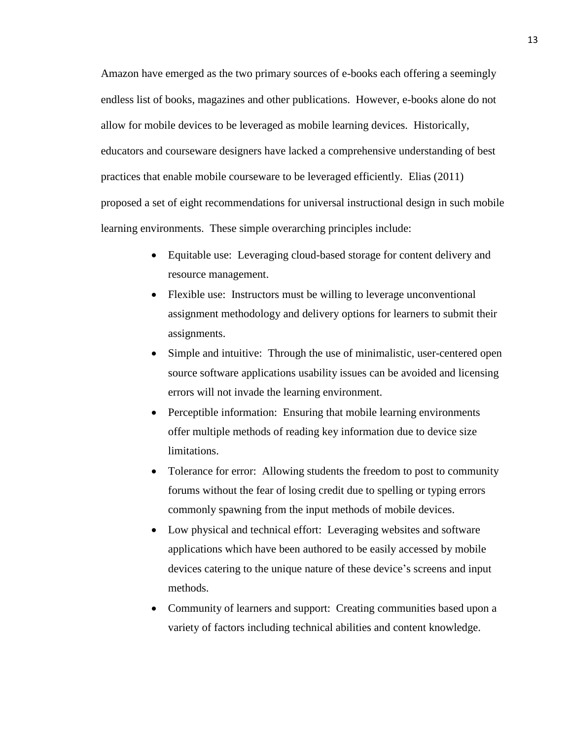Amazon have emerged as the two primary sources of e-books each offering a seemingly endless list of books, magazines and other publications. However, e-books alone do not allow for mobile devices to be leveraged as mobile learning devices. Historically, educators and courseware designers have lacked a comprehensive understanding of best practices that enable mobile courseware to be leveraged efficiently. Elias (2011) proposed a set of eight recommendations for universal instructional design in such mobile learning environments. These simple overarching principles include:

- Equitable use: Leveraging cloud-based storage for content delivery and resource management.
- Flexible use: Instructors must be willing to leverage unconventional assignment methodology and delivery options for learners to submit their assignments.
- Simple and intuitive: Through the use of minimalistic, user-centered open source software applications usability issues can be avoided and licensing errors will not invade the learning environment.
- Perceptible information: Ensuring that mobile learning environments offer multiple methods of reading key information due to device size limitations.
- Tolerance for error: Allowing students the freedom to post to community forums without the fear of losing credit due to spelling or typing errors commonly spawning from the input methods of mobile devices.
- Low physical and technical effort: Leveraging websites and software applications which have been authored to be easily accessed by mobile devices catering to the unique nature of these device's screens and input methods.
- Community of learners and support: Creating communities based upon a variety of factors including technical abilities and content knowledge.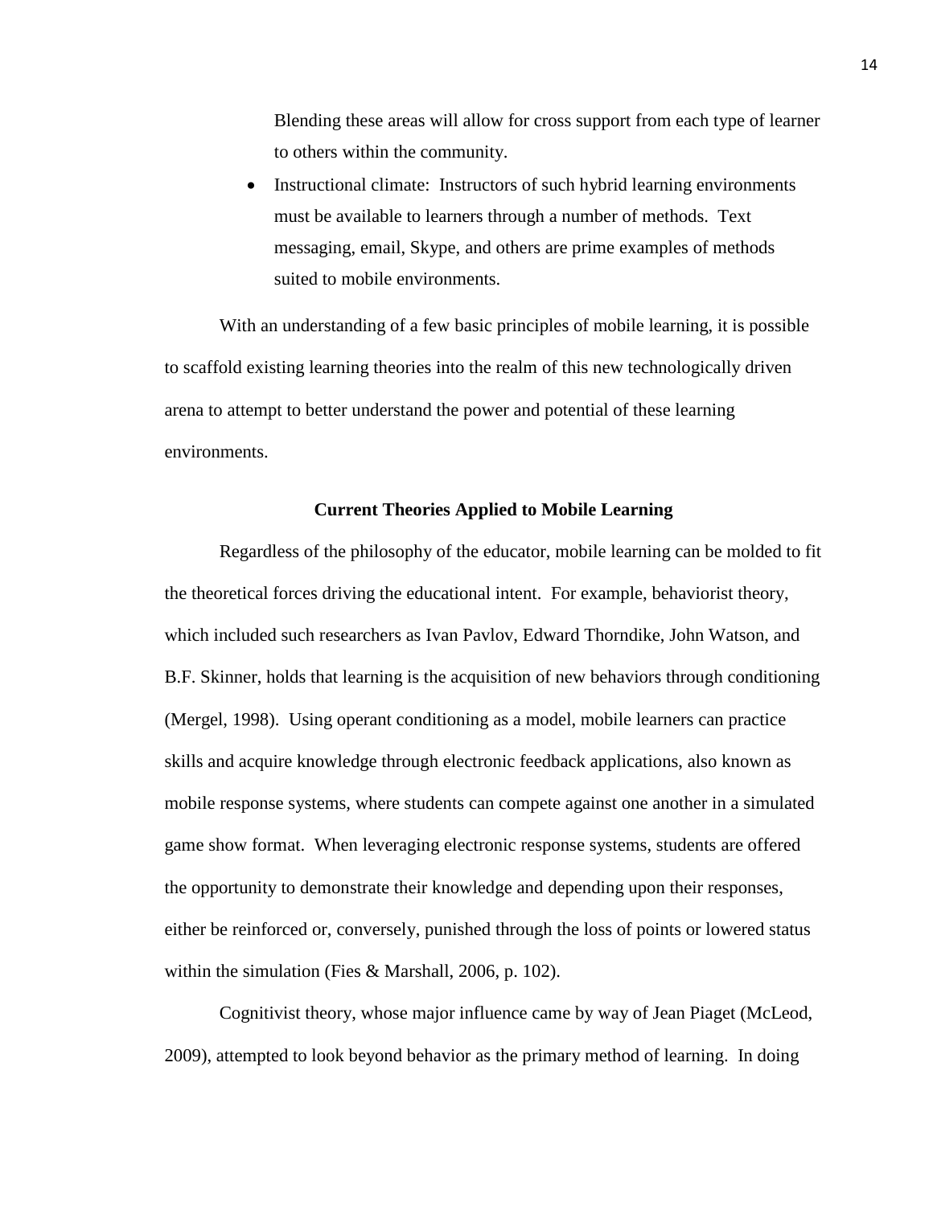Blending these areas will allow for cross support from each type of learner to others within the community.

- Instructional climate: Instructors of such hybrid learning environments must be available to learners through a number of methods. Text messaging, email, Skype, and others are prime examples of methods suited to mobile environments.

With an understanding of a few basic principles of mobile learning, it is possible to scaffold existing learning theories into the realm of this new technologically driven arena to attempt to better understand the power and potential of these learning environments.

## Current Theories Applied to Mobile Learning

Regardless of the philosophy of the educator, mobile learning can be molded to fit the theoretical forces driving the educational intent. For example, behaviorist theory, which included such researchers as Ivan Pavlov, Edward Thorndike, John Watson, and B.F. Skinner, holds that learning is the acquisition of new behaviors through conditioning (Mergel, 1998). Using operant conditioning as a model, mobile learners can practice skills and acquire knowledge through electronic feedback applications, also known as mobile response systems, where students can compete against one another in a simulated game show format. When leveraging electronic response systems, students are offered the opportunity to demonstrate their knowledge and depending upon their responses, either be reinforced or, conversely, punished through the loss of points or lowered status within the simulation (Fies & Marshall, 2006, p. 102).

Cognitivist theory, whose major influence came by way of Jean Piaget (McLeod, 2009), attempted to look beyond behavior as the primary method of learning. In doing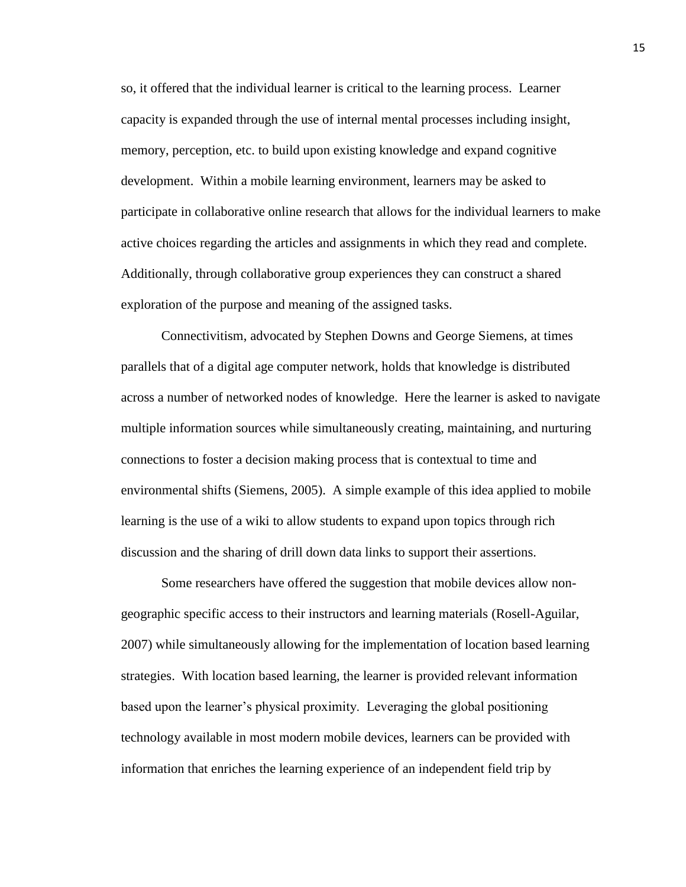so, it offered that the individual learner is critical to the learning process. Learner capacity is expanded through the use of internal mental processes including insight, memory, perception, etc. to build upon existing knowledge and expand cognitive development. Within a mobile learning environment, learners may be asked to participate in collaborative online research that allows for the individual learners to make active choices regarding the articles and assignments in which they read and complete. Additionally, through collaborative group experiences they can construct a shared exploration of the purpose and meaning of the assigned tasks.

Connectivitism, advocated by Stephen Downs and George Siemens, at times parallels that of a digital age computer network, holds that knowledge is distributed across a number of networked nodes of knowledge. Here the learner is asked to navigate multiple information sources while simultaneously creating, maintaining, and nurturing connections to foster a decision making process that is contextual to time and environmental shifts (Siemens, 2005). A simple example of this idea applied to mobile learning is the use of a wiki to allow students to expand upon topics through rich discussion and the sharing of drill down data links to support their assertions.

Some researchers have offered the suggestion that mobile devices allow non-geographic specific access to their instructors and learning materials (Rosell-Aguilar, 2007) while simultaneously allowing for the implementation of location based learning strategies. With location based learning, the learner is provided relevant information based upon the learner's physical proximity. Leveraging the global positioning technology available in most modern mobile devices, learners can be provided with information that enriches the learning experience of an independent field trip by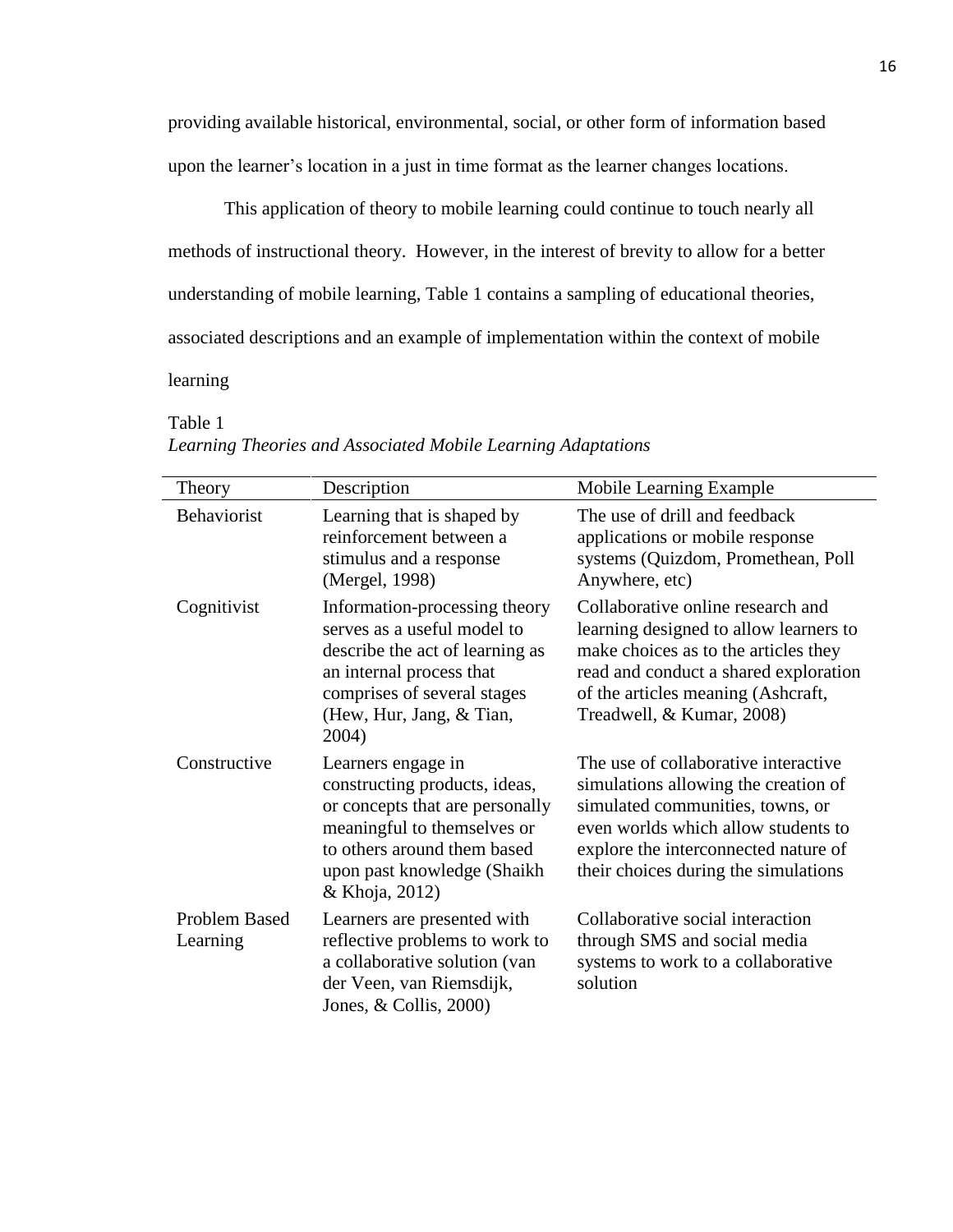providing available historical, environmental, social, or other form of information based upon the learner's location in a just in time format as the learner changes locations.

This application of theory to mobile learning could continue to touch nearly all methods of instructional theory. However, in the interest of brevity to allow for a better understanding of mobile learning, Table 1 contains a sampling of educational theories, associated descriptions and an example of implementation within the context of mobile learning

Table 1
*Learning Theories and Associated Mobile Learning Adaptations*

| Theory | Description | Mobile Learning Example |
|---|---|---|
| Behaviorist | Learning that is shaped by reinforcement between a stimulus and a response (Mergel, 1998) | The use of drill and feedback applications or mobile response systems (Quizdom, Promethean, Poll Anywhere, etc) |
| Cognitivist | Information-processing theory serves as a useful model to describe the act of learning as an internal process that comprises of several stages (Hew, Hur, Jang, & Tian, 2004) | Collaborative online research and learning designed to allow learners to make choices as to the articles they read and conduct a shared exploration of the articles meaning (Ashcraft, Treadwell, & Kumar, 2008) |
| Constructive | Learners engage in constructing products, ideas, or concepts that are personally meaningful to themselves or to others around them based upon past knowledge (Shaikh & Khoja, 2012) | The use of collaborative interactive simulations allowing the creation of simulated communities, towns, or even worlds which allow students to explore the interconnected nature of their choices during the simulations |
| Problem Based Learning | Learners are presented with reflective problems to work to a collaborative solution (van der Veen, van Riemsdijk, Jones, & Collis, 2000) | Collaborative social interaction through SMS and social media systems to work to a collaborative solution |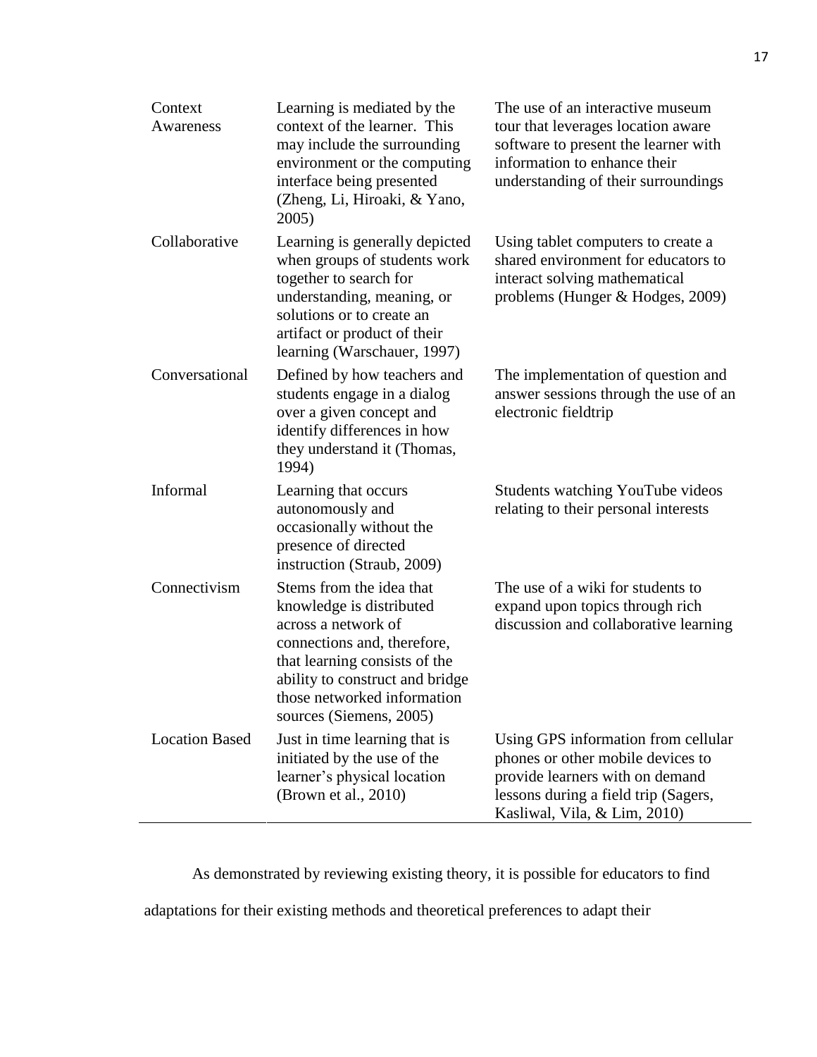| | | |
|---|---|---|
| Context Awareness | Learning is mediated by the context of the learner. This may include the surrounding environment or the computing interface being presented (Zheng, Li, Hiroaki, & Yano, 2005) | The use of an interactive museum tour that leverages location aware software to present the learner with information to enhance their understanding of their surroundings |
| Collaborative | Learning is generally depicted when groups of students work together to search for understanding, meaning, or solutions or to create an artifact or product of their learning (Warschauer, 1997) | Using tablet computers to create a shared environment for educators to interact solving mathematical problems (Hunger & Hodges, 2009) |
| Conversational | Defined by how teachers and students engage in a dialog over a given concept and identify differences in how they understand it (Thomas, 1994) | The implementation of question and answer sessions through the use of an electronic fieldtrip |
| Informal | Learning that occurs autonomously and occasionally without the presence of directed instruction (Straub, 2009) | Students watching YouTube videos relating to their personal interests |
| Connectivism | Stems from the idea that knowledge is distributed across a network of connections and, therefore, that learning consists of the ability to construct and bridge those networked information sources (Siemens, 2005) | The use of a wiki for students to expand upon topics through rich discussion and collaborative learning |
| Location Based | Just in time learning that is initiated by the use of the learner's physical location (Brown et al., 2010) | Using GPS information from cellular phones or other mobile devices to provide learners with on demand lessons during a field trip (Sagers, Kasliwal, Vila, & Lim, 2010) |

As demonstrated by reviewing existing theory, it is possible for educators to find adaptations for their existing methods and theoretical preferences to adapt their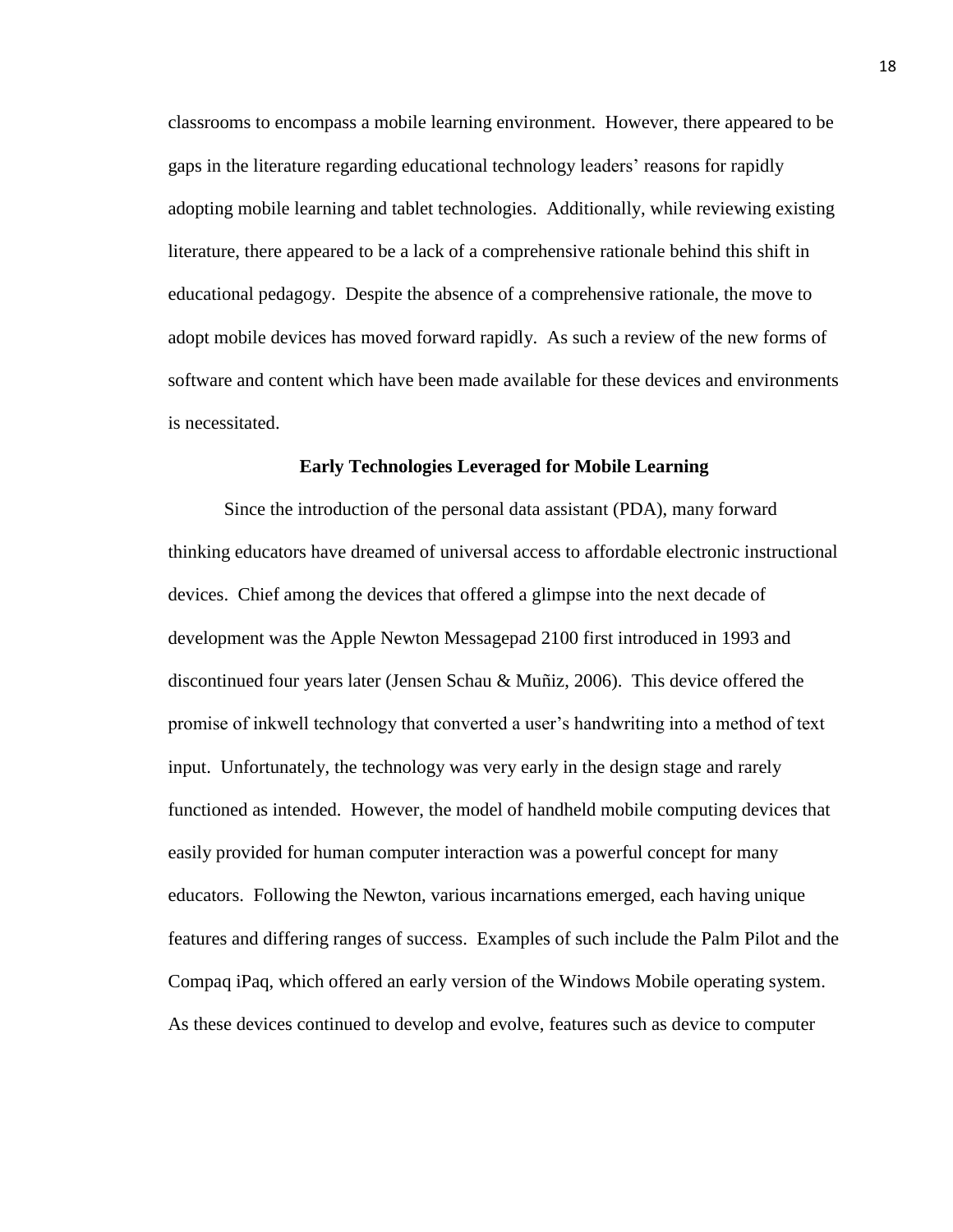classrooms to encompass a mobile learning environment. However, there appeared to be gaps in the literature regarding educational technology leaders' reasons for rapidly adopting mobile learning and tablet technologies. Additionally, while reviewing existing literature, there appeared to be a lack of a comprehensive rationale behind this shift in educational pedagogy. Despite the absence of a comprehensive rationale, the move to adopt mobile devices has moved forward rapidly. As such a review of the new forms of software and content which have been made available for these devices and environments is necessitated.

## Early Technologies Leveraged for Mobile Learning

Since the introduction of the personal data assistant (PDA), many forward thinking educators have dreamed of universal access to affordable electronic instructional devices. Chief among the devices that offered a glimpse into the next decade of development was the Apple Newton Messagepad 2100 first introduced in 1993 and discontinued four years later (Jensen Schau & Muñiz, 2006). This device offered the promise of inkwell technology that converted a user's handwriting into a method of text input. Unfortunately, the technology was very early in the design stage and rarely functioned as intended. However, the model of handheld mobile computing devices that easily provided for human computer interaction was a powerful concept for many educators. Following the Newton, various incarnations emerged, each having unique features and differing ranges of success. Examples of such include the Palm Pilot and the Compaq iPaq, which offered an early version of the Windows Mobile operating system. As these devices continued to develop and evolve, features such as device to computer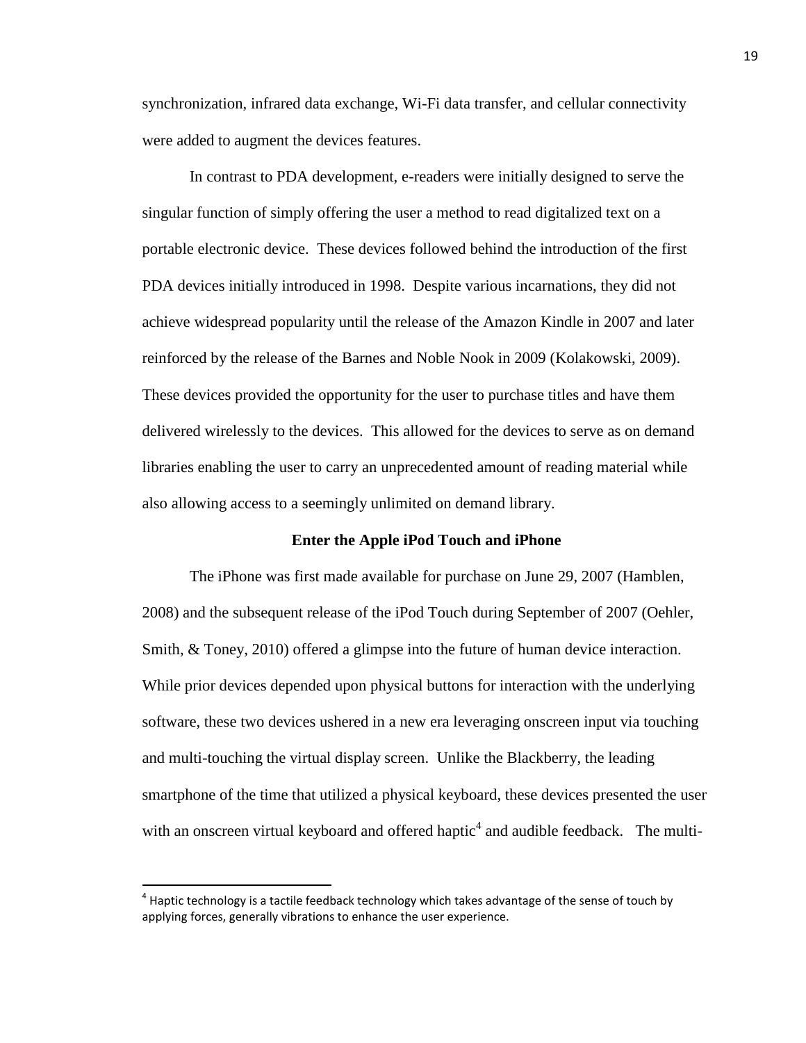synchronization, infrared data exchange, Wi-Fi data transfer, and cellular connectivity were added to augment the devices features.

In contrast to PDA development, e-readers were initially designed to serve the singular function of simply offering the user a method to read digitalized text on a portable electronic device. These devices followed behind the introduction of the first PDA devices initially introduced in 1998. Despite various incarnations, they did not achieve widespread popularity until the release of the Amazon Kindle in 2007 and later reinforced by the release of the Barnes and Noble Nook in 2009 (Kolakowski, 2009). These devices provided the opportunity for the user to purchase titles and have them delivered wirelessly to the devices. This allowed for the devices to serve as on demand libraries enabling the user to carry an unprecedented amount of reading material while also allowing access to a seemingly unlimited on demand library.

### Enter the Apple iPod Touch and iPhone

The iPhone was first made available for purchase on June 29, 2007 (Hamblen, 2008) and the subsequent release of the iPod Touch during September of 2007 (Oehler, Smith, & Toney, 2010) offered a glimpse into the future of human device interaction. While prior devices depended upon physical buttons for interaction with the underlying software, these two devices ushered in a new era leveraging onscreen input via touching and multi-touching the virtual display screen. Unlike the Blackberry, the leading smartphone of the time that utilized a physical keyboard, these devices presented the user with an onscreen virtual keyboard and offered haptic[4] and audible feedback. The multi-

[4] Haptic technology is a tactile feedback technology which takes advantage of the sense of touch by applying forces, generally vibrations to enhance the user experience.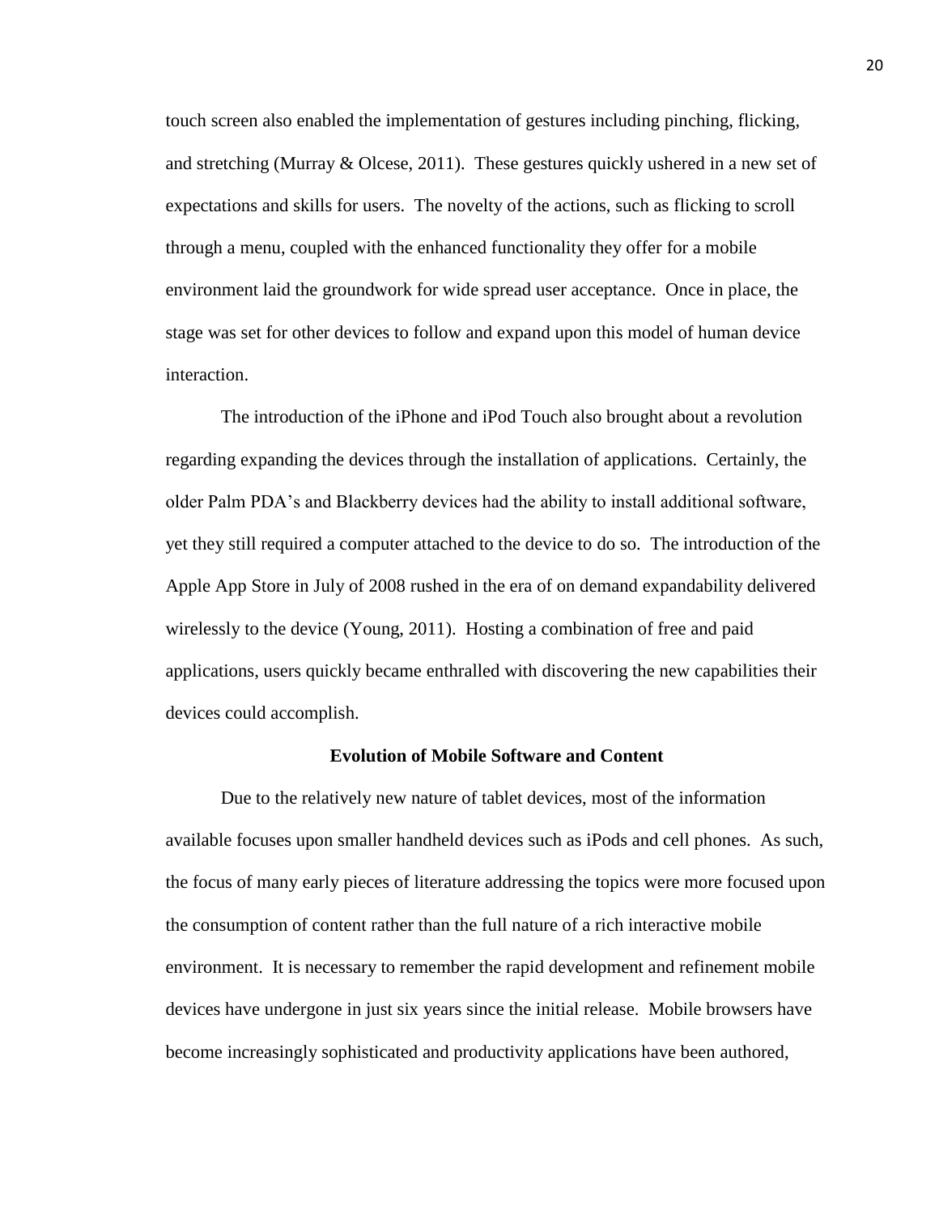touch screen also enabled the implementation of gestures including pinching, flicking, and stretching (Murray & Olcese, 2011). These gestures quickly ushered in a new set of expectations and skills for users. The novelty of the actions, such as flicking to scroll through a menu, coupled with the enhanced functionality they offer for a mobile environment laid the groundwork for wide spread user acceptance. Once in place, the stage was set for other devices to follow and expand upon this model of human device interaction.

The introduction of the iPhone and iPod Touch also brought about a revolution regarding expanding the devices through the installation of applications. Certainly, the older Palm PDA's and Blackberry devices had the ability to install additional software, yet they still required a computer attached to the device to do so. The introduction of the Apple App Store in July of 2008 rushed in the era of on demand expandability delivered wirelessly to the device (Young, 2011). Hosting a combination of free and paid applications, users quickly became enthralled with discovering the new capabilities their devices could accomplish.

## Evolution of Mobile Software and Content

Due to the relatively new nature of tablet devices, most of the information available focuses upon smaller handheld devices such as iPods and cell phones. As such, the focus of many early pieces of literature addressing the topics were more focused upon the consumption of content rather than the full nature of a rich interactive mobile environment. It is necessary to remember the rapid development and refinement mobile devices have undergone in just six years since the initial release. Mobile browsers have become increasingly sophisticated and productivity applications have been authored,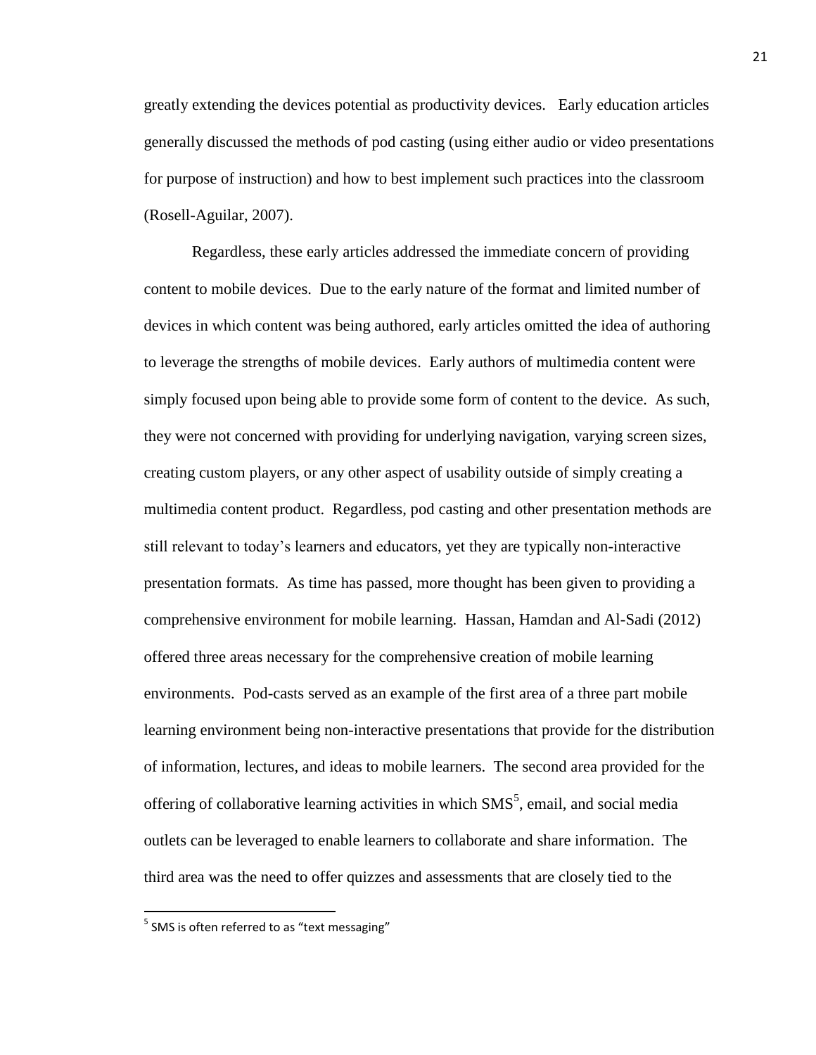greatly extending the devices potential as productivity devices.  Early education articles generally discussed the methods of pod casting (using either audio or video presentations for purpose of instruction) and how to best implement such practices into the classroom (Rosell-Aguilar, 2007).

Regardless, these early articles addressed the immediate concern of providing content to mobile devices.  Due to the early nature of the format and limited number of devices in which content was being authored, early articles omitted the idea of authoring to leverage the strengths of mobile devices.  Early authors of multimedia content were simply focused upon being able to provide some form of content to the device.  As such, they were not concerned with providing for underlying navigation, varying screen sizes, creating custom players, or any other aspect of usability outside of simply creating a multimedia content product.  Regardless, pod casting and other presentation methods are still relevant to today's learners and educators, yet they are typically non-interactive presentation formats.  As time has passed, more thought has been given to providing a comprehensive environment for mobile learning.  Hassan, Hamdan and Al-Sadi (2012) offered three areas necessary for the comprehensive creation of mobile learning environments.  Pod-casts served as an example of the first area of a three part mobile learning environment being non-interactive presentations that provide for the distribution of information, lectures, and ideas to mobile learners.  The second area provided for the offering of collaborative learning activities in which SMS[5], email, and social media outlets can be leveraged to enable learners to collaborate and share information.  The third area was the need to offer quizzes and assessments that are closely tied to the

[5] SMS is often referred to as "text messaging"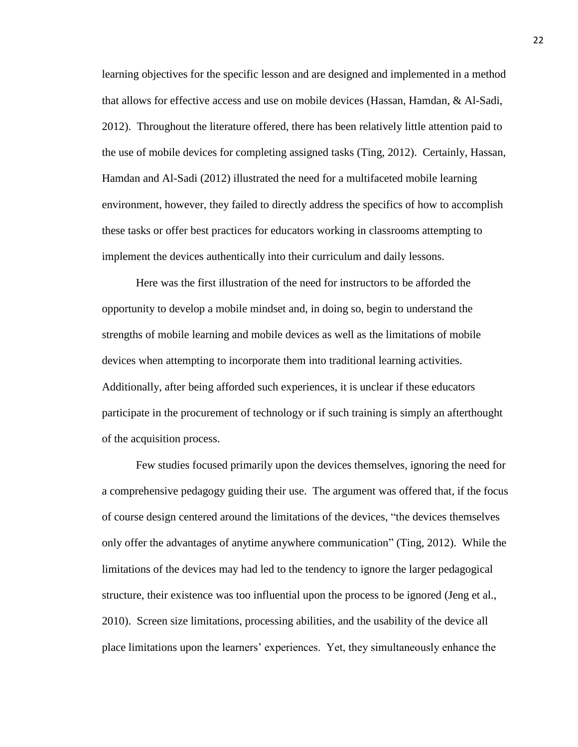learning objectives for the specific lesson and are designed and implemented in a method that allows for effective access and use on mobile devices (Hassan, Hamdan, & Al-Sadi, 2012). Throughout the literature offered, there has been relatively little attention paid to the use of mobile devices for completing assigned tasks (Ting, 2012). Certainly, Hassan, Hamdan and Al-Sadi (2012) illustrated the need for a multifaceted mobile learning environment, however, they failed to directly address the specifics of how to accomplish these tasks or offer best practices for educators working in classrooms attempting to implement the devices authentically into their curriculum and daily lessons.

Here was the first illustration of the need for instructors to be afforded the opportunity to develop a mobile mindset and, in doing so, begin to understand the strengths of mobile learning and mobile devices as well as the limitations of mobile devices when attempting to incorporate them into traditional learning activities. Additionally, after being afforded such experiences, it is unclear if these educators participate in the procurement of technology or if such training is simply an afterthought of the acquisition process.

Few studies focused primarily upon the devices themselves, ignoring the need for a comprehensive pedagogy guiding their use. The argument was offered that, if the focus of course design centered around the limitations of the devices, "the devices themselves only offer the advantages of anytime anywhere communication" (Ting, 2012). While the limitations of the devices may had led to the tendency to ignore the larger pedagogical structure, their existence was too influential upon the process to be ignored (Jeng et al., 2010). Screen size limitations, processing abilities, and the usability of the device all place limitations upon the learners' experiences. Yet, they simultaneously enhance the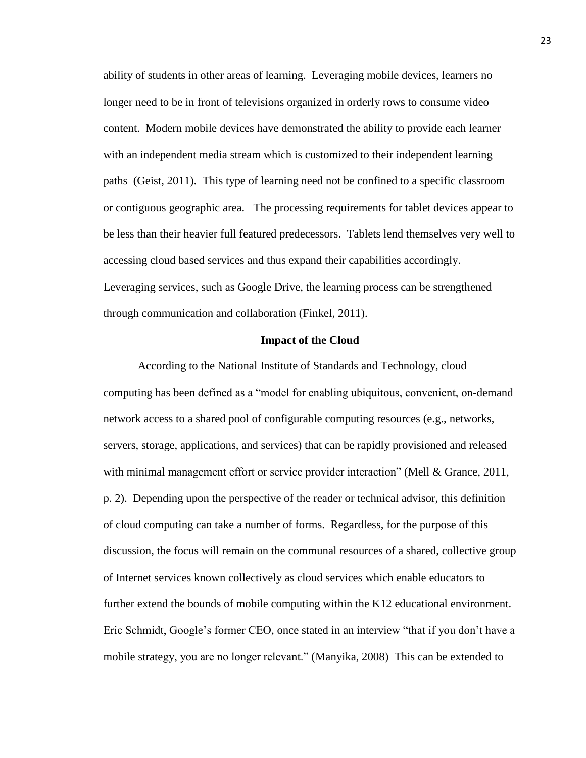ability of students in other areas of learning. Leveraging mobile devices, learners no longer need to be in front of televisions organized in orderly rows to consume video content. Modern mobile devices have demonstrated the ability to provide each learner with an independent media stream which is customized to their independent learning paths (Geist, 2011). This type of learning need not be confined to a specific classroom or contiguous geographic area. The processing requirements for tablet devices appear to be less than their heavier full featured predecessors. Tablets lend themselves very well to accessing cloud based services and thus expand their capabilities accordingly. Leveraging services, such as Google Drive, the learning process can be strengthened through communication and collaboration (Finkel, 2011).

## Impact of the Cloud

According to the National Institute of Standards and Technology, cloud computing has been defined as a "model for enabling ubiquitous, convenient, on-demand network access to a shared pool of configurable computing resources (e.g., networks, servers, storage, applications, and services) that can be rapidly provisioned and released with minimal management effort or service provider interaction" (Mell & Grance, 2011, p. 2). Depending upon the perspective of the reader or technical advisor, this definition of cloud computing can take a number of forms. Regardless, for the purpose of this discussion, the focus will remain on the communal resources of a shared, collective group of Internet services known collectively as cloud services which enable educators to further extend the bounds of mobile computing within the K12 educational environment. Eric Schmidt, Google's former CEO, once stated in an interview "that if you don't have a mobile strategy, you are no longer relevant." (Manyika, 2008) This can be extended to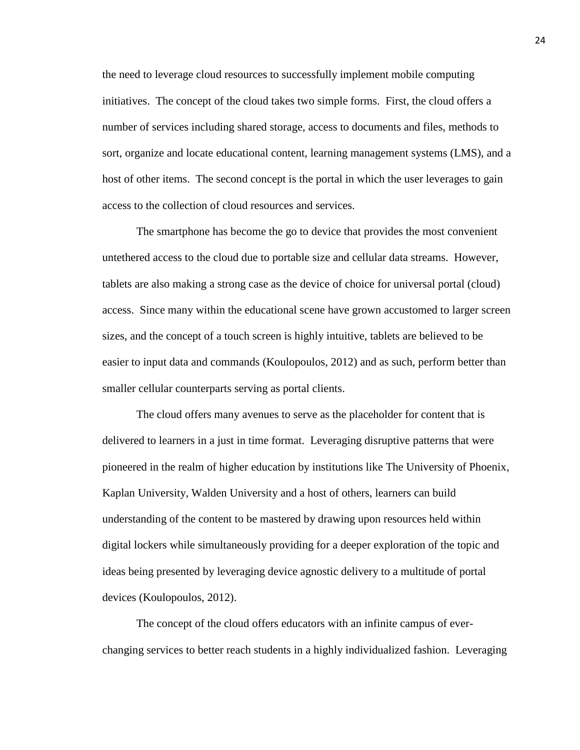the need to leverage cloud resources to successfully implement mobile computing initiatives. The concept of the cloud takes two simple forms. First, the cloud offers a number of services including shared storage, access to documents and files, methods to sort, organize and locate educational content, learning management systems (LMS), and a host of other items. The second concept is the portal in which the user leverages to gain access to the collection of cloud resources and services.

The smartphone has become the go to device that provides the most convenient untethered access to the cloud due to portable size and cellular data streams. However, tablets are also making a strong case as the device of choice for universal portal (cloud) access. Since many within the educational scene have grown accustomed to larger screen sizes, and the concept of a touch screen is highly intuitive, tablets are believed to be easier to input data and commands (Koulopoulos, 2012) and as such, perform better than smaller cellular counterparts serving as portal clients.

The cloud offers many avenues to serve as the placeholder for content that is delivered to learners in a just in time format. Leveraging disruptive patterns that were pioneered in the realm of higher education by institutions like The University of Phoenix, Kaplan University, Walden University and a host of others, learners can build understanding of the content to be mastered by drawing upon resources held within digital lockers while simultaneously providing for a deeper exploration of the topic and ideas being presented by leveraging device agnostic delivery to a multitude of portal devices (Koulopoulos, 2012).

The concept of the cloud offers educators with an infinite campus of ever-changing services to better reach students in a highly individualized fashion. Leveraging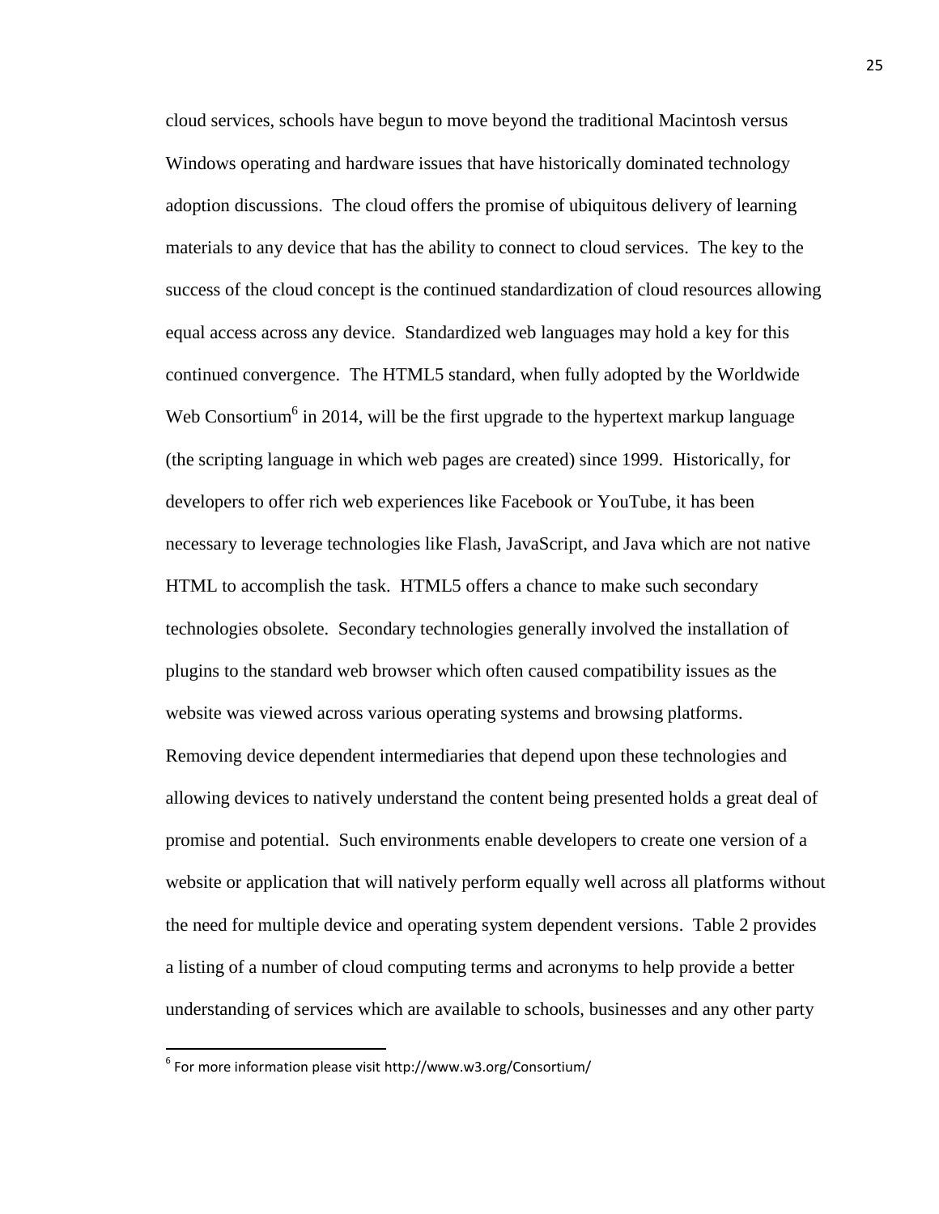cloud services, schools have begun to move beyond the traditional Macintosh versus Windows operating and hardware issues that have historically dominated technology adoption discussions. The cloud offers the promise of ubiquitous delivery of learning materials to any device that has the ability to connect to cloud services. The key to the success of the cloud concept is the continued standardization of cloud resources allowing equal access across any device. Standardized web languages may hold a key for this continued convergence. The HTML5 standard, when fully adopted by the Worldwide Web Consortium[6] in 2014, will be the first upgrade to the hypertext markup language (the scripting language in which web pages are created) since 1999. Historically, for developers to offer rich web experiences like Facebook or YouTube, it has been necessary to leverage technologies like Flash, JavaScript, and Java which are not native HTML to accomplish the task. HTML5 offers a chance to make such secondary technologies obsolete. Secondary technologies generally involved the installation of plugins to the standard web browser which often caused compatibility issues as the website was viewed across various operating systems and browsing platforms. Removing device dependent intermediaries that depend upon these technologies and allowing devices to natively understand the content being presented holds a great deal of promise and potential. Such environments enable developers to create one version of a website or application that will natively perform equally well across all platforms without the need for multiple device and operating system dependent versions. Table 2 provides a listing of a number of cloud computing terms and acronyms to help provide a better understanding of services which are available to schools, businesses and any other party

[6] For more information please visit http://www.w3.org/Consortium/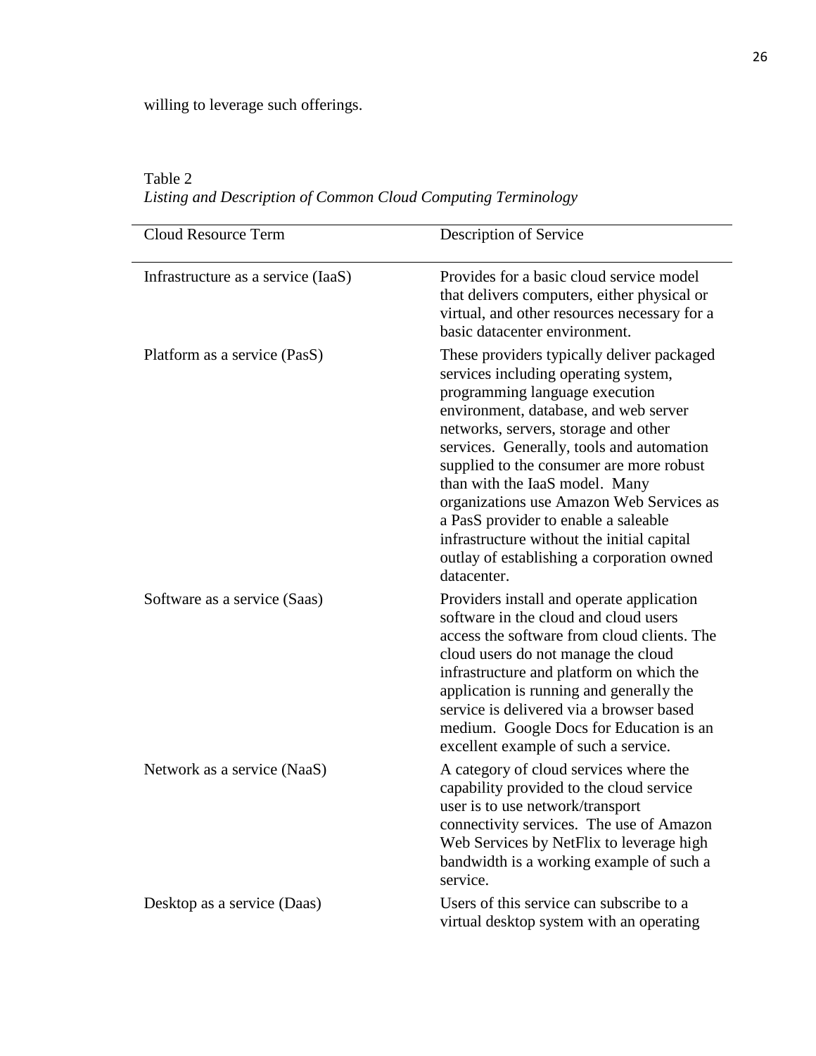willing to leverage such offerings.

Table 2
*Listing and Description of Common Cloud Computing Terminology*

| Cloud Resource Term | Description of Service |
|---|---|
| Infrastructure as a service (IaaS) | Provides for a basic cloud service model that delivers computers, either physical or virtual, and other resources necessary for a basic datacenter environment. |
| Platform as a service (PasS) | These providers typically deliver packaged services including operating system, programming language execution environment, database, and web server networks, servers, storage and other services. Generally, tools and automation supplied to the consumer are more robust than with the IaaS model. Many organizations use Amazon Web Services as a PasS provider to enable a saleable infrastructure without the initial capital outlay of establishing a corporation owned datacenter. |
| Software as a service (Saas) | Providers install and operate application software in the cloud and cloud users access the software from cloud clients. The cloud users do not manage the cloud infrastructure and platform on which the application is running and generally the service is delivered via a browser based medium. Google Docs for Education is an excellent example of such a service. |
| Network as a service (NaaS) | A category of cloud services where the capability provided to the cloud service user is to use network/transport connectivity services. The use of Amazon Web Services by NetFlix to leverage high bandwidth is a working example of such a service. |
| Desktop as a service (Daas) | Users of this service can subscribe to a virtual desktop system with an operating |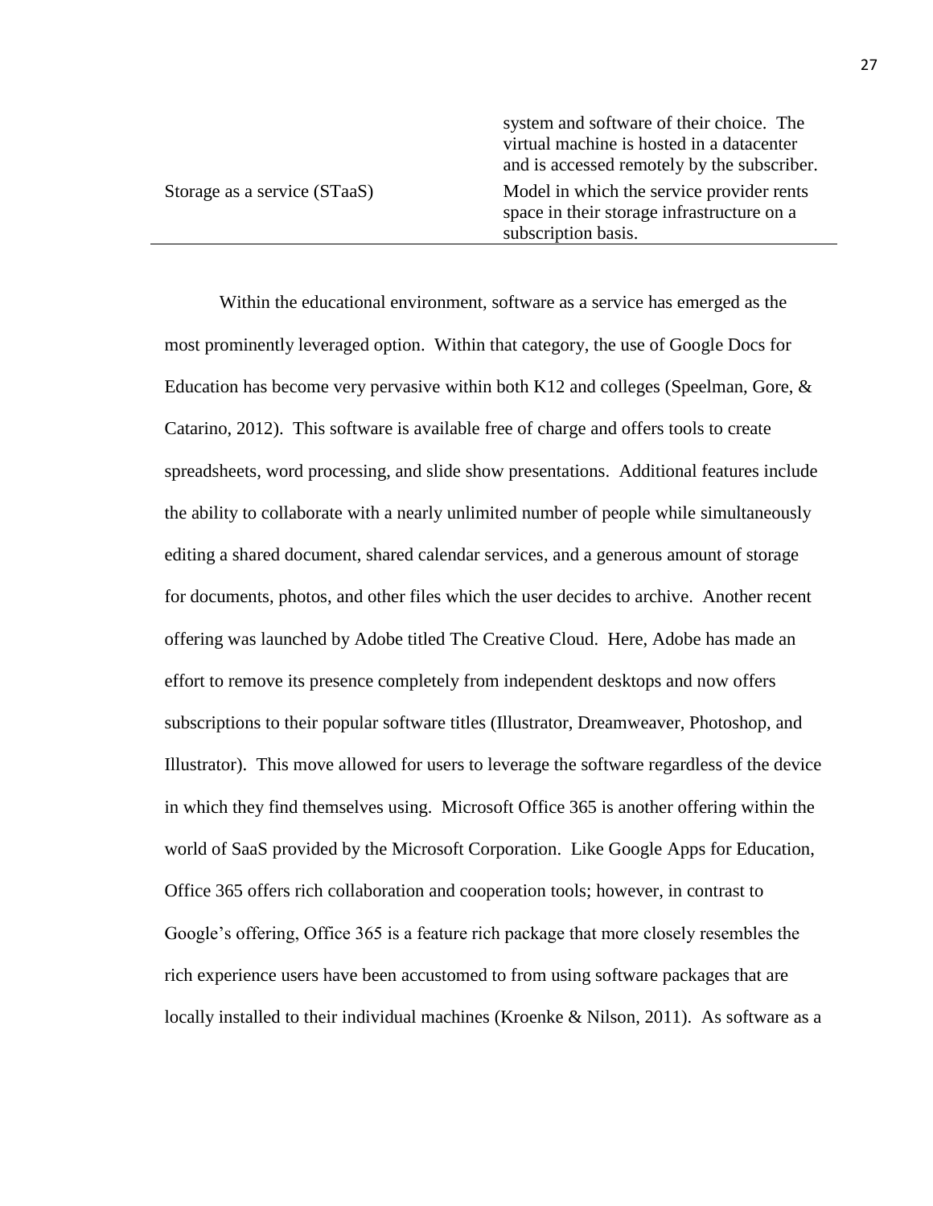| | |
|---|---|
| | system and software of their choice. The virtual machine is hosted in a datacenter and is accessed remotely by the subscriber. |
| Storage as a service (STaaS) | Model in which the service provider rents space in their storage infrastructure on a subscription basis. |

Within the educational environment, software as a service has emerged as the most prominently leveraged option. Within that category, the use of Google Docs for Education has become very pervasive within both K12 and colleges (Speelman, Gore, & Catarino, 2012). This software is available free of charge and offers tools to create spreadsheets, word processing, and slide show presentations. Additional features include the ability to collaborate with a nearly unlimited number of people while simultaneously editing a shared document, shared calendar services, and a generous amount of storage for documents, photos, and other files which the user decides to archive. Another recent offering was launched by Adobe titled The Creative Cloud. Here, Adobe has made an effort to remove its presence completely from independent desktops and now offers subscriptions to their popular software titles (Illustrator, Dreamweaver, Photoshop, and Illustrator). This move allowed for users to leverage the software regardless of the device in which they find themselves using. Microsoft Office 365 is another offering within the world of SaaS provided by the Microsoft Corporation. Like Google Apps for Education, Office 365 offers rich collaboration and cooperation tools; however, in contrast to Google's offering, Office 365 is a feature rich package that more closely resembles the rich experience users have been accustomed to from using software packages that are locally installed to their individual machines (Kroenke & Nilson, 2011). As software as a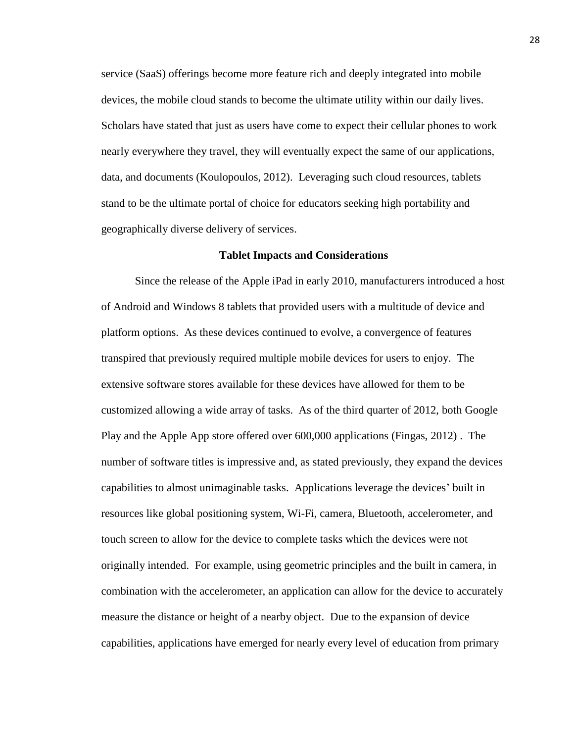service (SaaS) offerings become more feature rich and deeply integrated into mobile devices, the mobile cloud stands to become the ultimate utility within our daily lives. Scholars have stated that just as users have come to expect their cellular phones to work nearly everywhere they travel, they will eventually expect the same of our applications, data, and documents (Koulopoulos, 2012). Leveraging such cloud resources, tablets stand to be the ultimate portal of choice for educators seeking high portability and geographically diverse delivery of services.

## Tablet Impacts and Considerations

Since the release of the Apple iPad in early 2010, manufacturers introduced a host of Android and Windows 8 tablets that provided users with a multitude of device and platform options. As these devices continued to evolve, a convergence of features transpired that previously required multiple mobile devices for users to enjoy. The extensive software stores available for these devices have allowed for them to be customized allowing a wide array of tasks. As of the third quarter of 2012, both Google Play and the Apple App store offered over 600,000 applications (Fingas, 2012) . The number of software titles is impressive and, as stated previously, they expand the devices capabilities to almost unimaginable tasks. Applications leverage the devices' built in resources like global positioning system, Wi-Fi, camera, Bluetooth, accelerometer, and touch screen to allow for the device to complete tasks which the devices were not originally intended. For example, using geometric principles and the built in camera, in combination with the accelerometer, an application can allow for the device to accurately measure the distance or height of a nearby object. Due to the expansion of device capabilities, applications have emerged for nearly every level of education from primary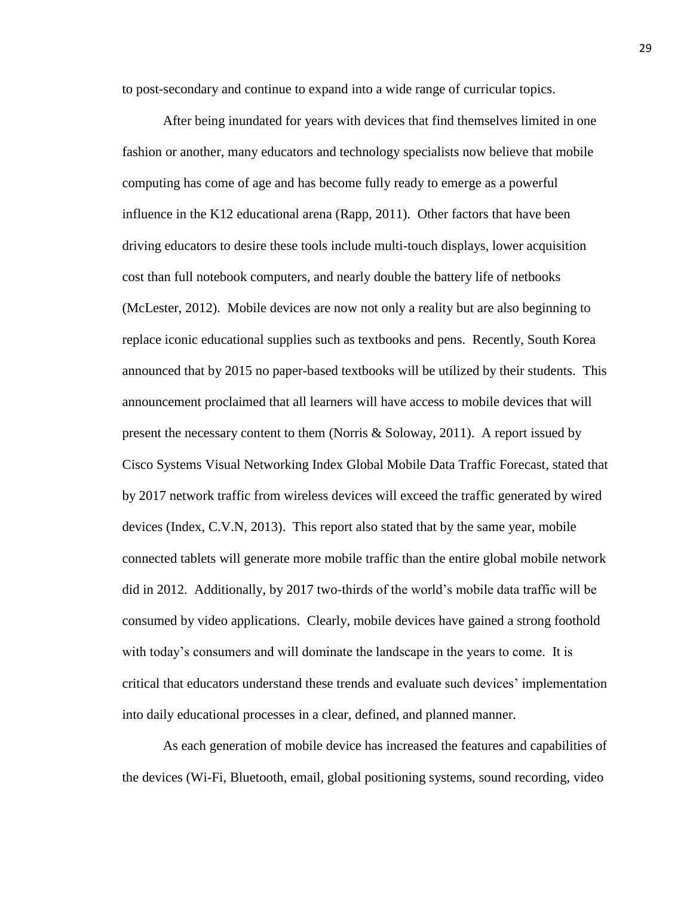to post-secondary and continue to expand into a wide range of curricular topics.

After being inundated for years with devices that find themselves limited in one fashion or another, many educators and technology specialists now believe that mobile computing has come of age and has become fully ready to emerge as a powerful influence in the K12 educational arena (Rapp, 2011). Other factors that have been driving educators to desire these tools include multi-touch displays, lower acquisition cost than full notebook computers, and nearly double the battery life of netbooks (McLester, 2012). Mobile devices are now not only a reality but are also beginning to replace iconic educational supplies such as textbooks and pens. Recently, South Korea announced that by 2015 no paper-based textbooks will be utilized by their students. This announcement proclaimed that all learners will have access to mobile devices that will present the necessary content to them (Norris & Soloway, 2011). A report issued by Cisco Systems Visual Networking Index Global Mobile Data Traffic Forecast, stated that by 2017 network traffic from wireless devices will exceed the traffic generated by wired devices (Index, C.V.N, 2013). This report also stated that by the same year, mobile connected tablets will generate more mobile traffic than the entire global mobile network did in 2012. Additionally, by 2017 two-thirds of the world's mobile data traffic will be consumed by video applications. Clearly, mobile devices have gained a strong foothold with today's consumers and will dominate the landscape in the years to come. It is critical that educators understand these trends and evaluate such devices' implementation into daily educational processes in a clear, defined, and planned manner.

As each generation of mobile device has increased the features and capabilities of the devices (Wi-Fi, Bluetooth, email, global positioning systems, sound recording, video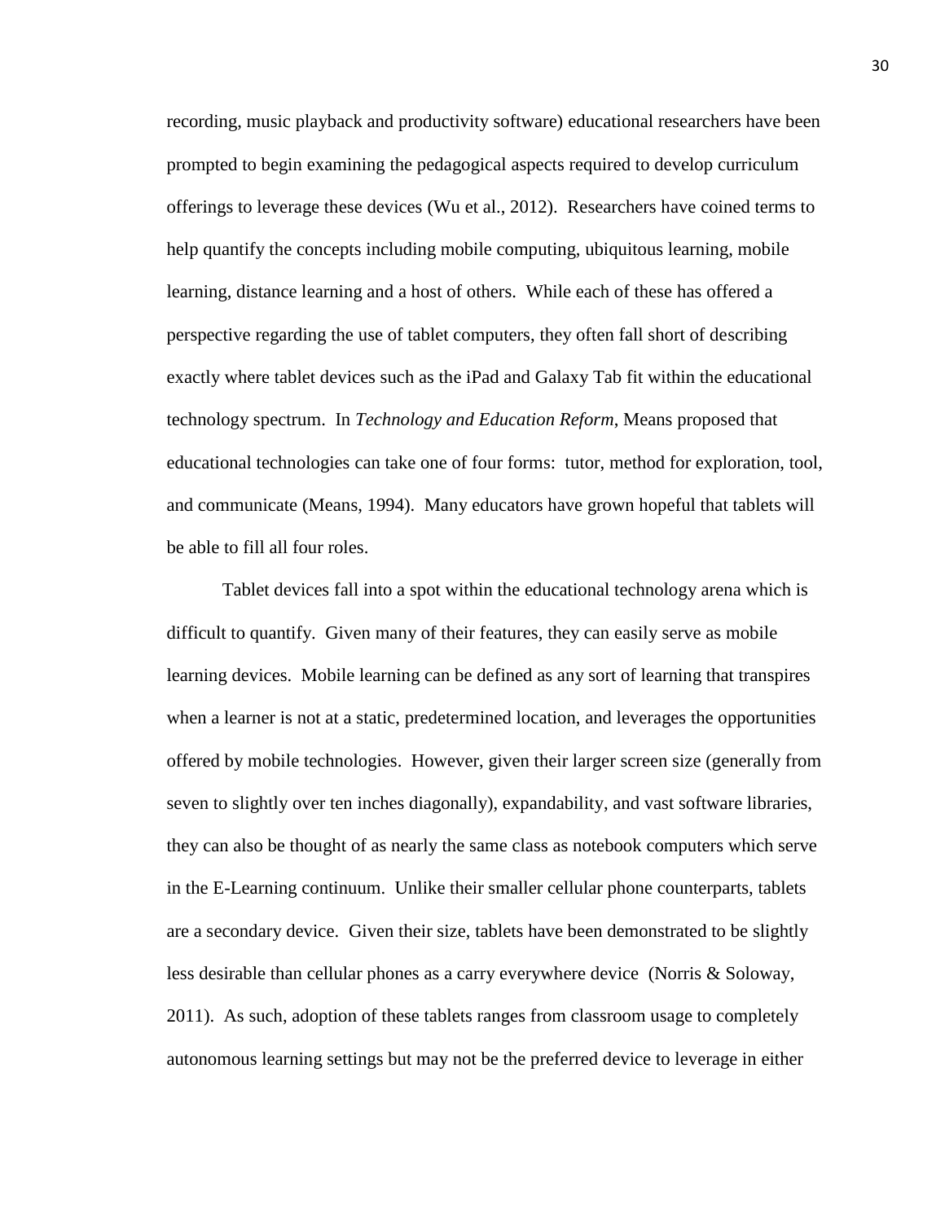recording, music playback and productivity software) educational researchers have been prompted to begin examining the pedagogical aspects required to develop curriculum offerings to leverage these devices (Wu et al., 2012). Researchers have coined terms to help quantify the concepts including mobile computing, ubiquitous learning, mobile learning, distance learning and a host of others. While each of these has offered a perspective regarding the use of tablet computers, they often fall short of describing exactly where tablet devices such as the iPad and Galaxy Tab fit within the educational technology spectrum. In *Technology and Education Reform*, Means proposed that educational technologies can take one of four forms: tutor, method for exploration, tool, and communicate (Means, 1994). Many educators have grown hopeful that tablets will be able to fill all four roles.

Tablet devices fall into a spot within the educational technology arena which is difficult to quantify. Given many of their features, they can easily serve as mobile learning devices. Mobile learning can be defined as any sort of learning that transpires when a learner is not at a static, predetermined location, and leverages the opportunities offered by mobile technologies. However, given their larger screen size (generally from seven to slightly over ten inches diagonally), expandability, and vast software libraries, they can also be thought of as nearly the same class as notebook computers which serve in the E-Learning continuum. Unlike their smaller cellular phone counterparts, tablets are a secondary device. Given their size, tablets have been demonstrated to be slightly less desirable than cellular phones as a carry everywhere device (Norris & Soloway, 2011). As such, adoption of these tablets ranges from classroom usage to completely autonomous learning settings but may not be the preferred device to leverage in either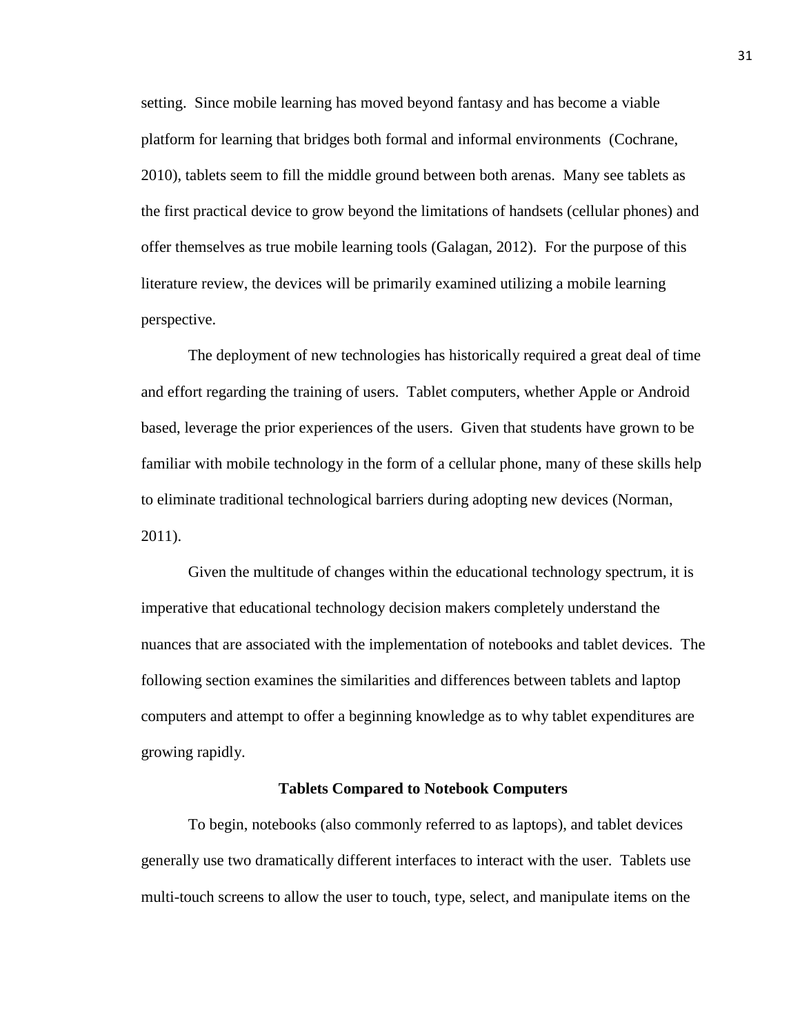setting. Since mobile learning has moved beyond fantasy and has become a viable platform for learning that bridges both formal and informal environments (Cochrane, 2010), tablets seem to fill the middle ground between both arenas. Many see tablets as the first practical device to grow beyond the limitations of handsets (cellular phones) and offer themselves as true mobile learning tools (Galagan, 2012). For the purpose of this literature review, the devices will be primarily examined utilizing a mobile learning perspective.

The deployment of new technologies has historically required a great deal of time and effort regarding the training of users. Tablet computers, whether Apple or Android based, leverage the prior experiences of the users. Given that students have grown to be familiar with mobile technology in the form of a cellular phone, many of these skills help to eliminate traditional technological barriers during adopting new devices (Norman, 2011).

Given the multitude of changes within the educational technology spectrum, it is imperative that educational technology decision makers completely understand the nuances that are associated with the implementation of notebooks and tablet devices. The following section examines the similarities and differences between tablets and laptop computers and attempt to offer a beginning knowledge as to why tablet expenditures are growing rapidly.

## Tablets Compared to Notebook Computers

To begin, notebooks (also commonly referred to as laptops), and tablet devices generally use two dramatically different interfaces to interact with the user. Tablets use multi-touch screens to allow the user to touch, type, select, and manipulate items on the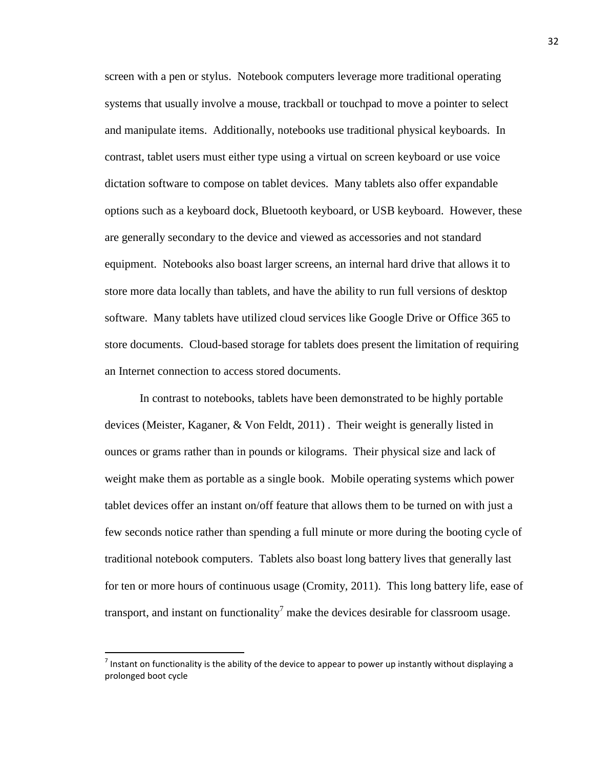screen with a pen or stylus. Notebook computers leverage more traditional operating systems that usually involve a mouse, trackball or touchpad to move a pointer to select and manipulate items. Additionally, notebooks use traditional physical keyboards. In contrast, tablet users must either type using a virtual on screen keyboard or use voice dictation software to compose on tablet devices. Many tablets also offer expandable options such as a keyboard dock, Bluetooth keyboard, or USB keyboard. However, these are generally secondary to the device and viewed as accessories and not standard equipment. Notebooks also boast larger screens, an internal hard drive that allows it to store more data locally than tablets, and have the ability to run full versions of desktop software. Many tablets have utilized cloud services like Google Drive or Office 365 to store documents. Cloud-based storage for tablets does present the limitation of requiring an Internet connection to access stored documents.

In contrast to notebooks, tablets have been demonstrated to be highly portable devices (Meister, Kaganer, & Von Feldt, 2011) . Their weight is generally listed in ounces or grams rather than in pounds or kilograms. Their physical size and lack of weight make them as portable as a single book. Mobile operating systems which power tablet devices offer an instant on/off feature that allows them to be turned on with just a few seconds notice rather than spending a full minute or more during the booting cycle of traditional notebook computers. Tablets also boast long battery lives that generally last for ten or more hours of continuous usage (Cromity, 2011). This long battery life, ease of transport, and instant on functionality[7] make the devices desirable for classroom usage.

[7] Instant on functionality is the ability of the device to appear to power up instantly without displaying a prolonged boot cycle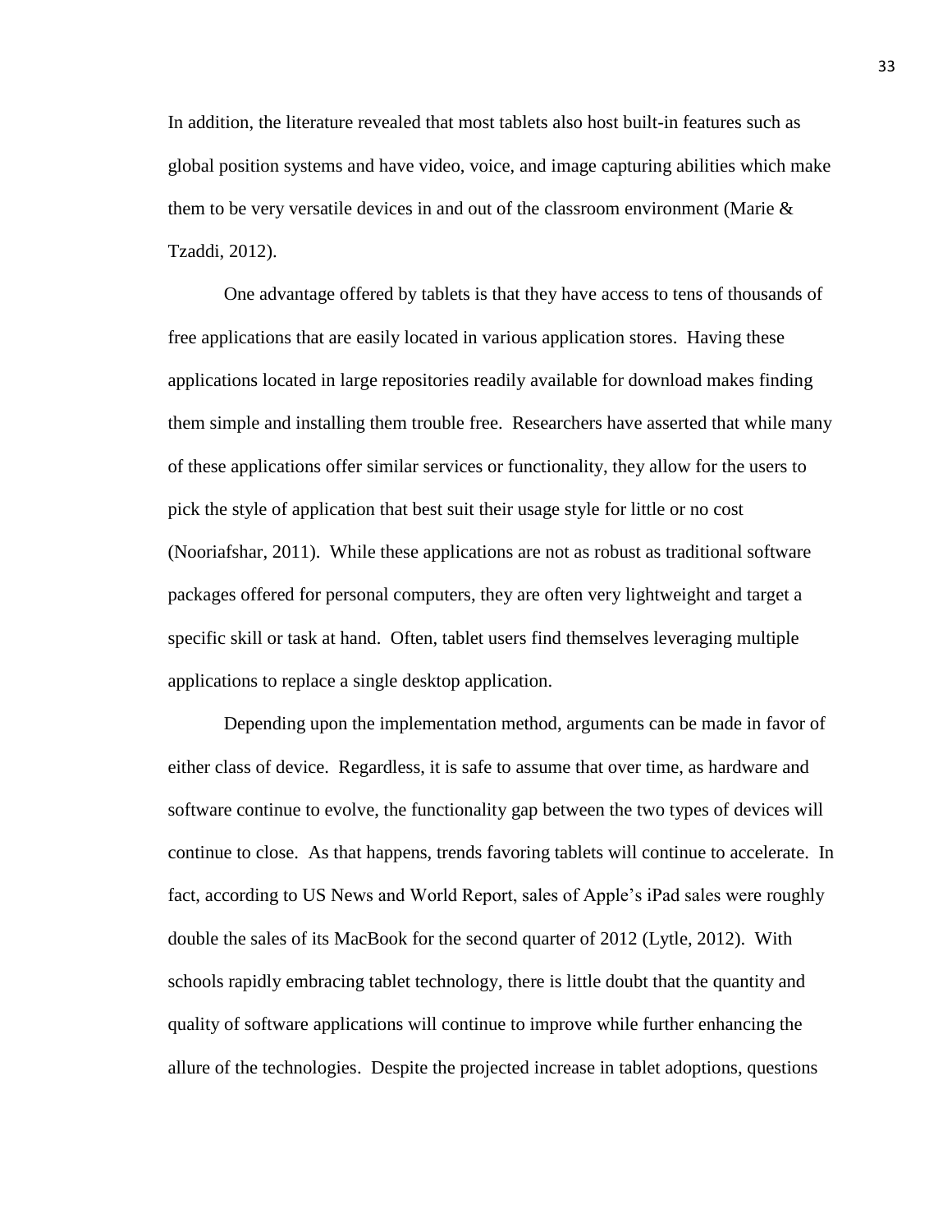In addition, the literature revealed that most tablets also host built-in features such as global position systems and have video, voice, and image capturing abilities which make them to be very versatile devices in and out of the classroom environment (Marie & Tzaddi, 2012).

One advantage offered by tablets is that they have access to tens of thousands of free applications that are easily located in various application stores. Having these applications located in large repositories readily available for download makes finding them simple and installing them trouble free. Researchers have asserted that while many of these applications offer similar services or functionality, they allow for the users to pick the style of application that best suit their usage style for little or no cost (Nooriafshar, 2011). While these applications are not as robust as traditional software packages offered for personal computers, they are often very lightweight and target a specific skill or task at hand. Often, tablet users find themselves leveraging multiple applications to replace a single desktop application.

Depending upon the implementation method, arguments can be made in favor of either class of device. Regardless, it is safe to assume that over time, as hardware and software continue to evolve, the functionality gap between the two types of devices will continue to close. As that happens, trends favoring tablets will continue to accelerate. In fact, according to US News and World Report, sales of Apple's iPad sales were roughly double the sales of its MacBook for the second quarter of 2012 (Lytle, 2012). With schools rapidly embracing tablet technology, there is little doubt that the quantity and quality of software applications will continue to improve while further enhancing the allure of the technologies. Despite the projected increase in tablet adoptions, questions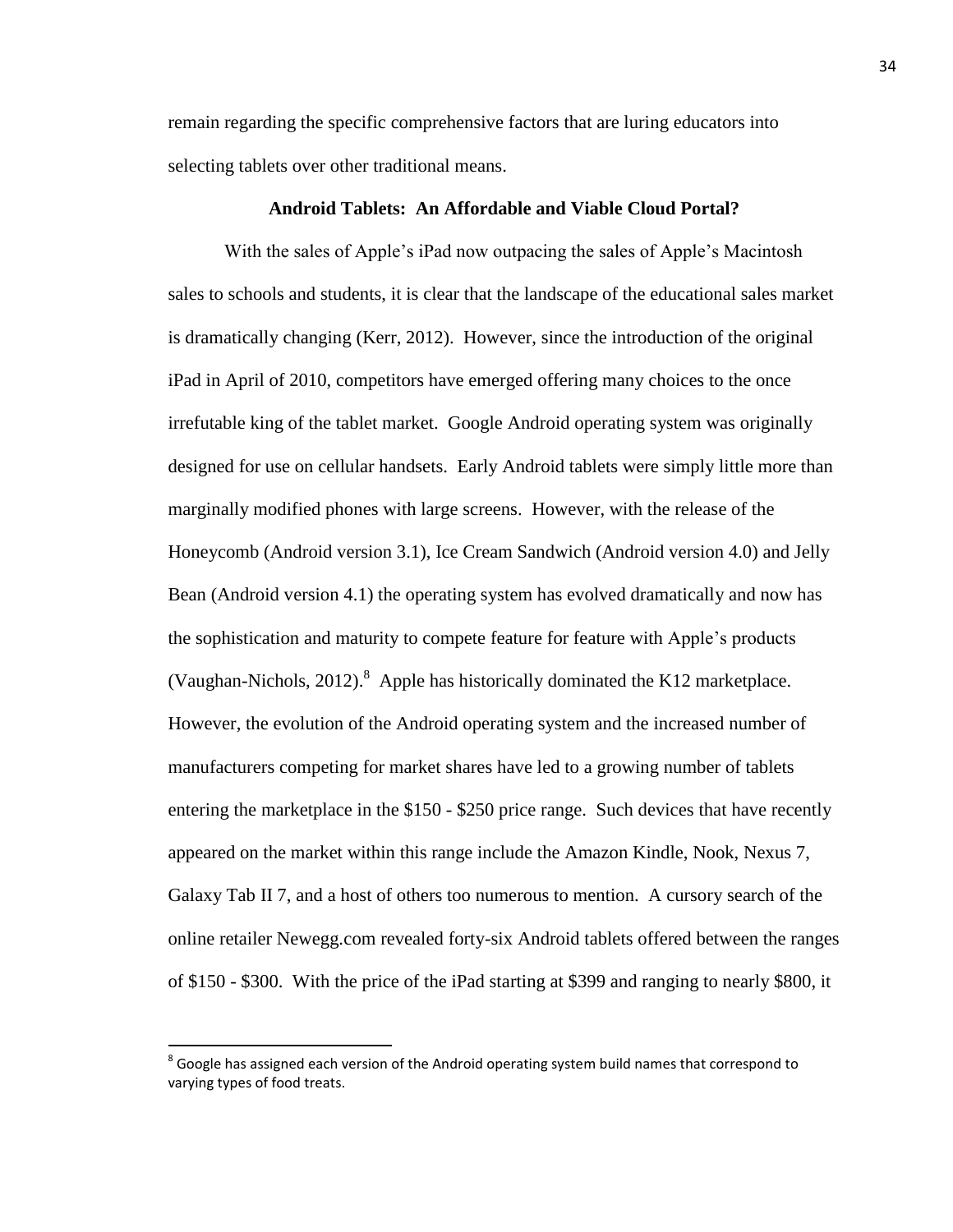remain regarding the specific comprehensive factors that are luring educators into selecting tablets over other traditional means.

## Android Tablets: An Affordable and Viable Cloud Portal?

With the sales of Apple's iPad now outpacing the sales of Apple's Macintosh sales to schools and students, it is clear that the landscape of the educational sales market is dramatically changing (Kerr, 2012). However, since the introduction of the original iPad in April of 2010, competitors have emerged offering many choices to the once irrefutable king of the tablet market. Google Android operating system was originally designed for use on cellular handsets. Early Android tablets were simply little more than marginally modified phones with large screens. However, with the release of the Honeycomb (Android version 3.1), Ice Cream Sandwich (Android version 4.0) and Jelly Bean (Android version 4.1) the operating system has evolved dramatically and now has the sophistication and maturity to compete feature for feature with Apple's products (Vaughan-Nichols, 2012).[8] Apple has historically dominated the K12 marketplace. However, the evolution of the Android operating system and the increased number of manufacturers competing for market shares have led to a growing number of tablets entering the marketplace in the $150 - $250 price range. Such devices that have recently appeared on the market within this range include the Amazon Kindle, Nook, Nexus 7, Galaxy Tab II 7, and a host of others too numerous to mention. A cursory search of the online retailer Newegg.com revealed forty-six Android tablets offered between the ranges of $150 - $300. With the price of the iPad starting at $399 and ranging to nearly $800, it

---

[8] Google has assigned each version of the Android operating system build names that correspond to varying types of food treats.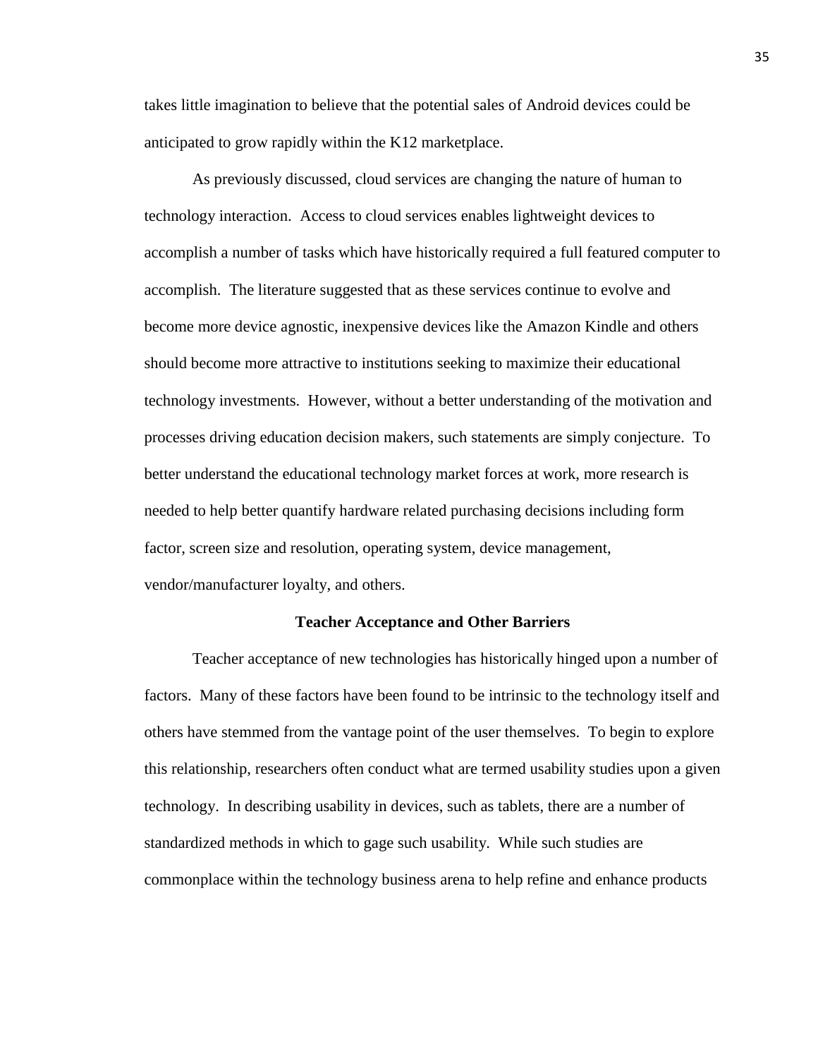takes little imagination to believe that the potential sales of Android devices could be anticipated to grow rapidly within the K12 marketplace.

As previously discussed, cloud services are changing the nature of human to technology interaction. Access to cloud services enables lightweight devices to accomplish a number of tasks which have historically required a full featured computer to accomplish. The literature suggested that as these services continue to evolve and become more device agnostic, inexpensive devices like the Amazon Kindle and others should become more attractive to institutions seeking to maximize their educational technology investments. However, without a better understanding of the motivation and processes driving education decision makers, such statements are simply conjecture. To better understand the educational technology market forces at work, more research is needed to help better quantify hardware related purchasing decisions including form factor, screen size and resolution, operating system, device management, vendor/manufacturer loyalty, and others.

## Teacher Acceptance and Other Barriers

Teacher acceptance of new technologies has historically hinged upon a number of factors. Many of these factors have been found to be intrinsic to the technology itself and others have stemmed from the vantage point of the user themselves. To begin to explore this relationship, researchers often conduct what are termed usability studies upon a given technology. In describing usability in devices, such as tablets, there are a number of standardized methods in which to gage such usability. While such studies are commonplace within the technology business arena to help refine and enhance products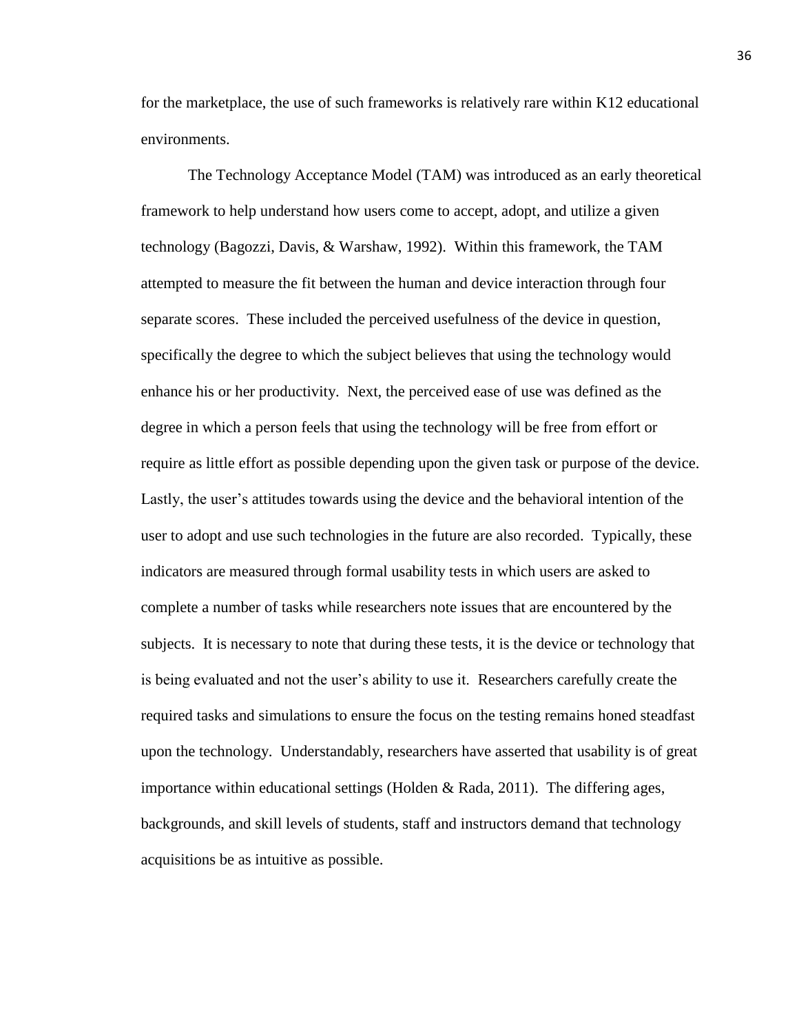for the marketplace, the use of such frameworks is relatively rare within K12 educational environments.

The Technology Acceptance Model (TAM) was introduced as an early theoretical framework to help understand how users come to accept, adopt, and utilize a given technology (Bagozzi, Davis, & Warshaw, 1992). Within this framework, the TAM attempted to measure the fit between the human and device interaction through four separate scores. These included the perceived usefulness of the device in question, specifically the degree to which the subject believes that using the technology would enhance his or her productivity. Next, the perceived ease of use was defined as the degree in which a person feels that using the technology will be free from effort or require as little effort as possible depending upon the given task or purpose of the device. Lastly, the user's attitudes towards using the device and the behavioral intention of the user to adopt and use such technologies in the future are also recorded. Typically, these indicators are measured through formal usability tests in which users are asked to complete a number of tasks while researchers note issues that are encountered by the subjects. It is necessary to note that during these tests, it is the device or technology that is being evaluated and not the user's ability to use it. Researchers carefully create the required tasks and simulations to ensure the focus on the testing remains honed steadfast upon the technology. Understandably, researchers have asserted that usability is of great importance within educational settings (Holden & Rada, 2011). The differing ages, backgrounds, and skill levels of students, staff and instructors demand that technology acquisitions be as intuitive as possible.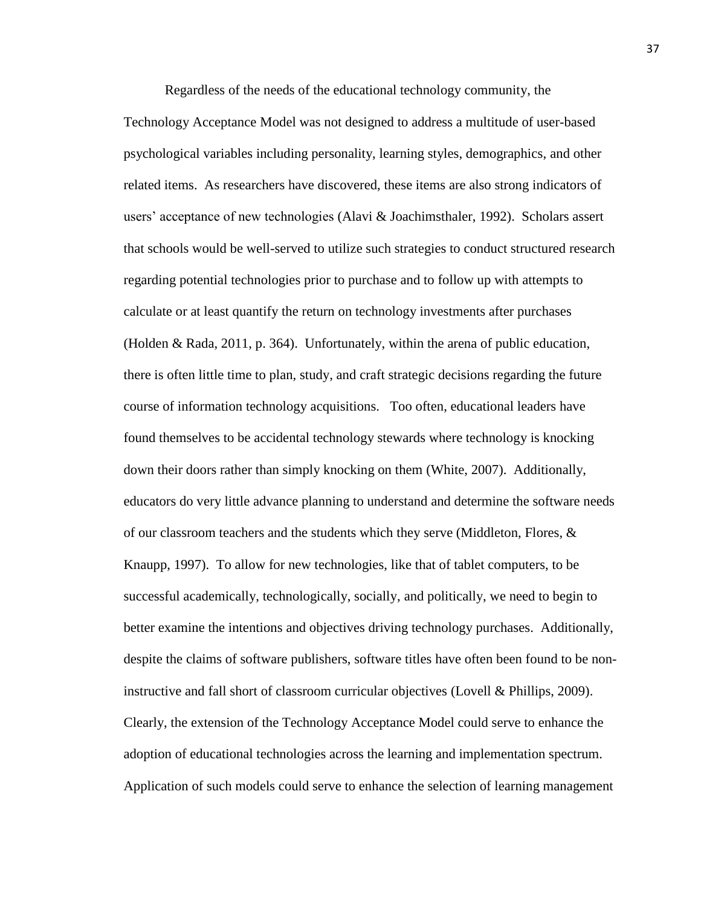Regardless of the needs of the educational technology community, the Technology Acceptance Model was not designed to address a multitude of user-based psychological variables including personality, learning styles, demographics, and other related items. As researchers have discovered, these items are also strong indicators of users' acceptance of new technologies (Alavi & Joachimsthaler, 1992). Scholars assert that schools would be well-served to utilize such strategies to conduct structured research regarding potential technologies prior to purchase and to follow up with attempts to calculate or at least quantify the return on technology investments after purchases (Holden & Rada, 2011, p. 364). Unfortunately, within the arena of public education, there is often little time to plan, study, and craft strategic decisions regarding the future course of information technology acquisitions. Too often, educational leaders have found themselves to be accidental technology stewards where technology is knocking down their doors rather than simply knocking on them (White, 2007). Additionally, educators do very little advance planning to understand and determine the software needs of our classroom teachers and the students which they serve (Middleton, Flores, & Knaupp, 1997). To allow for new technologies, like that of tablet computers, to be successful academically, technologically, socially, and politically, we need to begin to better examine the intentions and objectives driving technology purchases. Additionally, despite the claims of software publishers, software titles have often been found to be non-instructive and fall short of classroom curricular objectives (Lovell & Phillips, 2009). Clearly, the extension of the Technology Acceptance Model could serve to enhance the adoption of educational technologies across the learning and implementation spectrum. Application of such models could serve to enhance the selection of learning management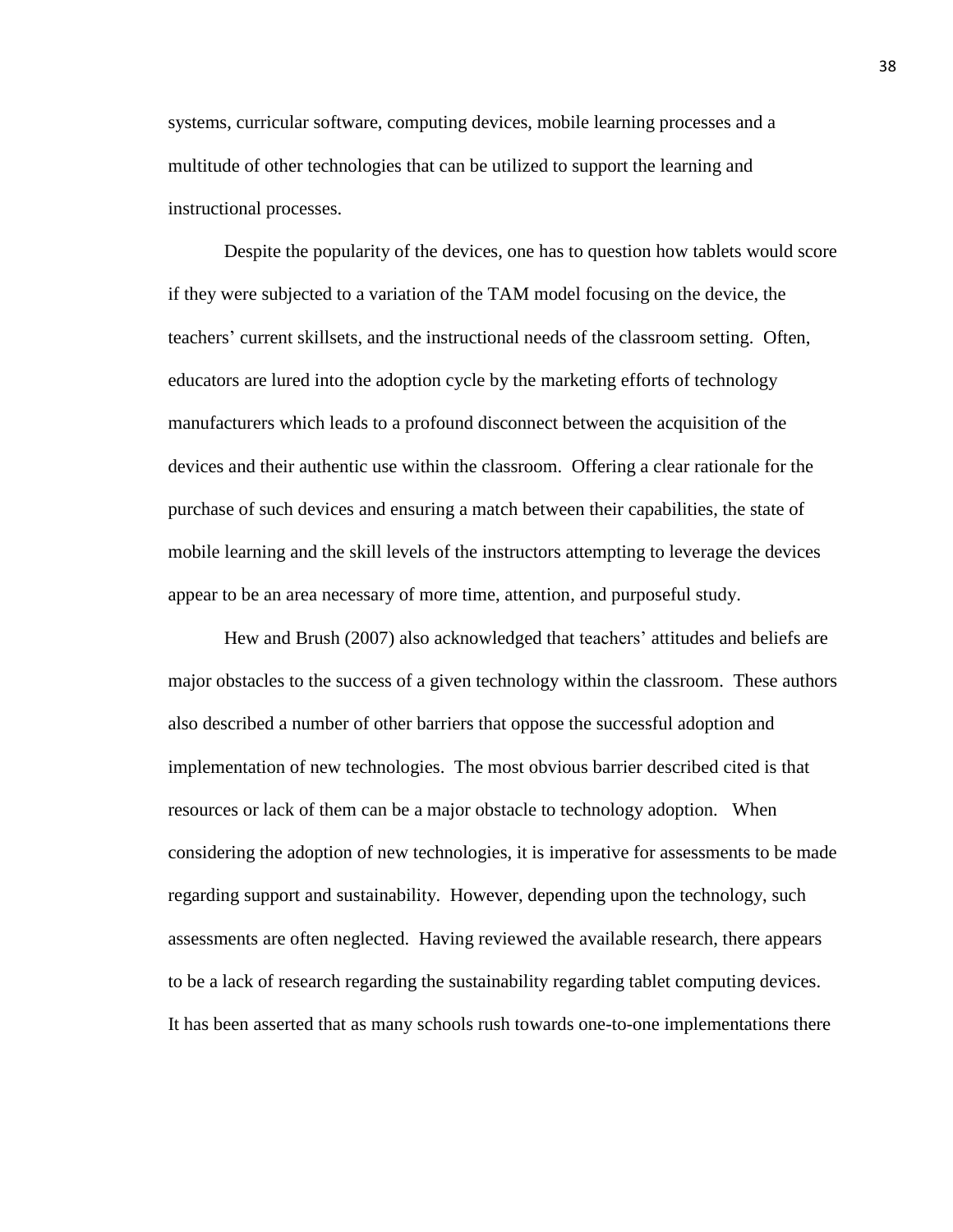systems, curricular software, computing devices, mobile learning processes and a multitude of other technologies that can be utilized to support the learning and instructional processes.

Despite the popularity of the devices, one has to question how tablets would score if they were subjected to a variation of the TAM model focusing on the device, the teachers' current skillsets, and the instructional needs of the classroom setting. Often, educators are lured into the adoption cycle by the marketing efforts of technology manufacturers which leads to a profound disconnect between the acquisition of the devices and their authentic use within the classroom. Offering a clear rationale for the purchase of such devices and ensuring a match between their capabilities, the state of mobile learning and the skill levels of the instructors attempting to leverage the devices appear to be an area necessary of more time, attention, and purposeful study.

Hew and Brush (2007) also acknowledged that teachers' attitudes and beliefs are major obstacles to the success of a given technology within the classroom. These authors also described a number of other barriers that oppose the successful adoption and implementation of new technologies. The most obvious barrier described cited is that resources or lack of them can be a major obstacle to technology adoption. When considering the adoption of new technologies, it is imperative for assessments to be made regarding support and sustainability. However, depending upon the technology, such assessments are often neglected. Having reviewed the available research, there appears to be a lack of research regarding the sustainability regarding tablet computing devices. It has been asserted that as many schools rush towards one-to-one implementations there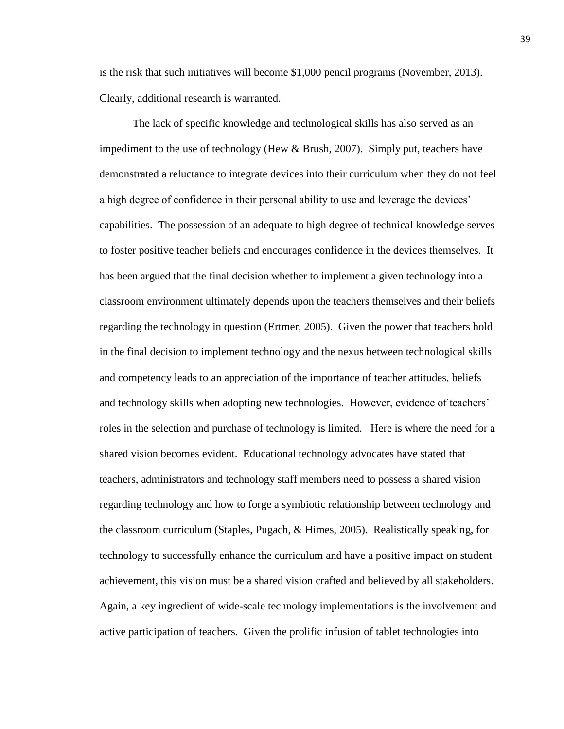is the risk that such initiatives will become $1,000 pencil programs (November, 2013). Clearly, additional research is warranted.

The lack of specific knowledge and technological skills has also served as an impediment to the use of technology (Hew & Brush, 2007). Simply put, teachers have demonstrated a reluctance to integrate devices into their curriculum when they do not feel a high degree of confidence in their personal ability to use and leverage the devices' capabilities. The possession of an adequate to high degree of technical knowledge serves to foster positive teacher beliefs and encourages confidence in the devices themselves. It has been argued that the final decision whether to implement a given technology into a classroom environment ultimately depends upon the teachers themselves and their beliefs regarding the technology in question (Ertmer, 2005). Given the power that teachers hold in the final decision to implement technology and the nexus between technological skills and competency leads to an appreciation of the importance of teacher attitudes, beliefs and technology skills when adopting new technologies. However, evidence of teachers' roles in the selection and purchase of technology is limited. Here is where the need for a shared vision becomes evident. Educational technology advocates have stated that teachers, administrators and technology staff members need to possess a shared vision regarding technology and how to forge a symbiotic relationship between technology and the classroom curriculum (Staples, Pugach, & Himes, 2005). Realistically speaking, for technology to successfully enhance the curriculum and have a positive impact on student achievement, this vision must be a shared vision crafted and believed by all stakeholders. Again, a key ingredient of wide-scale technology implementations is the involvement and active participation of teachers. Given the prolific infusion of tablet technologies into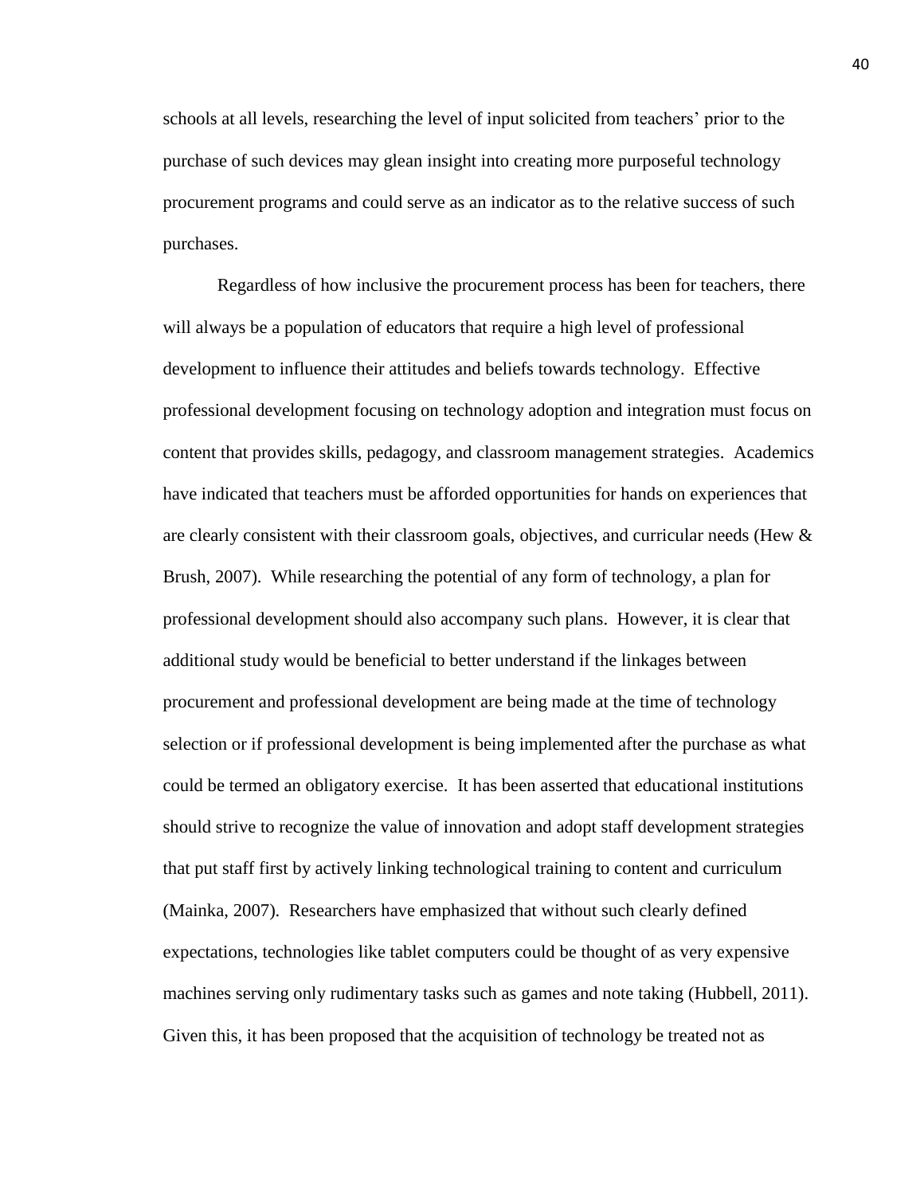schools at all levels, researching the level of input solicited from teachers' prior to the purchase of such devices may glean insight into creating more purposeful technology procurement programs and could serve as an indicator as to the relative success of such purchases.

Regardless of how inclusive the procurement process has been for teachers, there will always be a population of educators that require a high level of professional development to influence their attitudes and beliefs towards technology. Effective professional development focusing on technology adoption and integration must focus on content that provides skills, pedagogy, and classroom management strategies. Academics have indicated that teachers must be afforded opportunities for hands on experiences that are clearly consistent with their classroom goals, objectives, and curricular needs (Hew & Brush, 2007). While researching the potential of any form of technology, a plan for professional development should also accompany such plans. However, it is clear that additional study would be beneficial to better understand if the linkages between procurement and professional development are being made at the time of technology selection or if professional development is being implemented after the purchase as what could be termed an obligatory exercise. It has been asserted that educational institutions should strive to recognize the value of innovation and adopt staff development strategies that put staff first by actively linking technological training to content and curriculum (Mainka, 2007). Researchers have emphasized that without such clearly defined expectations, technologies like tablet computers could be thought of as very expensive machines serving only rudimentary tasks such as games and note taking (Hubbell, 2011). Given this, it has been proposed that the acquisition of technology be treated not as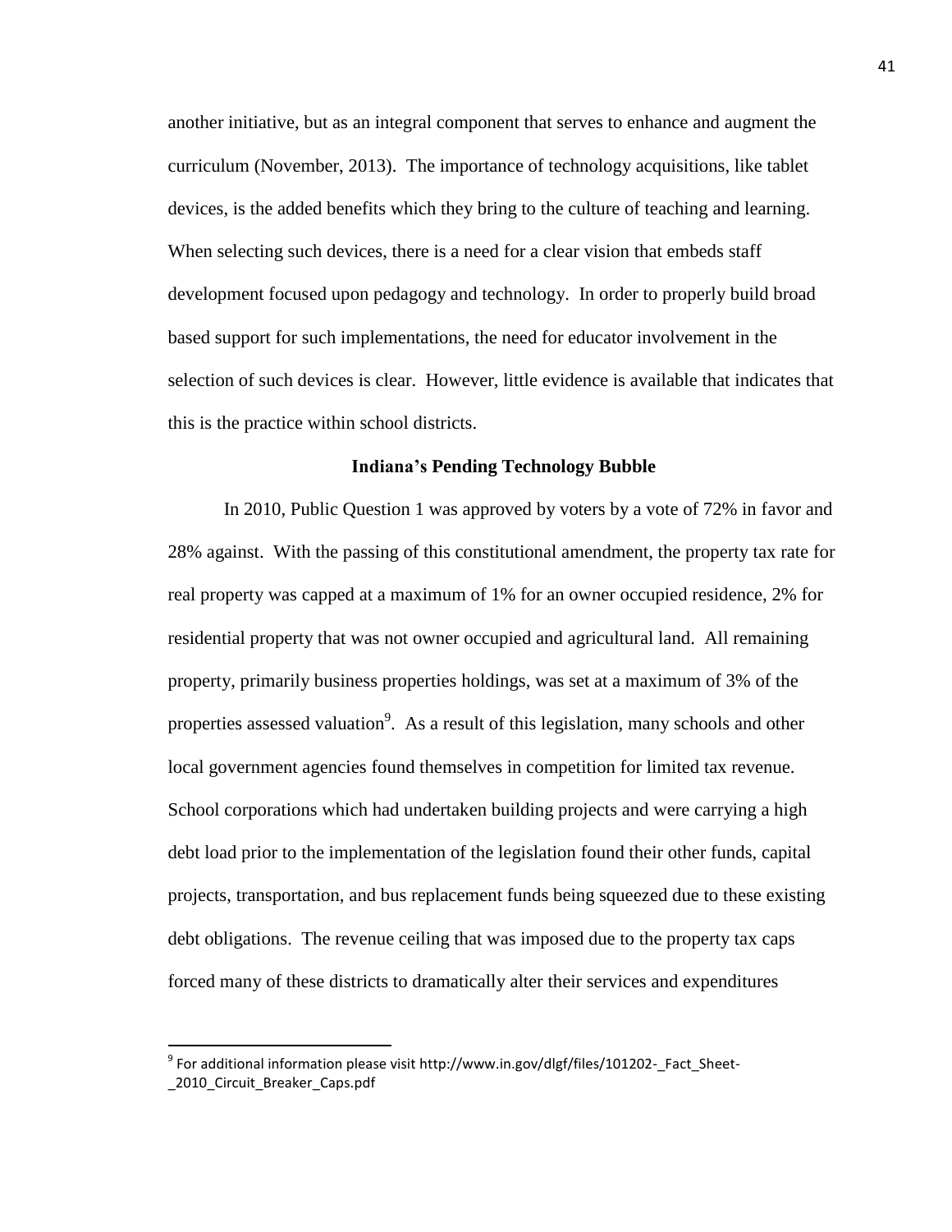another initiative, but as an integral component that serves to enhance and augment the curriculum (November, 2013). The importance of technology acquisitions, like tablet devices, is the added benefits which they bring to the culture of teaching and learning. When selecting such devices, there is a need for a clear vision that embeds staff development focused upon pedagogy and technology. In order to properly build broad based support for such implementations, the need for educator involvement in the selection of such devices is clear. However, little evidence is available that indicates that this is the practice within school districts.

## Indiana's Pending Technology Bubble

In 2010, Public Question 1 was approved by voters by a vote of 72% in favor and 28% against. With the passing of this constitutional amendment, the property tax rate for real property was capped at a maximum of 1% for an owner occupied residence, 2% for residential property that was not owner occupied and agricultural land. All remaining property, primarily business properties holdings, was set at a maximum of 3% of the properties assessed valuation[9]. As a result of this legislation, many schools and other local government agencies found themselves in competition for limited tax revenue. School corporations which had undertaken building projects and were carrying a high debt load prior to the implementation of the legislation found their other funds, capital projects, transportation, and bus replacement funds being squeezed due to these existing debt obligations. The revenue ceiling that was imposed due to the property tax caps forced many of these districts to dramatically alter their services and expenditures

---

[9] For additional information please visit http://www.in.gov/dlgf/files/101202-_Fact_Sheet-_2010_Circuit_Breaker_Caps.pdf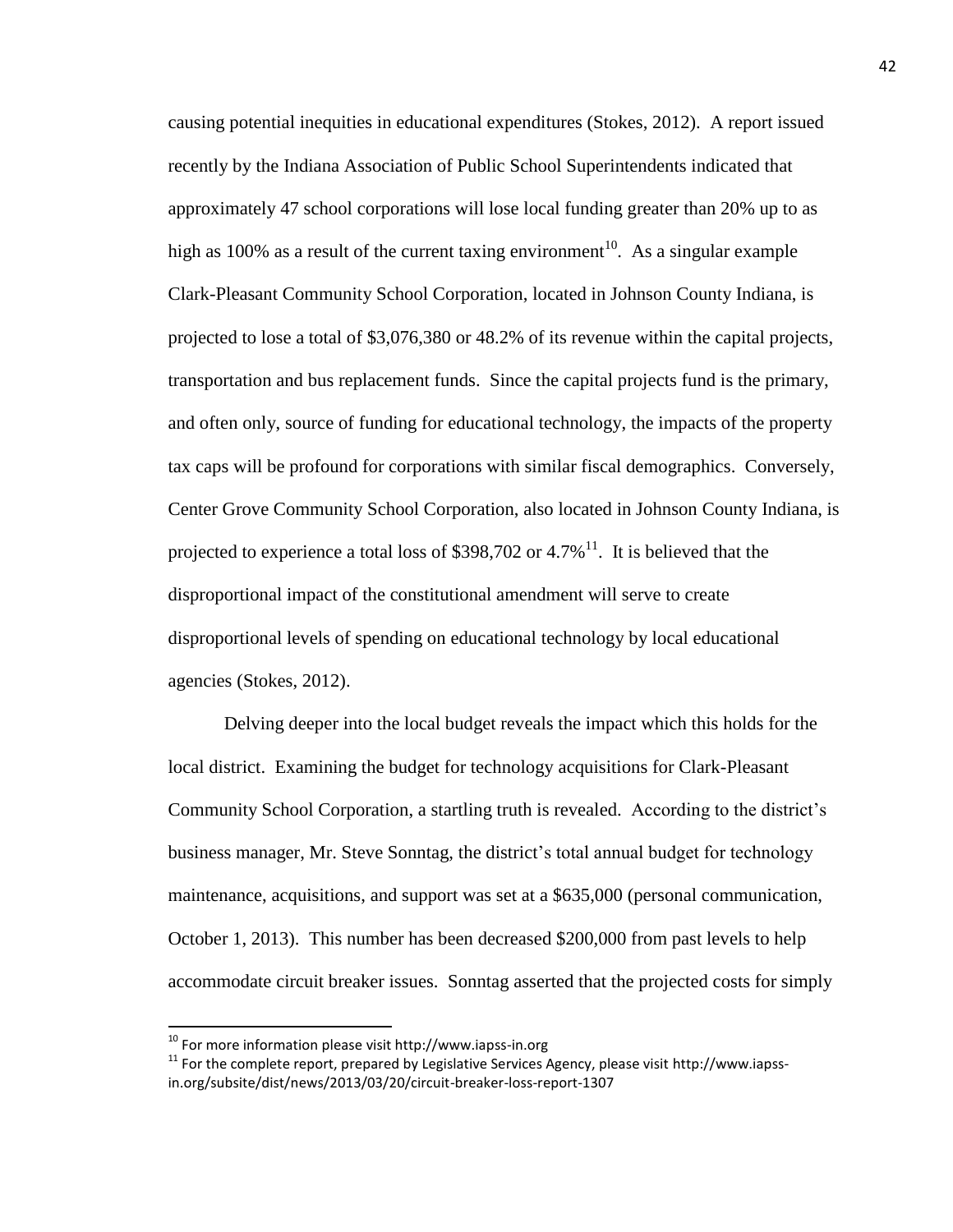causing potential inequities in educational expenditures (Stokes, 2012). A report issued recently by the Indiana Association of Public School Superintendents indicated that approximately 47 school corporations will lose local funding greater than 20% up to as high as 100% as a result of the current taxing environment[10]. As a singular example Clark-Pleasant Community School Corporation, located in Johnson County Indiana, is projected to lose a total of $3,076,380 or 48.2% of its revenue within the capital projects, transportation and bus replacement funds. Since the capital projects fund is the primary, and often only, source of funding for educational technology, the impacts of the property tax caps will be profound for corporations with similar fiscal demographics. Conversely, Center Grove Community School Corporation, also located in Johnson County Indiana, is projected to experience a total loss of $398,702 or 4.7%[11]. It is believed that the disproportional impact of the constitutional amendment will serve to create disproportional levels of spending on educational technology by local educational agencies (Stokes, 2012).

Delving deeper into the local budget reveals the impact which this holds for the local district. Examining the budget for technology acquisitions for Clark-Pleasant Community School Corporation, a startling truth is revealed. According to the district's business manager, Mr. Steve Sonntag, the district's total annual budget for technology maintenance, acquisitions, and support was set at a $635,000 (personal communication, October 1, 2013). This number has been decreased $200,000 from past levels to help accommodate circuit breaker issues. Sonntag asserted that the projected costs for simply

---

[10] For more information please visit http://www.iapss-in.org

[11] For the complete report, prepared by Legislative Services Agency, please visit http://www.iapss-in.org/subsite/dist/news/2013/03/20/circuit-breaker-loss-report-1307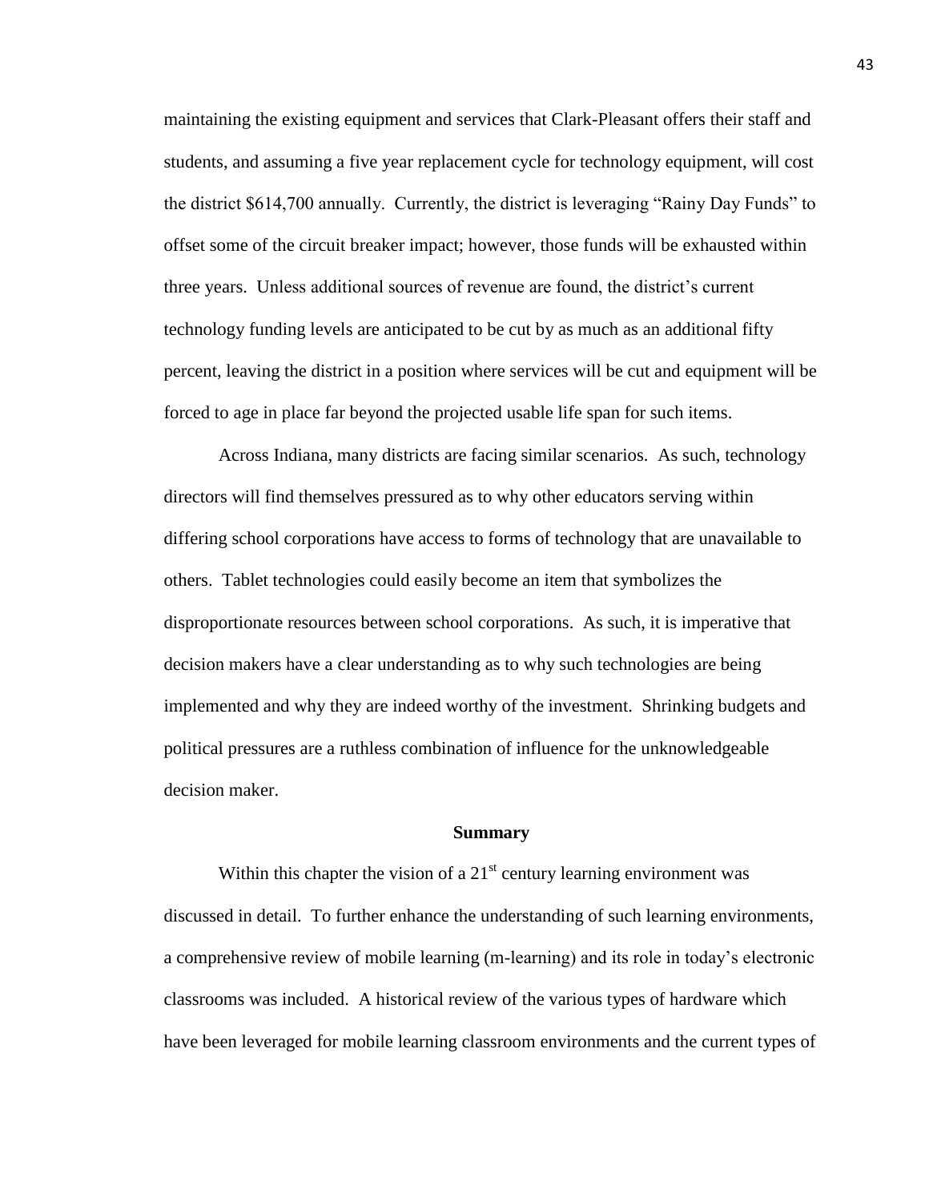maintaining the existing equipment and services that Clark-Pleasant offers their staff and students, and assuming a five year replacement cycle for technology equipment, will cost the district \$614,700 annually. Currently, the district is leveraging "Rainy Day Funds" to offset some of the circuit breaker impact; however, those funds will be exhausted within three years. Unless additional sources of revenue are found, the district's current technology funding levels are anticipated to be cut by as much as an additional fifty percent, leaving the district in a position where services will be cut and equipment will be forced to age in place far beyond the projected usable life span for such items.

Across Indiana, many districts are facing similar scenarios. As such, technology directors will find themselves pressured as to why other educators serving within differing school corporations have access to forms of technology that are unavailable to others. Tablet technologies could easily become an item that symbolizes the disproportionate resources between school corporations. As such, it is imperative that decision makers have a clear understanding as to why such technologies are being implemented and why they are indeed worthy of the investment. Shrinking budgets and political pressures are a ruthless combination of influence for the unknowledgeable decision maker.

## Summary

Within this chapter the vision of a 21st century learning environment was discussed in detail. To further enhance the understanding of such learning environments, a comprehensive review of mobile learning (m-learning) and its role in today's electronic classrooms was included. A historical review of the various types of hardware which have been leveraged for mobile learning classroom environments and the current types of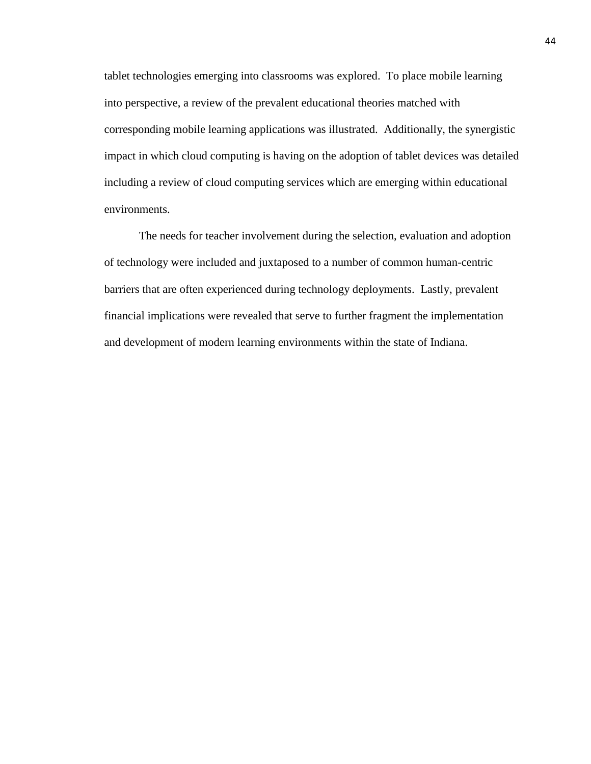tablet technologies emerging into classrooms was explored. To place mobile learning into perspective, a review of the prevalent educational theories matched with corresponding mobile learning applications was illustrated. Additionally, the synergistic impact in which cloud computing is having on the adoption of tablet devices was detailed including a review of cloud computing services which are emerging within educational environments.

The needs for teacher involvement during the selection, evaluation and adoption of technology were included and juxtaposed to a number of common human-centric barriers that are often experienced during technology deployments. Lastly, prevalent financial implications were revealed that serve to further fragment the implementation and development of modern learning environments within the state of Indiana.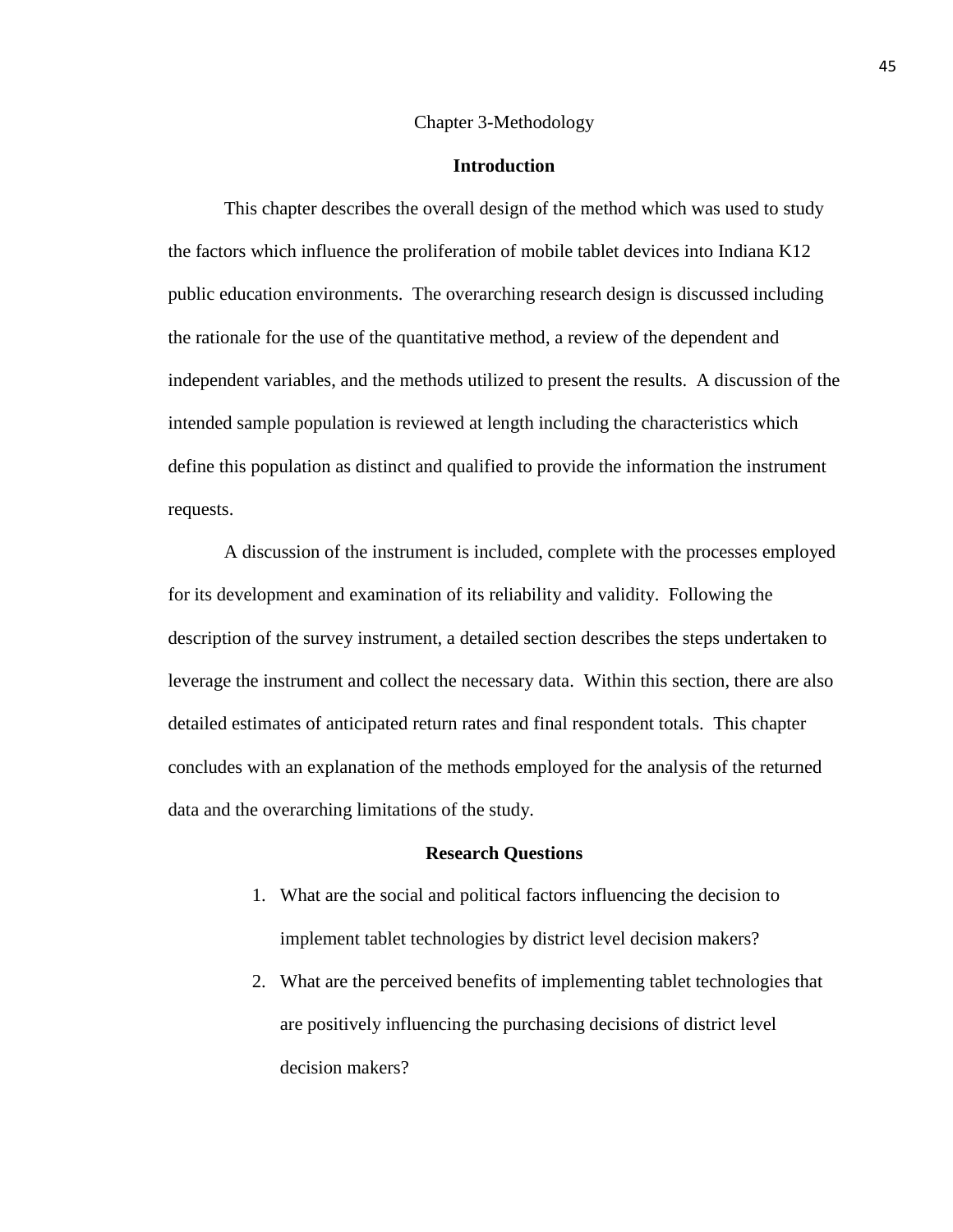# Chapter 3-Methodology

## Introduction

This chapter describes the overall design of the method which was used to study the factors which influence the proliferation of mobile tablet devices into Indiana K12 public education environments. The overarching research design is discussed including the rationale for the use of the quantitative method, a review of the dependent and independent variables, and the methods utilized to present the results. A discussion of the intended sample population is reviewed at length including the characteristics which define this population as distinct and qualified to provide the information the instrument requests.

A discussion of the instrument is included, complete with the processes employed for its development and examination of its reliability and validity. Following the description of the survey instrument, a detailed section describes the steps undertaken to leverage the instrument and collect the necessary data. Within this section, there are also detailed estimates of anticipated return rates and final respondent totals. This chapter concludes with an explanation of the methods employed for the analysis of the returned data and the overarching limitations of the study.

## Research Questions

1. What are the social and political factors influencing the decision to implement tablet technologies by district level decision makers?
2. What are the perceived benefits of implementing tablet technologies that are positively influencing the purchasing decisions of district level decision makers?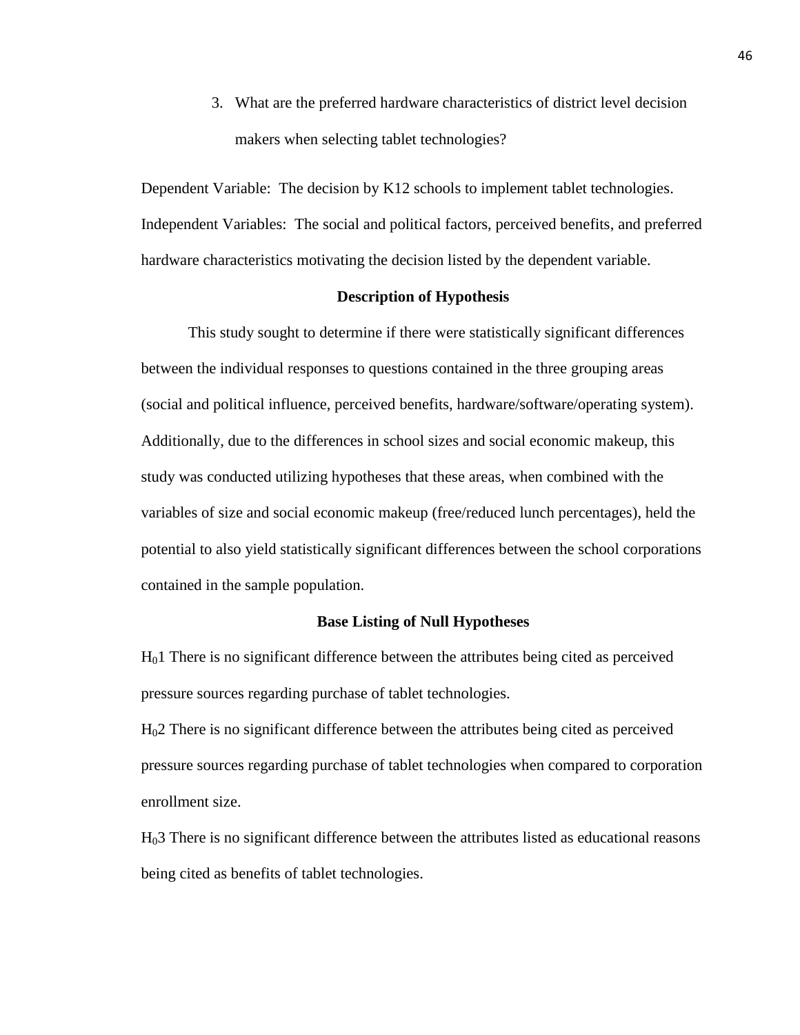3. What are the preferred hardware characteristics of district level decision makers when selecting tablet technologies?

Dependent Variable: The decision by K12 schools to implement tablet technologies.
Independent Variables: The social and political factors, perceived benefits, and preferred hardware characteristics motivating the decision listed by the dependent variable.

**Description of Hypothesis**

This study sought to determine if there were statistically significant differences between the individual responses to questions contained in the three grouping areas (social and political influence, perceived benefits, hardware/software/operating system). Additionally, due to the differences in school sizes and social economic makeup, this study was conducted utilizing hypotheses that these areas, when combined with the variables of size and social economic makeup (free/reduced lunch percentages), held the potential to also yield statistically significant differences between the school corporations contained in the sample population.

**Base Listing of Null Hypotheses**

$H_0$1 There is no significant difference between the attributes being cited as perceived pressure sources regarding purchase of tablet technologies.

$H_0$2 There is no significant difference between the attributes being cited as perceived pressure sources regarding purchase of tablet technologies when compared to corporation enrollment size.

$H_0$3 There is no significant difference between the attributes listed as educational reasons being cited as benefits of tablet technologies.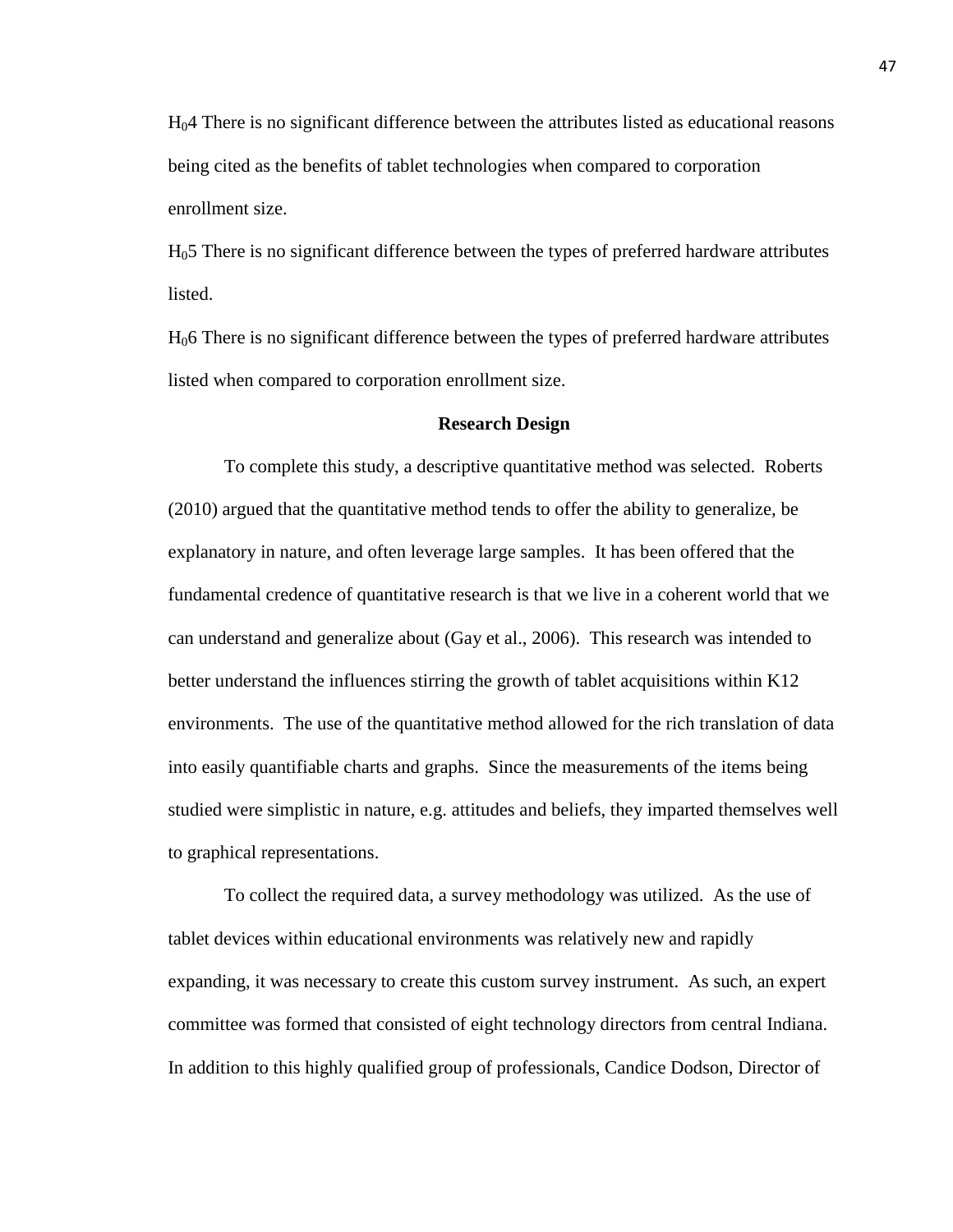$H_0$4 There is no significant difference between the attributes listed as educational reasons being cited as the benefits of tablet technologies when compared to corporation enrollment size.

$H_0$5 There is no significant difference between the types of preferred hardware attributes listed.

$H_0$6 There is no significant difference between the types of preferred hardware attributes listed when compared to corporation enrollment size.

## Research Design

To complete this study, a descriptive quantitative method was selected. Roberts (2010) argued that the quantitative method tends to offer the ability to generalize, be explanatory in nature, and often leverage large samples. It has been offered that the fundamental credence of quantitative research is that we live in a coherent world that we can understand and generalize about (Gay et al., 2006). This research was intended to better understand the influences stirring the growth of tablet acquisitions within K12 environments. The use of the quantitative method allowed for the rich translation of data into easily quantifiable charts and graphs. Since the measurements of the items being studied were simplistic in nature, e.g. attitudes and beliefs, they imparted themselves well to graphical representations.

To collect the required data, a survey methodology was utilized. As the use of tablet devices within educational environments was relatively new and rapidly expanding, it was necessary to create this custom survey instrument. As such, an expert committee was formed that consisted of eight technology directors from central Indiana. In addition to this highly qualified group of professionals, Candice Dodson, Director of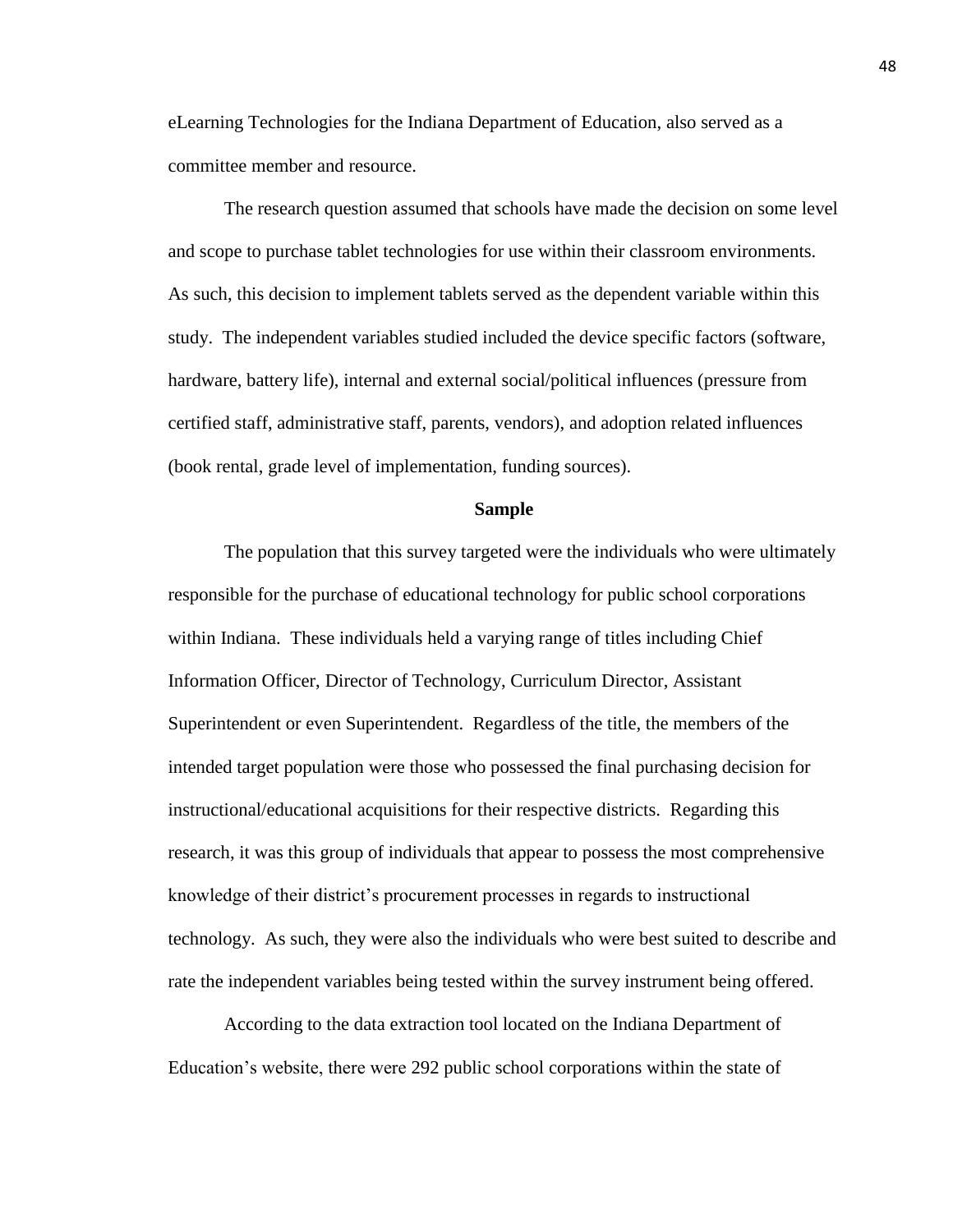eLearning Technologies for the Indiana Department of Education, also served as a committee member and resource.

The research question assumed that schools have made the decision on some level and scope to purchase tablet technologies for use within their classroom environments. As such, this decision to implement tablets served as the dependent variable within this study. The independent variables studied included the device specific factors (software, hardware, battery life), internal and external social/political influences (pressure from certified staff, administrative staff, parents, vendors), and adoption related influences (book rental, grade level of implementation, funding sources).

## Sample

The population that this survey targeted were the individuals who were ultimately responsible for the purchase of educational technology for public school corporations within Indiana. These individuals held a varying range of titles including Chief Information Officer, Director of Technology, Curriculum Director, Assistant Superintendent or even Superintendent. Regardless of the title, the members of the intended target population were those who possessed the final purchasing decision for instructional/educational acquisitions for their respective districts. Regarding this research, it was this group of individuals that appear to possess the most comprehensive knowledge of their district's procurement processes in regards to instructional technology. As such, they were also the individuals who were best suited to describe and rate the independent variables being tested within the survey instrument being offered.

According to the data extraction tool located on the Indiana Department of Education's website, there were 292 public school corporations within the state of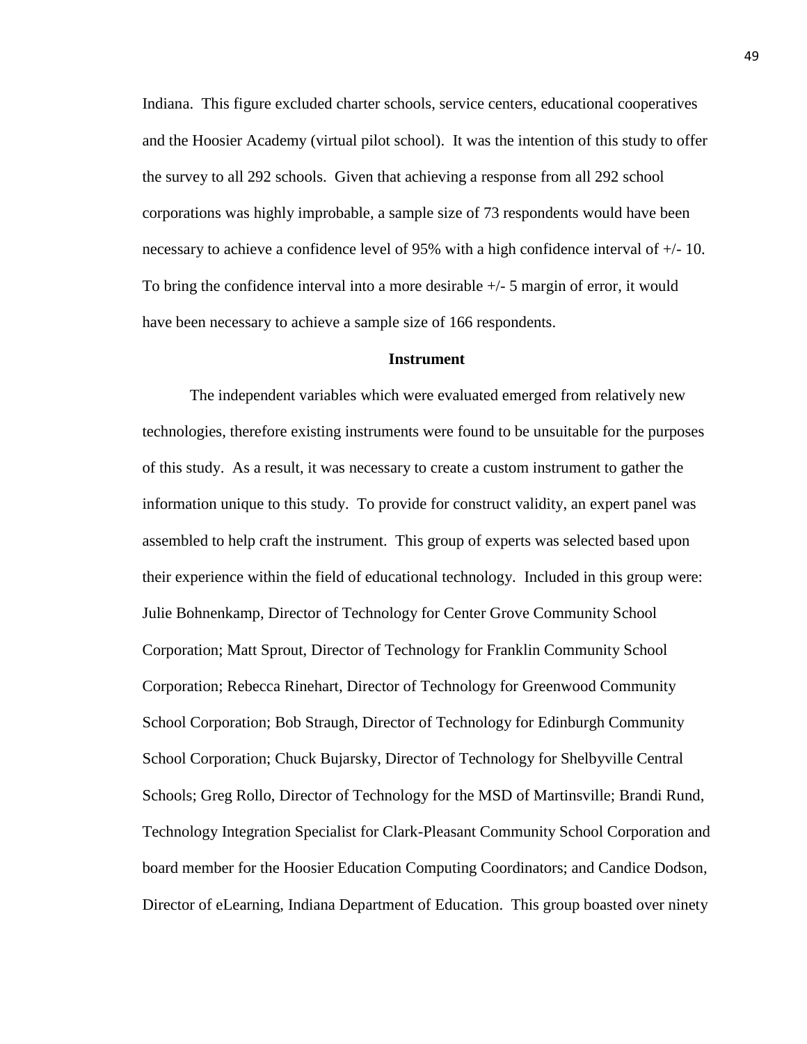Indiana. This figure excluded charter schools, service centers, educational cooperatives and the Hoosier Academy (virtual pilot school). It was the intention of this study to offer the survey to all 292 schools. Given that achieving a response from all 292 school corporations was highly improbable, a sample size of 73 respondents would have been necessary to achieve a confidence level of 95% with a high confidence interval of +/- 10. To bring the confidence interval into a more desirable +/- 5 margin of error, it would have been necessary to achieve a sample size of 166 respondents.

### Instrument

The independent variables which were evaluated emerged from relatively new technologies, therefore existing instruments were found to be unsuitable for the purposes of this study. As a result, it was necessary to create a custom instrument to gather the information unique to this study. To provide for construct validity, an expert panel was assembled to help craft the instrument. This group of experts was selected based upon their experience within the field of educational technology. Included in this group were: Julie Bohnenkamp, Director of Technology for Center Grove Community School Corporation; Matt Sprout, Director of Technology for Franklin Community School Corporation; Rebecca Rinehart, Director of Technology for Greenwood Community School Corporation; Bob Straugh, Director of Technology for Edinburgh Community School Corporation; Chuck Bujarsky, Director of Technology for Shelbyville Central Schools; Greg Rollo, Director of Technology for the MSD of Martinsville; Brandi Rund, Technology Integration Specialist for Clark-Pleasant Community School Corporation and board member for the Hoosier Education Computing Coordinators; and Candice Dodson, Director of eLearning, Indiana Department of Education. This group boasted over ninety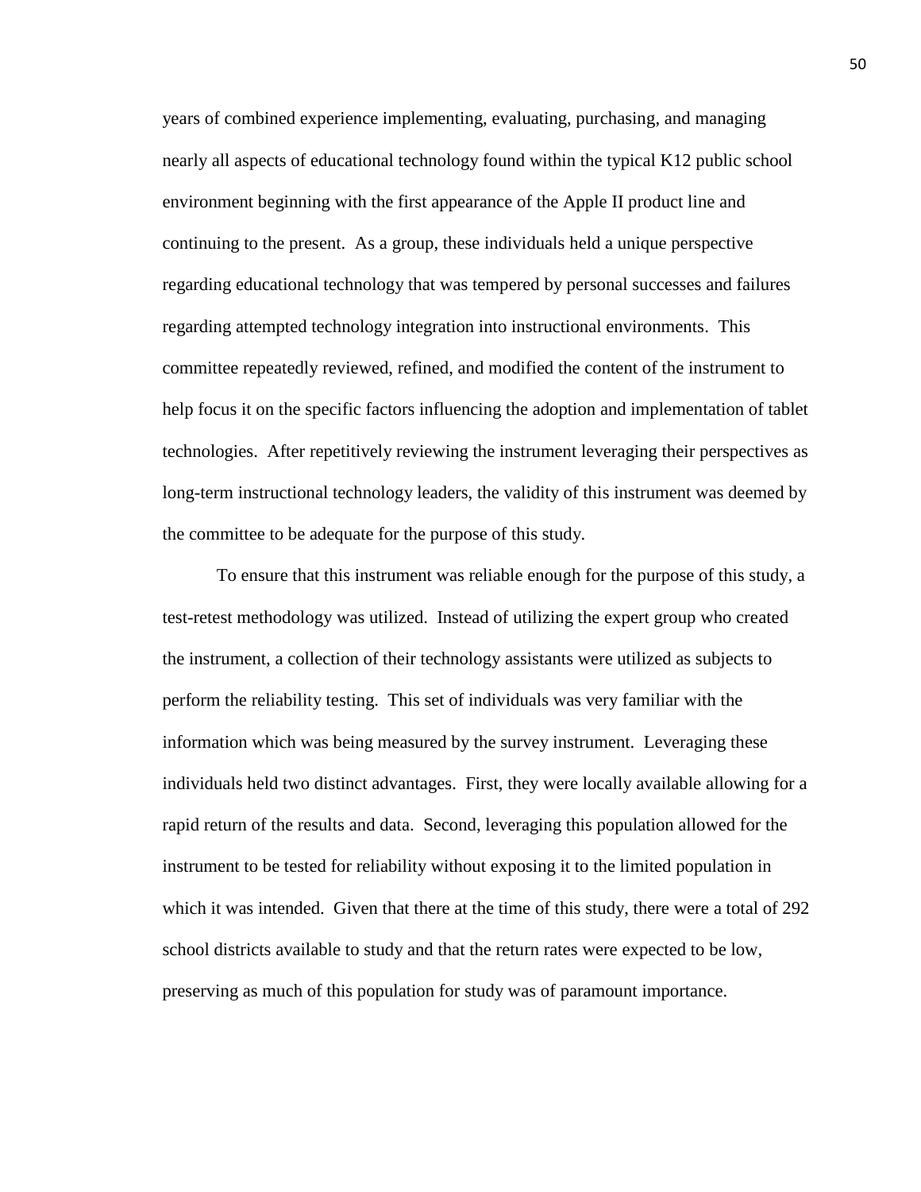years of combined experience implementing, evaluating, purchasing, and managing nearly all aspects of educational technology found within the typical K12 public school environment beginning with the first appearance of the Apple II product line and continuing to the present. As a group, these individuals held a unique perspective regarding educational technology that was tempered by personal successes and failures regarding attempted technology integration into instructional environments. This committee repeatedly reviewed, refined, and modified the content of the instrument to help focus it on the specific factors influencing the adoption and implementation of tablet technologies. After repetitively reviewing the instrument leveraging their perspectives as long-term instructional technology leaders, the validity of this instrument was deemed by the committee to be adequate for the purpose of this study.

To ensure that this instrument was reliable enough for the purpose of this study, a test-retest methodology was utilized. Instead of utilizing the expert group who created the instrument, a collection of their technology assistants were utilized as subjects to perform the reliability testing. This set of individuals was very familiar with the information which was being measured by the survey instrument. Leveraging these individuals held two distinct advantages. First, they were locally available allowing for a rapid return of the results and data. Second, leveraging this population allowed for the instrument to be tested for reliability without exposing it to the limited population in which it was intended. Given that there at the time of this study, there were a total of 292 school districts available to study and that the return rates were expected to be low, preserving as much of this population for study was of paramount importance.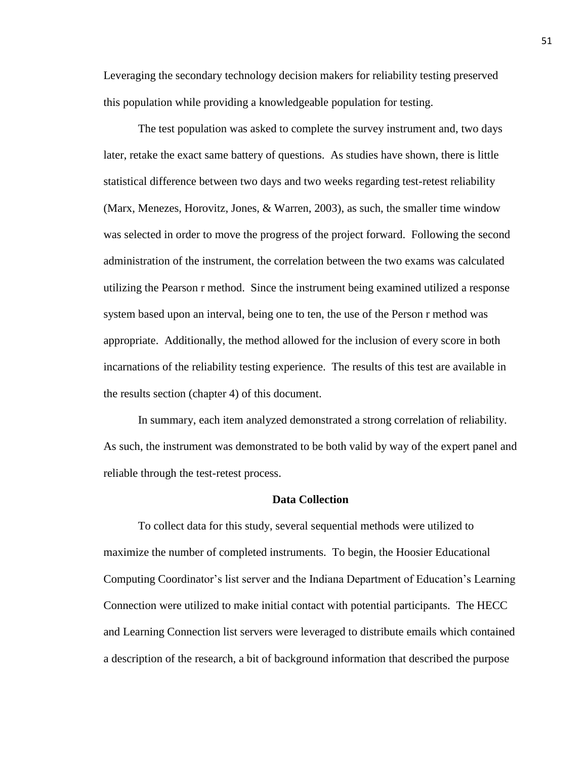Leveraging the secondary technology decision makers for reliability testing preserved this population while providing a knowledgeable population for testing.

The test population was asked to complete the survey instrument and, two days later, retake the exact same battery of questions. As studies have shown, there is little statistical difference between two days and two weeks regarding test-retest reliability (Marx, Menezes, Horovitz, Jones, & Warren, 2003), as such, the smaller time window was selected in order to move the progress of the project forward. Following the second administration of the instrument, the correlation between the two exams was calculated utilizing the Pearson r method. Since the instrument being examined utilized a response system based upon an interval, being one to ten, the use of the Person r method was appropriate. Additionally, the method allowed for the inclusion of every score in both incarnations of the reliability testing experience. The results of this test are available in the results section (chapter 4) of this document.

In summary, each item analyzed demonstrated a strong correlation of reliability. As such, the instrument was demonstrated to be both valid by way of the expert panel and reliable through the test-retest process.

## Data Collection

To collect data for this study, several sequential methods were utilized to maximize the number of completed instruments. To begin, the Hoosier Educational Computing Coordinator's list server and the Indiana Department of Education's Learning Connection were utilized to make initial contact with potential participants. The HECC and Learning Connection list servers were leveraged to distribute emails which contained a description of the research, a bit of background information that described the purpose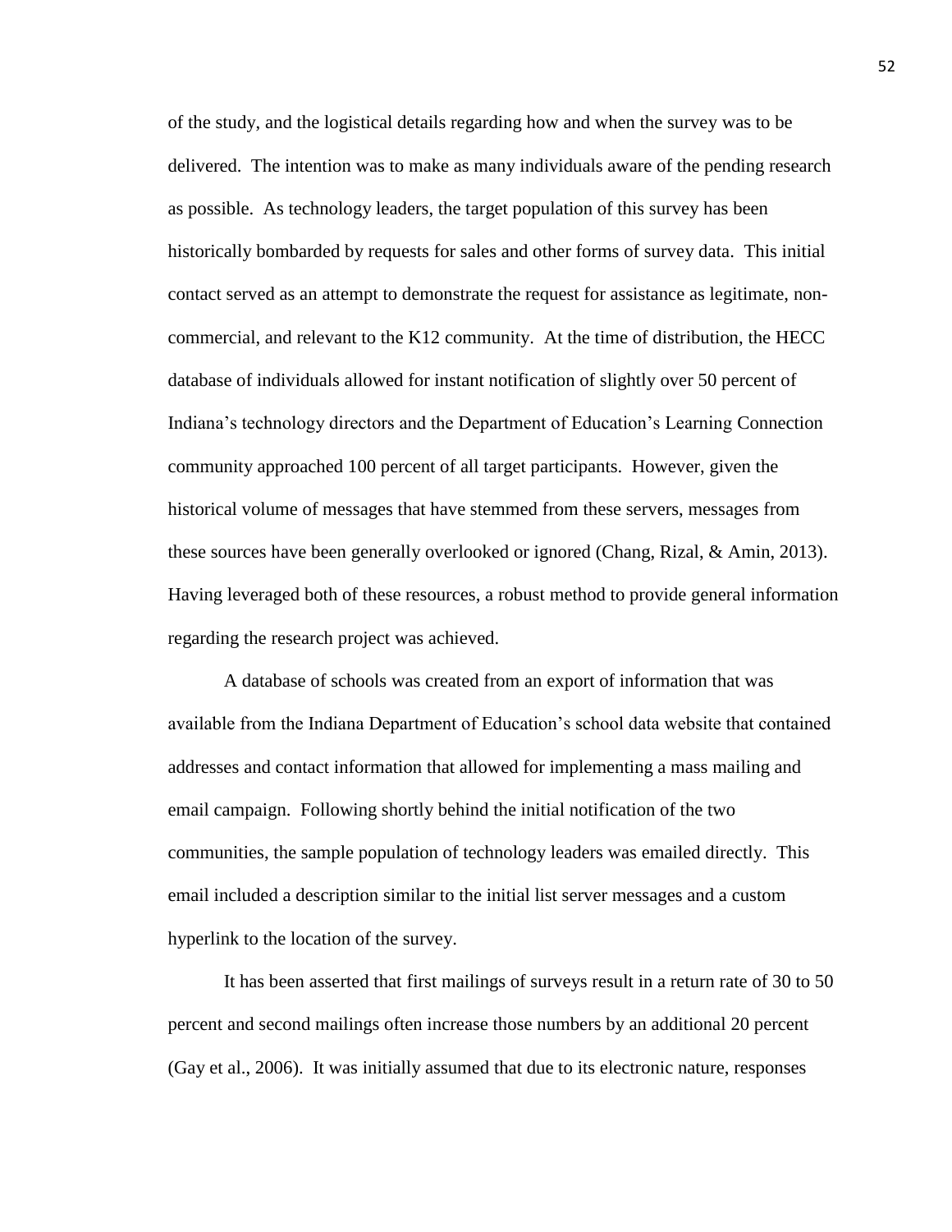of the study, and the logistical details regarding how and when the survey was to be delivered. The intention was to make as many individuals aware of the pending research as possible. As technology leaders, the target population of this survey has been historically bombarded by requests for sales and other forms of survey data. This initial contact served as an attempt to demonstrate the request for assistance as legitimate, non-commercial, and relevant to the K12 community. At the time of distribution, the HECC database of individuals allowed for instant notification of slightly over 50 percent of Indiana's technology directors and the Department of Education's Learning Connection community approached 100 percent of all target participants. However, given the historical volume of messages that have stemmed from these servers, messages from these sources have been generally overlooked or ignored (Chang, Rizal, & Amin, 2013). Having leveraged both of these resources, a robust method to provide general information regarding the research project was achieved.

A database of schools was created from an export of information that was available from the Indiana Department of Education's school data website that contained addresses and contact information that allowed for implementing a mass mailing and email campaign. Following shortly behind the initial notification of the two communities, the sample population of technology leaders was emailed directly. This email included a description similar to the initial list server messages and a custom hyperlink to the location of the survey.

It has been asserted that first mailings of surveys result in a return rate of 30 to 50 percent and second mailings often increase those numbers by an additional 20 percent (Gay et al., 2006). It was initially assumed that due to its electronic nature, responses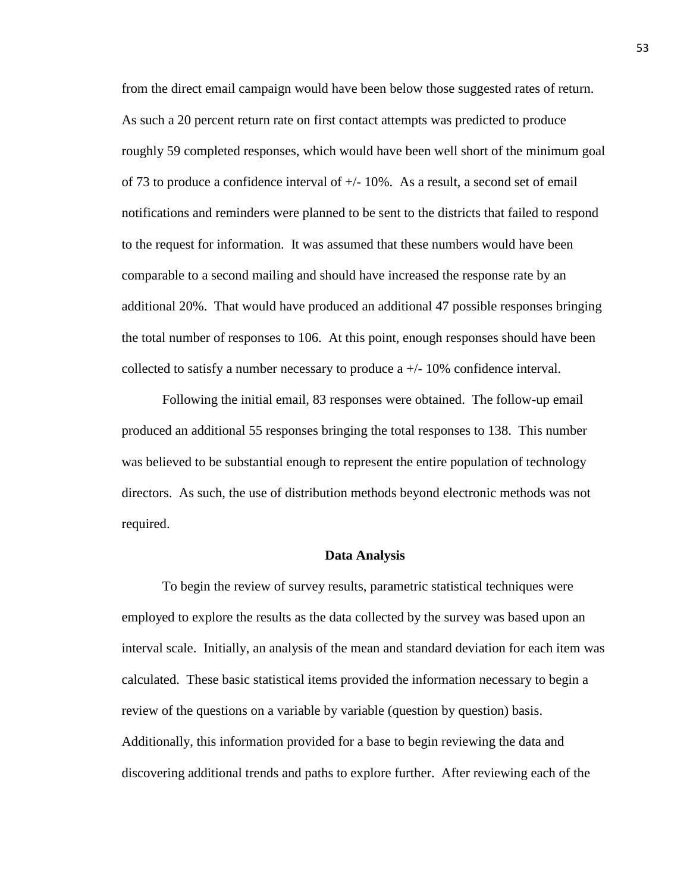from the direct email campaign would have been below those suggested rates of return. As such a 20 percent return rate on first contact attempts was predicted to produce roughly 59 completed responses, which would have been well short of the minimum goal of 73 to produce a confidence interval of +/- 10%. As a result, a second set of email notifications and reminders were planned to be sent to the districts that failed to respond to the request for information. It was assumed that these numbers would have been comparable to a second mailing and should have increased the response rate by an additional 20%. That would have produced an additional 47 possible responses bringing the total number of responses to 106. At this point, enough responses should have been collected to satisfy a number necessary to produce a +/- 10% confidence interval.

Following the initial email, 83 responses were obtained. The follow-up email produced an additional 55 responses bringing the total responses to 138. This number was believed to be substantial enough to represent the entire population of technology directors. As such, the use of distribution methods beyond electronic methods was not required.

## Data Analysis

To begin the review of survey results, parametric statistical techniques were employed to explore the results as the data collected by the survey was based upon an interval scale. Initially, an analysis of the mean and standard deviation for each item was calculated. These basic statistical items provided the information necessary to begin a review of the questions on a variable by variable (question by question) basis. Additionally, this information provided for a base to begin reviewing the data and discovering additional trends and paths to explore further. After reviewing each of the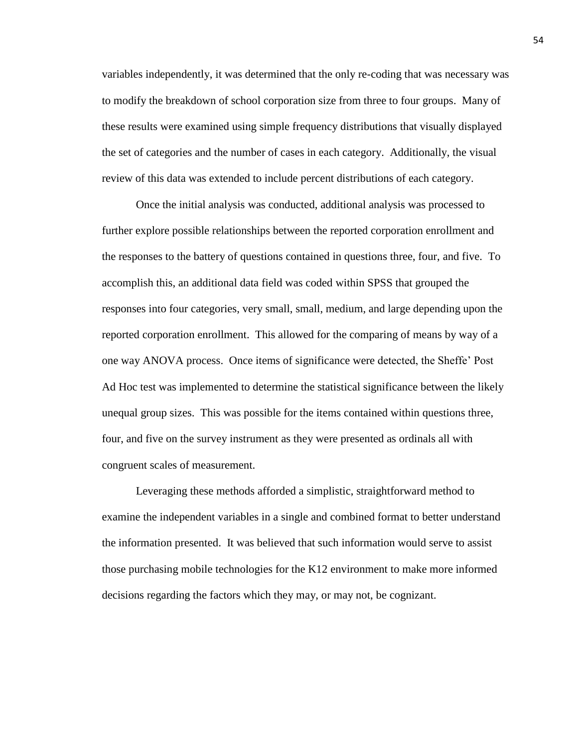variables independently, it was determined that the only re-coding that was necessary was to modify the breakdown of school corporation size from three to four groups. Many of these results were examined using simple frequency distributions that visually displayed the set of categories and the number of cases in each category. Additionally, the visual review of this data was extended to include percent distributions of each category.

Once the initial analysis was conducted, additional analysis was processed to further explore possible relationships between the reported corporation enrollment and the responses to the battery of questions contained in questions three, four, and five. To accomplish this, an additional data field was coded within SPSS that grouped the responses into four categories, very small, small, medium, and large depending upon the reported corporation enrollment. This allowed for the comparing of means by way of a one way ANOVA process. Once items of significance were detected, the Sheffe' Post Ad Hoc test was implemented to determine the statistical significance between the likely unequal group sizes. This was possible for the items contained within questions three, four, and five on the survey instrument as they were presented as ordinals all with congruent scales of measurement.

Leveraging these methods afforded a simplistic, straightforward method to examine the independent variables in a single and combined format to better understand the information presented. It was believed that such information would serve to assist those purchasing mobile technologies for the K12 environment to make more informed decisions regarding the factors which they may, or may not, be cognizant.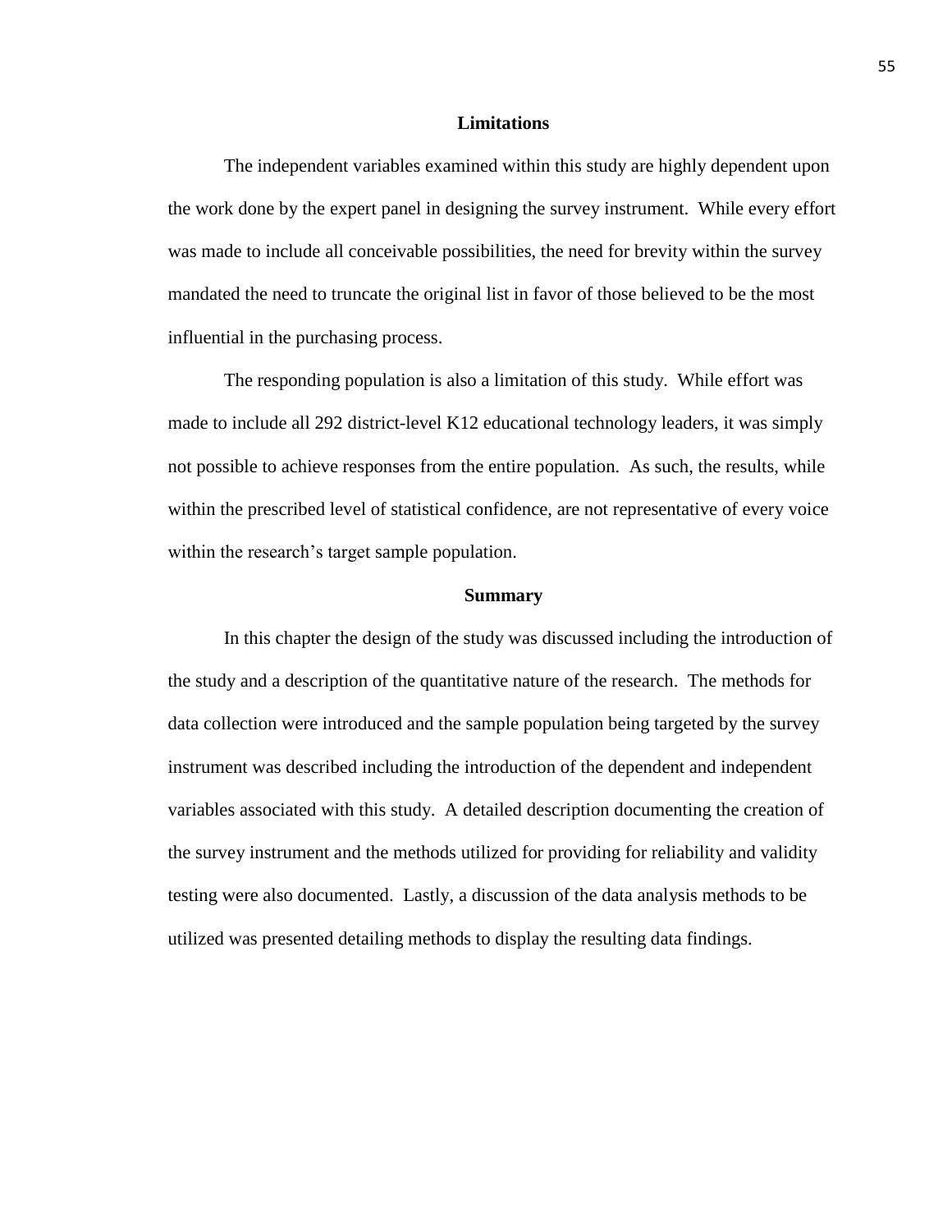## Limitations

The independent variables examined within this study are highly dependent upon the work done by the expert panel in designing the survey instrument. While every effort was made to include all conceivable possibilities, the need for brevity within the survey mandated the need to truncate the original list in favor of those believed to be the most influential in the purchasing process.

The responding population is also a limitation of this study. While effort was made to include all 292 district-level K12 educational technology leaders, it was simply not possible to achieve responses from the entire population. As such, the results, while within the prescribed level of statistical confidence, are not representative of every voice within the research's target sample population.

## Summary

In this chapter the design of the study was discussed including the introduction of the study and a description of the quantitative nature of the research. The methods for data collection were introduced and the sample population being targeted by the survey instrument was described including the introduction of the dependent and independent variables associated with this study. A detailed description documenting the creation of the survey instrument and the methods utilized for providing for reliability and validity testing were also documented. Lastly, a discussion of the data analysis methods to be utilized was presented detailing methods to display the resulting data findings.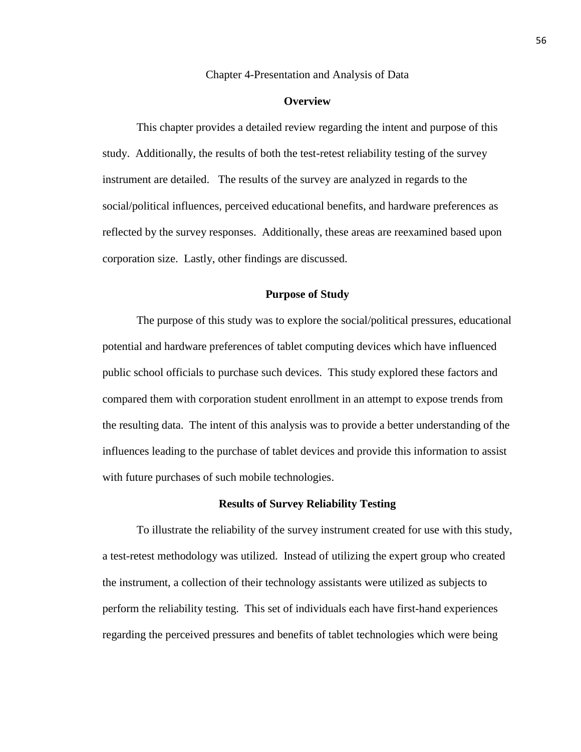# Chapter 4-Presentation and Analysis of Data

## Overview

This chapter provides a detailed review regarding the intent and purpose of this study. Additionally, the results of both the test-retest reliability testing of the survey instrument are detailed. The results of the survey are analyzed in regards to the social/political influences, perceived educational benefits, and hardware preferences as reflected by the survey responses. Additionally, these areas are reexamined based upon corporation size. Lastly, other findings are discussed.

## Purpose of Study

The purpose of this study was to explore the social/political pressures, educational potential and hardware preferences of tablet computing devices which have influenced public school officials to purchase such devices. This study explored these factors and compared them with corporation student enrollment in an attempt to expose trends from the resulting data. The intent of this analysis was to provide a better understanding of the influences leading to the purchase of tablet devices and provide this information to assist with future purchases of such mobile technologies.

## Results of Survey Reliability Testing

To illustrate the reliability of the survey instrument created for use with this study, a test-retest methodology was utilized. Instead of utilizing the expert group who created the instrument, a collection of their technology assistants were utilized as subjects to perform the reliability testing. This set of individuals each have first-hand experiences regarding the perceived pressures and benefits of tablet technologies which were being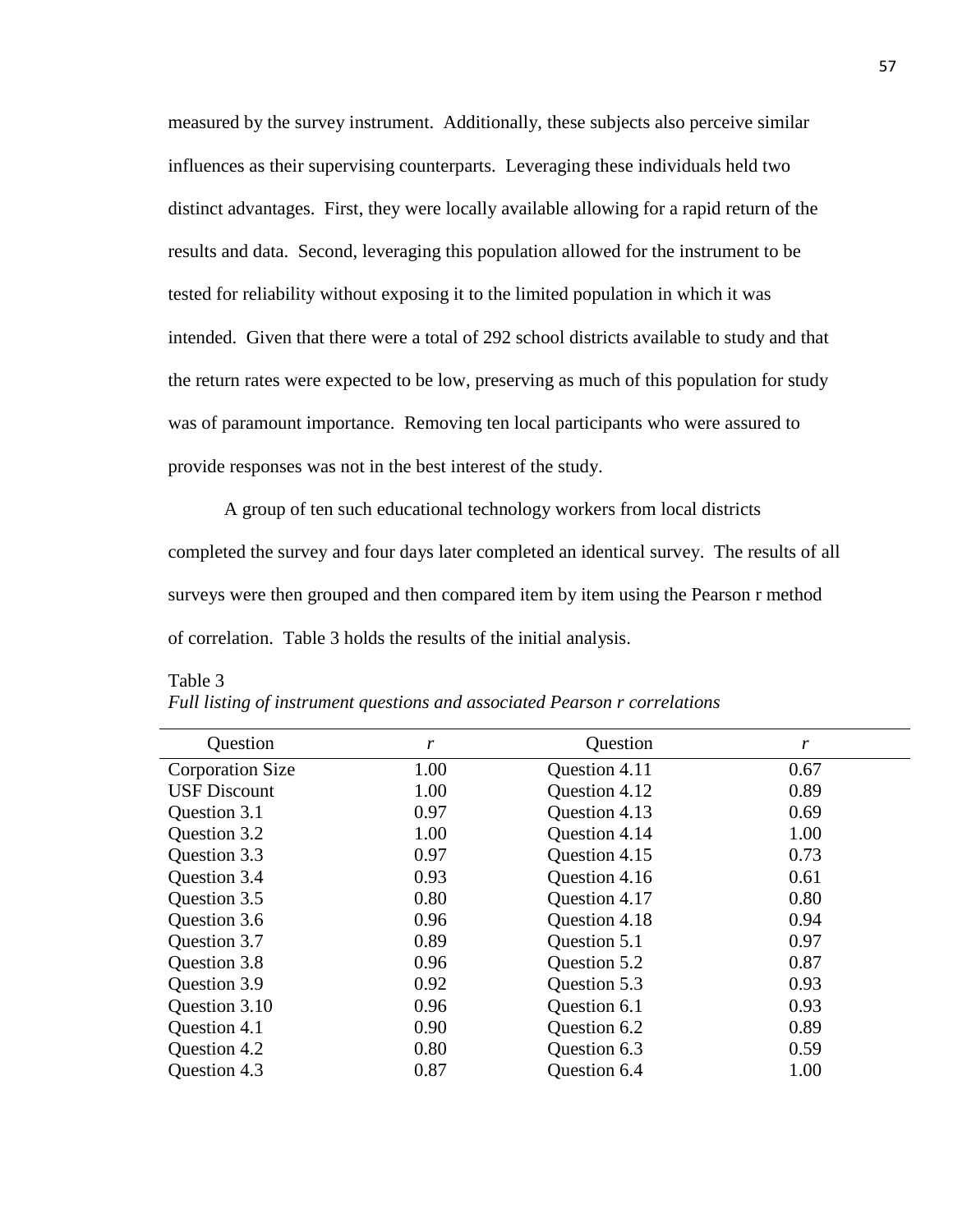measured by the survey instrument. Additionally, these subjects also perceive similar influences as their supervising counterparts. Leveraging these individuals held two distinct advantages. First, they were locally available allowing for a rapid return of the results and data. Second, leveraging this population allowed for the instrument to be tested for reliability without exposing it to the limited population in which it was intended. Given that there were a total of 292 school districts available to study and that the return rates were expected to be low, preserving as much of this population for study was of paramount importance. Removing ten local participants who were assured to provide responses was not in the best interest of the study.

A group of ten such educational technology workers from local districts completed the survey and four days later completed an identical survey. The results of all surveys were then grouped and then compared item by item using the Pearson r method of correlation. Table 3 holds the results of the initial analysis.

Table 3

*Full listing of instrument questions and associated Pearson r correlations*

| Question | *r* | Question | *r* |
|---|---|---|---|
| Corporation Size | 1.00 | Question 4.11 | 0.67 |
| USF Discount | 1.00 | Question 4.12 | 0.89 |
| Question 3.1 | 0.97 | Question 4.13 | 0.69 |
| Question 3.2 | 1.00 | Question 4.14 | 1.00 |
| Question 3.3 | 0.97 | Question 4.15 | 0.73 |
| Question 3.4 | 0.93 | Question 4.16 | 0.61 |
| Question 3.5 | 0.80 | Question 4.17 | 0.80 |
| Question 3.6 | 0.96 | Question 4.18 | 0.94 |
| Question 3.7 | 0.89 | Question 5.1 | 0.97 |
| Question 3.8 | 0.96 | Question 5.2 | 0.87 |
| Question 3.9 | 0.92 | Question 5.3 | 0.93 |
| Question 3.10 | 0.96 | Question 6.1 | 0.93 |
| Question 4.1 | 0.90 | Question 6.2 | 0.89 |
| Question 4.2 | 0.80 | Question 6.3 | 0.59 |
| Question 4.3 | 0.87 | Question 6.4 | 1.00 |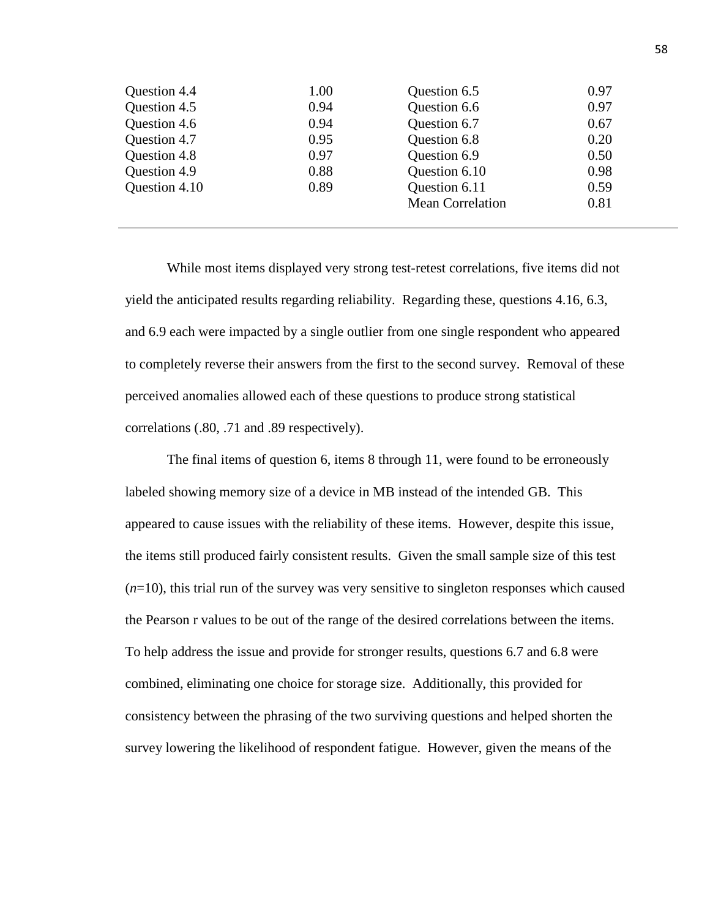| | | | |
|---|---|---|---|
| Question 4.4 | 1.00 | Question 6.5 | 0.97 |
| Question 4.5 | 0.94 | Question 6.6 | 0.97 |
| Question 4.6 | 0.94 | Question 6.7 | 0.67 |
| Question 4.7 | 0.95 | Question 6.8 | 0.20 |
| Question 4.8 | 0.97 | Question 6.9 | 0.50 |
| Question 4.9 | 0.88 | Question 6.10 | 0.98 |
| Question 4.10 | 0.89 | Question 6.11 | 0.59 |
| | | Mean Correlation | 0.81 |

While most items displayed very strong test-retest correlations, five items did not yield the anticipated results regarding reliability. Regarding these, questions 4.16, 6.3, and 6.9 each were impacted by a single outlier from one single respondent who appeared to completely reverse their answers from the first to the second survey. Removal of these perceived anomalies allowed each of these questions to produce strong statistical correlations (.80, .71 and .89 respectively).

The final items of question 6, items 8 through 11, were found to be erroneously labeled showing memory size of a device in MB instead of the intended GB. This appeared to cause issues with the reliability of these items. However, despite this issue, the items still produced fairly consistent results. Given the small sample size of this test ($n$=10), this trial run of the survey was very sensitive to singleton responses which caused the Pearson r values to be out of the range of the desired correlations between the items. To help address the issue and provide for stronger results, questions 6.7 and 6.8 were combined, eliminating one choice for storage size. Additionally, this provided for consistency between the phrasing of the two surviving questions and helped shorten the survey lowering the likelihood of respondent fatigue. However, given the means of the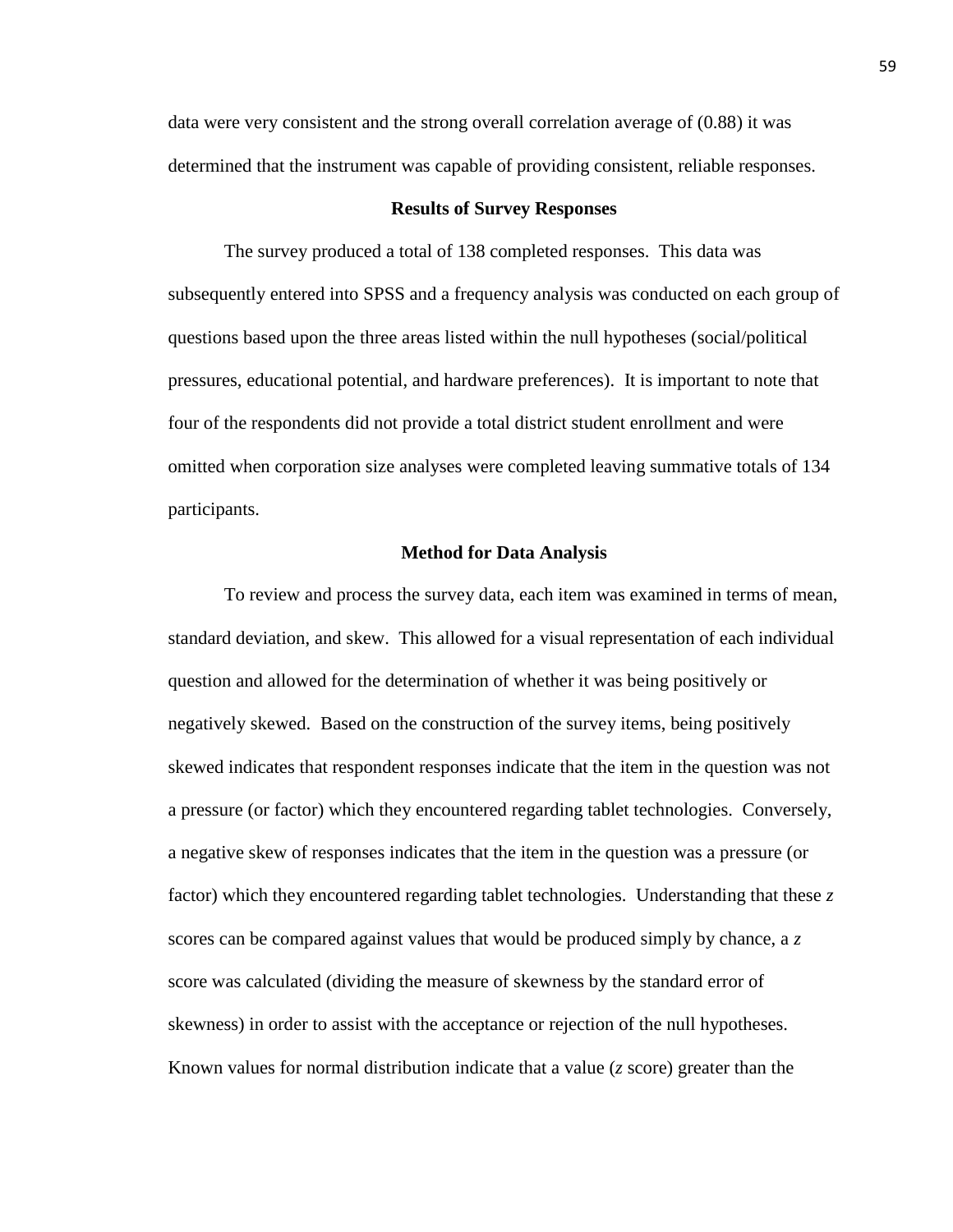data were very consistent and the strong overall correlation average of (0.88) it was determined that the instrument was capable of providing consistent, reliable responses.

## Results of Survey Responses

The survey produced a total of 138 completed responses. This data was subsequently entered into SPSS and a frequency analysis was conducted on each group of questions based upon the three areas listed within the null hypotheses (social/political pressures, educational potential, and hardware preferences). It is important to note that four of the respondents did not provide a total district student enrollment and were omitted when corporation size analyses were completed leaving summative totals of 134 participants.

## Method for Data Analysis

To review and process the survey data, each item was examined in terms of mean, standard deviation, and skew. This allowed for a visual representation of each individual question and allowed for the determination of whether it was being positively or negatively skewed. Based on the construction of the survey items, being positively skewed indicates that respondent responses indicate that the item in the question was not a pressure (or factor) which they encountered regarding tablet technologies. Conversely, a negative skew of responses indicates that the item in the question was a pressure (or factor) which they encountered regarding tablet technologies. Understanding that these *z* scores can be compared against values that would be produced simply by chance, a *z* score was calculated (dividing the measure of skewness by the standard error of skewness) in order to assist with the acceptance or rejection of the null hypotheses. Known values for normal distribution indicate that a value (*z* score) greater than the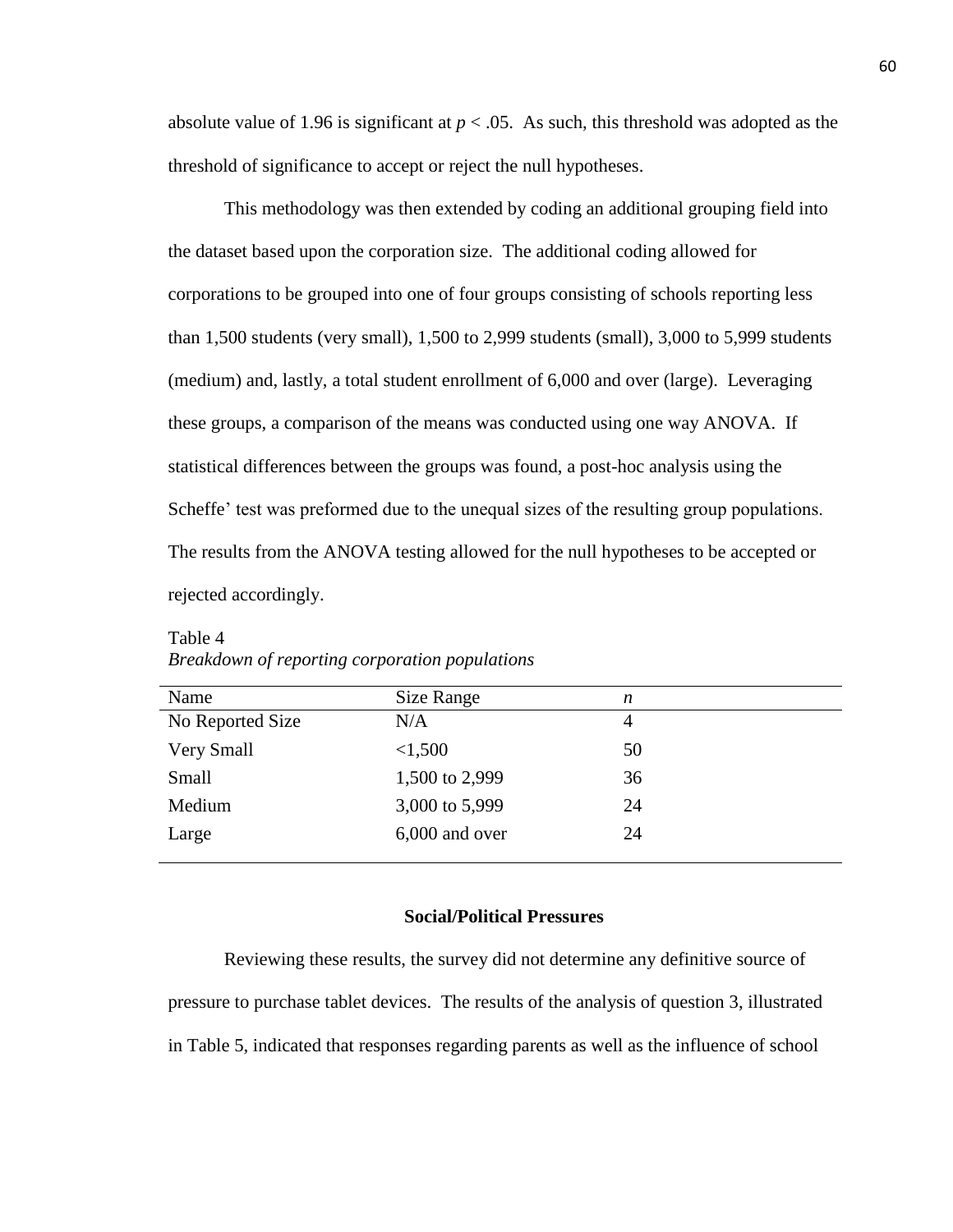absolute value of 1.96 is significant at $p < .05$. As such, this threshold was adopted as the threshold of significance to accept or reject the null hypotheses.

This methodology was then extended by coding an additional grouping field into the dataset based upon the corporation size. The additional coding allowed for corporations to be grouped into one of four groups consisting of schools reporting less than 1,500 students (very small), 1,500 to 2,999 students (small), 3,000 to 5,999 students (medium) and, lastly, a total student enrollment of 6,000 and over (large). Leveraging these groups, a comparison of the means was conducted using one way ANOVA. If statistical differences between the groups was found, a post-hoc analysis using the Scheffe' test was preformed due to the unequal sizes of the resulting group populations. The results from the ANOVA testing allowed for the null hypotheses to be accepted or rejected accordingly.

Table 4
*Breakdown of reporting corporation populations*

| Name | Size Range | *n* |
|---|---|---|
| No Reported Size | N/A | 4 |
| Very Small | <1,500 | 50 |
| Small | 1,500 to 2,999 | 36 |
| Medium | 3,000 to 5,999 | 24 |
| Large | 6,000 and over | 24 |

## Social/Political Pressures

Reviewing these results, the survey did not determine any definitive source of pressure to purchase tablet devices. The results of the analysis of question 3, illustrated in Table 5, indicated that responses regarding parents as well as the influence of school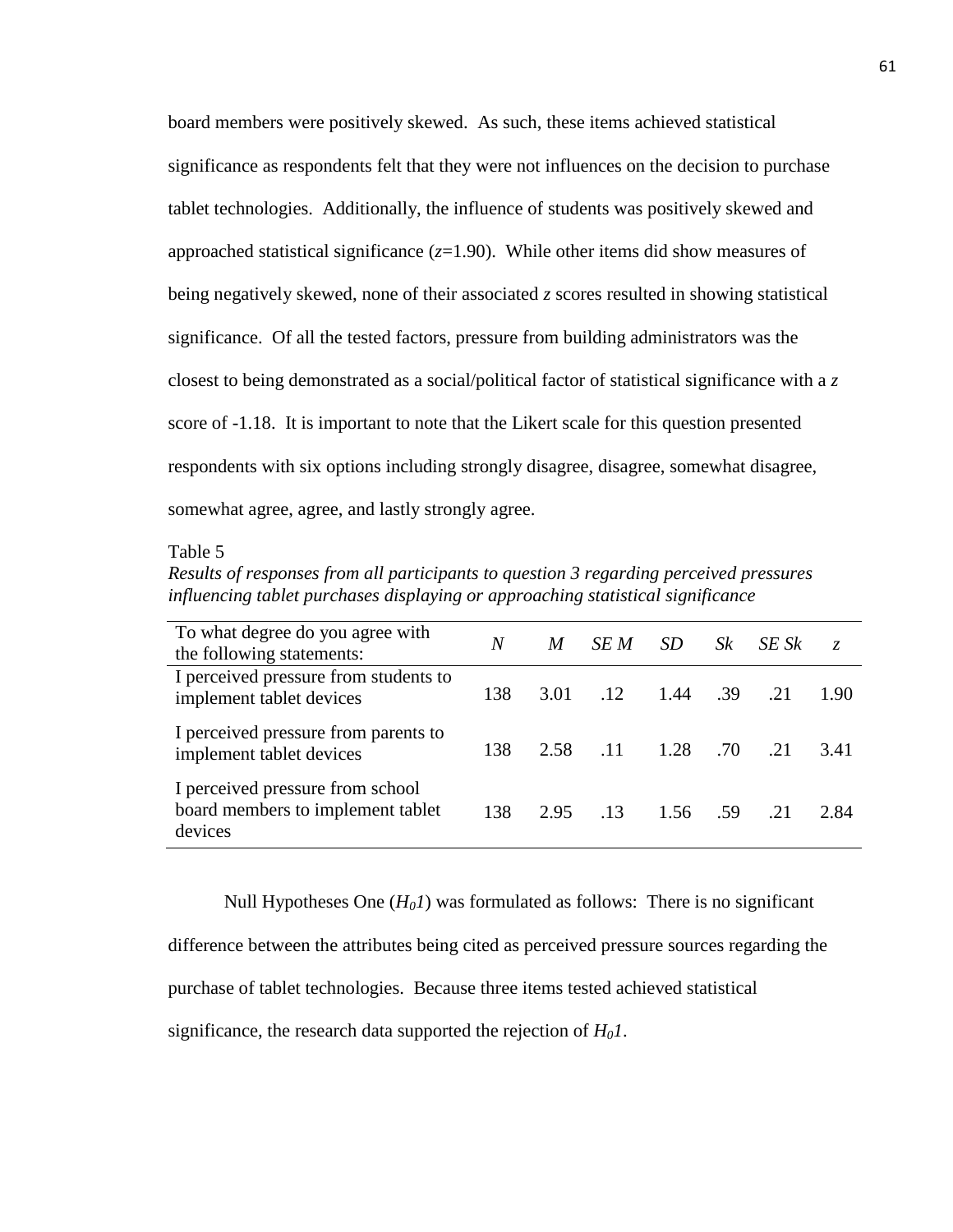board members were positively skewed. As such, these items achieved statistical significance as respondents felt that they were not influences on the decision to purchase tablet technologies. Additionally, the influence of students was positively skewed and approached statistical significance ($z$=1.90). While other items did show measures of being negatively skewed, none of their associated $z$ scores resulted in showing statistical significance. Of all the tested factors, pressure from building administrators was the closest to being demonstrated as a social/political factor of statistical significance with a $z$ score of -1.18. It is important to note that the Likert scale for this question presented respondents with six options including strongly disagree, disagree, somewhat disagree, somewhat agree, agree, and lastly strongly agree.

Table 5

*Results of responses from all participants to question 3 regarding perceived pressures influencing tablet purchases displaying or approaching statistical significance*

| To what degree do you agree with the following statements: | *N* | *M* | *SE M* | *SD* | *Sk* | *SE Sk* | *z* |
|---|---|---|---|---|---|---|---|
| I perceived pressure from students to implement tablet devices | 138 | 3.01 | .12 | 1.44 | .39 | .21 | 1.90 |
| I perceived pressure from parents to implement tablet devices | 138 | 2.58 | .11 | 1.28 | .70 | .21 | 3.41 |
| I perceived pressure from school board members to implement tablet devices | 138 | 2.95 | .13 | 1.56 | .59 | .21 | 2.84 |

Null Hypotheses One ($H_01$) was formulated as follows: There is no significant difference between the attributes being cited as perceived pressure sources regarding the purchase of tablet technologies. Because three items tested achieved statistical significance, the research data supported the rejection of $H_01$.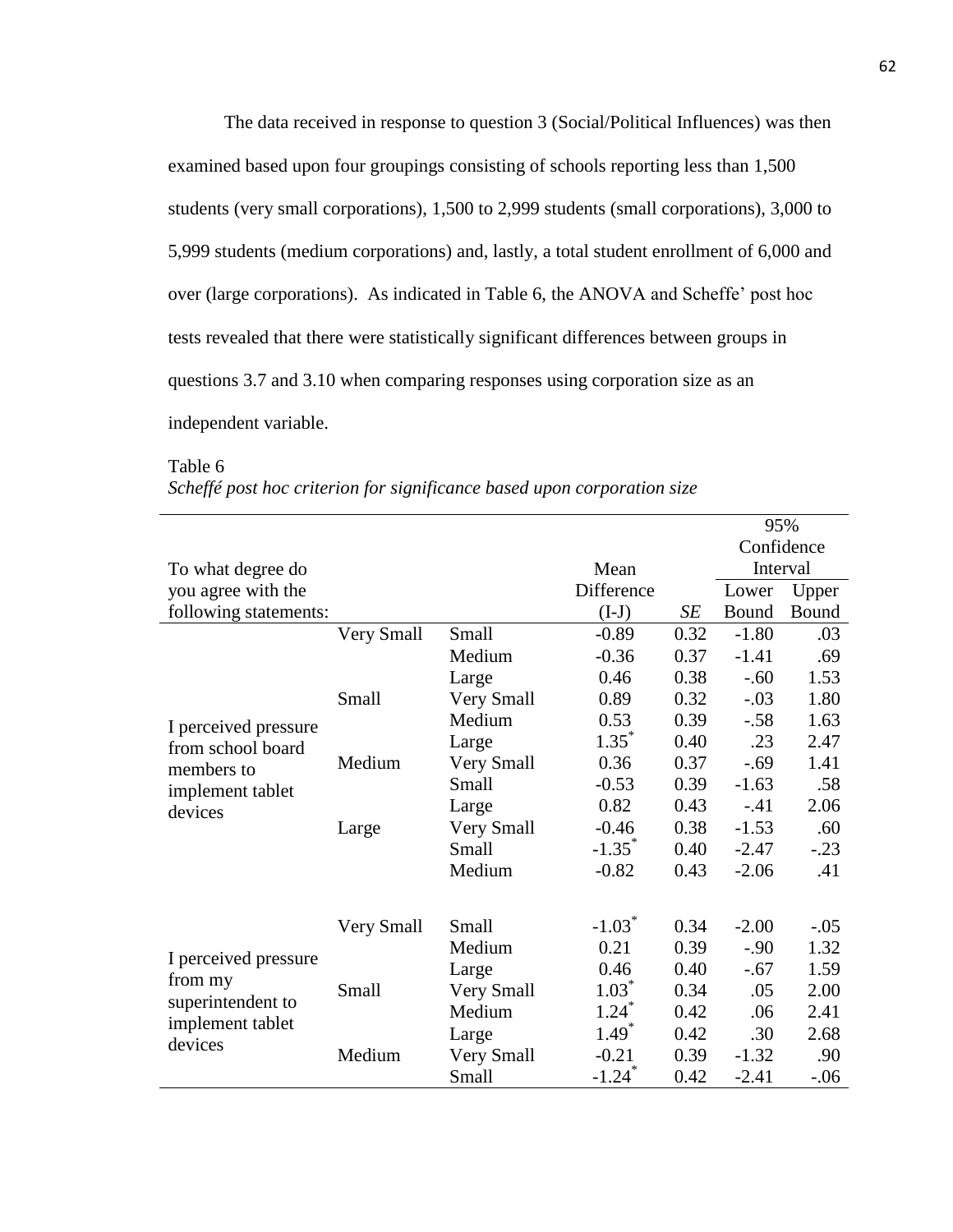The data received in response to question 3 (Social/Political Influences) was then examined based upon four groupings consisting of schools reporting less than 1,500 students (very small corporations), 1,500 to 2,999 students (small corporations), 3,000 to 5,999 students (medium corporations) and, lastly, a total student enrollment of 6,000 and over (large corporations). As indicated in Table 6, the ANOVA and Scheffe' post hoc tests revealed that there were statistically significant differences between groups in questions 3.7 and 3.10 when comparing responses using corporation size as an independent variable.

Table 6

*Scheffé post hoc criterion for significance based upon corporation size*

| To what degree do you agree with the following statements: | | | Mean Difference (I-J) | *SE* | 95% Confidence Interval | |
|---|---|---|---|---|---|---|
| | | | | | Lower Bound | Upper Bound |
| I perceived pressure from school board members to implement tablet devices | Very Small | Small | -0.89 | 0.32 | -1.80 | .03 |
| | | Medium | -0.36 | 0.37 | -1.41 | .69 |
| | | Large | 0.46 | 0.38 | -.60 | 1.53 |
| | Small | Very Small | 0.89 | 0.32 | -.03 | 1.80 |
| | | Medium | 0.53 | 0.39 | -.58 | 1.63 |
| | | Large | 1.35* | 0.40 | .23 | 2.47 |
| | Medium | Very Small | 0.36 | 0.37 | -.69 | 1.41 |
| | | Small | -0.53 | 0.39 | -1.63 | .58 |
| | | Large | 0.82 | 0.43 | -.41 | 2.06 |
| | Large | Very Small | -0.46 | 0.38 | -1.53 | .60 |
| | | Small | -1.35* | 0.40 | -2.47 | -.23 |
| | | Medium | -0.82 | 0.43 | -2.06 | .41 |
| I perceived pressure from my superintendent to implement tablet devices | Very Small | Small | -1.03* | 0.34 | -2.00 | -.05 |
| | | Medium | 0.21 | 0.39 | -.90 | 1.32 |
| | | Large | 0.46 | 0.40 | -.67 | 1.59 |
| | Small | Very Small | 1.03* | 0.34 | .05 | 2.00 |
| | | Medium | 1.24* | 0.42 | .06 | 2.41 |
| | | Large | 1.49* | 0.42 | .30 | 2.68 |
| | Medium | Very Small | -0.21 | 0.39 | -1.32 | .90 |
| | | Small | -1.24* | 0.42 | -2.41 | -.06 |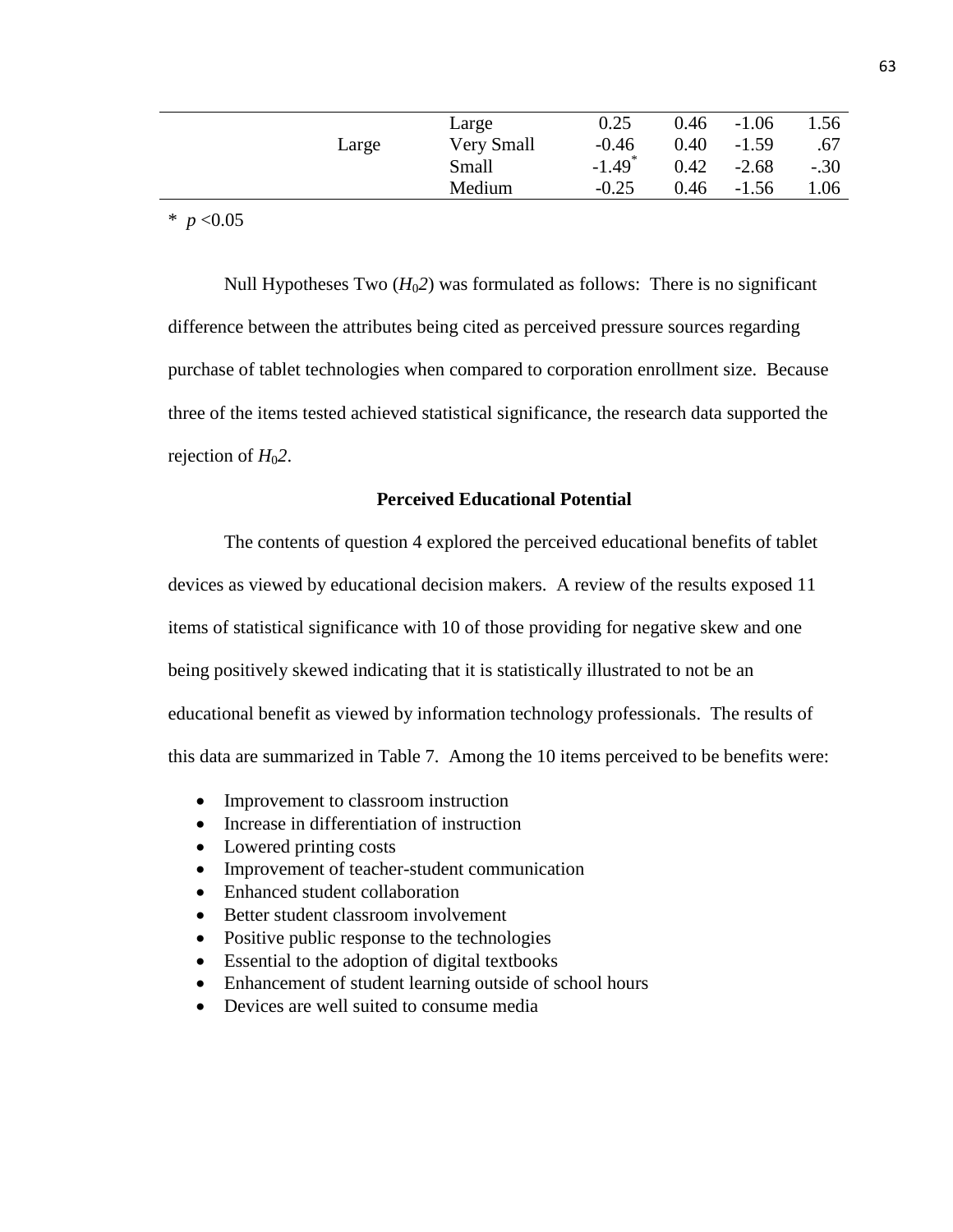| | | | | | |
|---|---|---|---|---|---|
| | Large | 0.25 | 0.46 | -1.06 | 1.56 |
| Large | Very Small | -0.46 | 0.40 | -1.59 | .67 |
| | Small | -1.49* | 0.42 | -2.68 | -.30 |
| | Medium | -0.25 | 0.46 | -1.56 | 1.06 |

* $p < 0.05$

Null Hypotheses Two ($H_02$) was formulated as follows: There is no significant difference between the attributes being cited as perceived pressure sources regarding purchase of tablet technologies when compared to corporation enrollment size. Because three of the items tested achieved statistical significance, the research data supported the rejection of $H_02$.

**Perceived Educational Potential**

The contents of question 4 explored the perceived educational benefits of tablet devices as viewed by educational decision makers. A review of the results exposed 11 items of statistical significance with 10 of those providing for negative skew and one being positively skewed indicating that it is statistically illustrated to not be an educational benefit as viewed by information technology professionals. The results of this data are summarized in Table 7. Among the 10 items perceived to be benefits were:

- Improvement to classroom instruction
- Increase in differentiation of instruction
- Lowered printing costs
- Improvement of teacher-student communication
- Enhanced student collaboration
- Better student classroom involvement
- Positive public response to the technologies
- Essential to the adoption of digital textbooks
- Enhancement of student learning outside of school hours
- Devices are well suited to consume media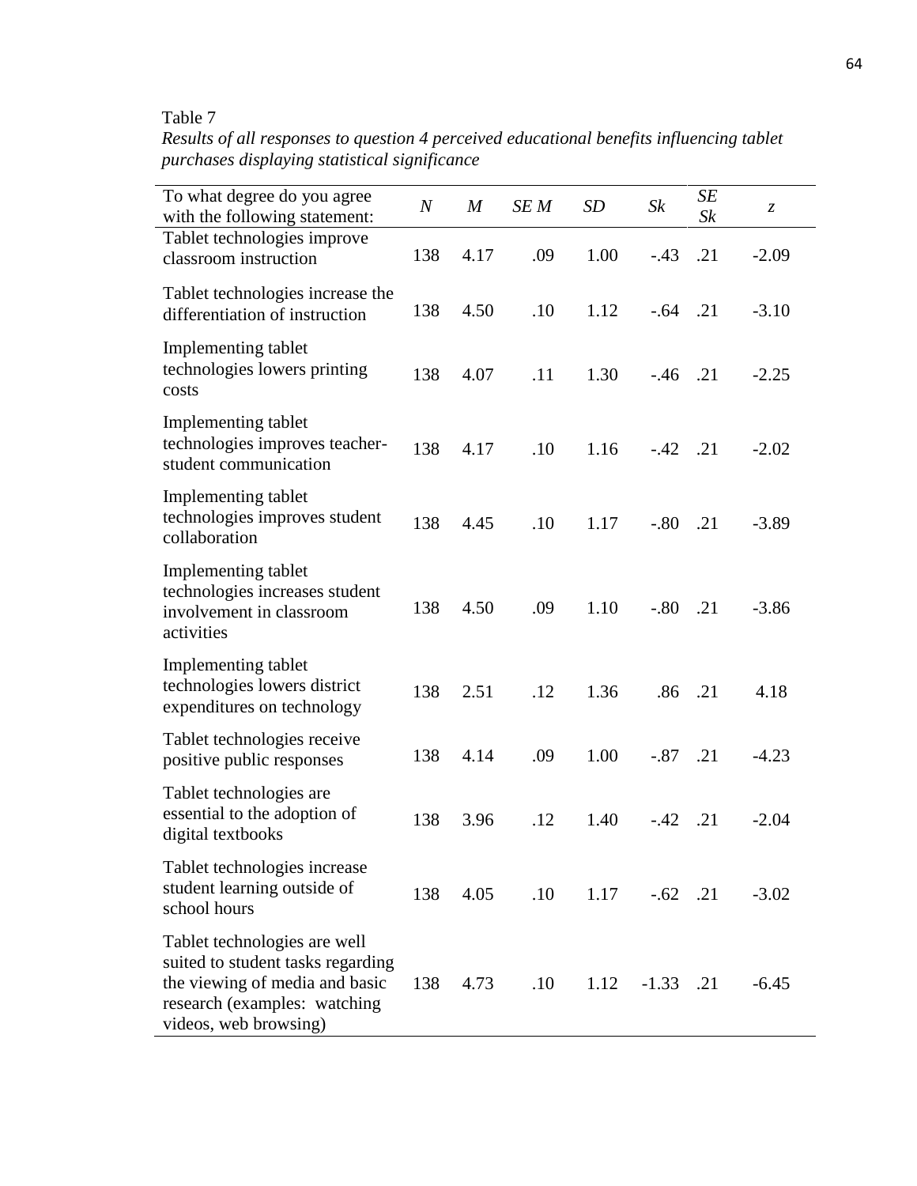Table 7

*Results of all responses to question 4 perceived educational benefits influencing tablet purchases displaying statistical significance*

| To what degree do you agree with the following statement: | *N* | *M* | *SE M* | *SD* | *Sk* | *SE Sk* | *z* |
|---|---|---|---|---|---|---|---|
| Tablet technologies improve classroom instruction | 138 | 4.17 | .09 | 1.00 | -.43 | .21 | -2.09 |
| Tablet technologies increase the differentiation of instruction | 138 | 4.50 | .10 | 1.12 | -.64 | .21 | -3.10 |
| Implementing tablet technologies lowers printing costs | 138 | 4.07 | .11 | 1.30 | -.46 | .21 | -2.25 |
| Implementing tablet technologies improves teacher-student communication | 138 | 4.17 | .10 | 1.16 | -.42 | .21 | -2.02 |
| Implementing tablet technologies improves student collaboration | 138 | 4.45 | .10 | 1.17 | -.80 | .21 | -3.89 |
| Implementing tablet technologies increases student involvement in classroom activities | 138 | 4.50 | .09 | 1.10 | -.80 | .21 | -3.86 |
| Implementing tablet technologies lowers district expenditures on technology | 138 | 2.51 | .12 | 1.36 | .86 | .21 | 4.18 |
| Tablet technologies receive positive public responses | 138 | 4.14 | .09 | 1.00 | -.87 | .21 | -4.23 |
| Tablet technologies are essential to the adoption of digital textbooks | 138 | 3.96 | .12 | 1.40 | -.42 | .21 | -2.04 |
| Tablet technologies increase student learning outside of school hours | 138 | 4.05 | .10 | 1.17 | -.62 | .21 | -3.02 |
| Tablet technologies are well suited to student tasks regarding the viewing of media and basic research (examples: watching videos, web browsing) | 138 | 4.73 | .10 | 1.12 | -1.33 | .21 | -6.45 |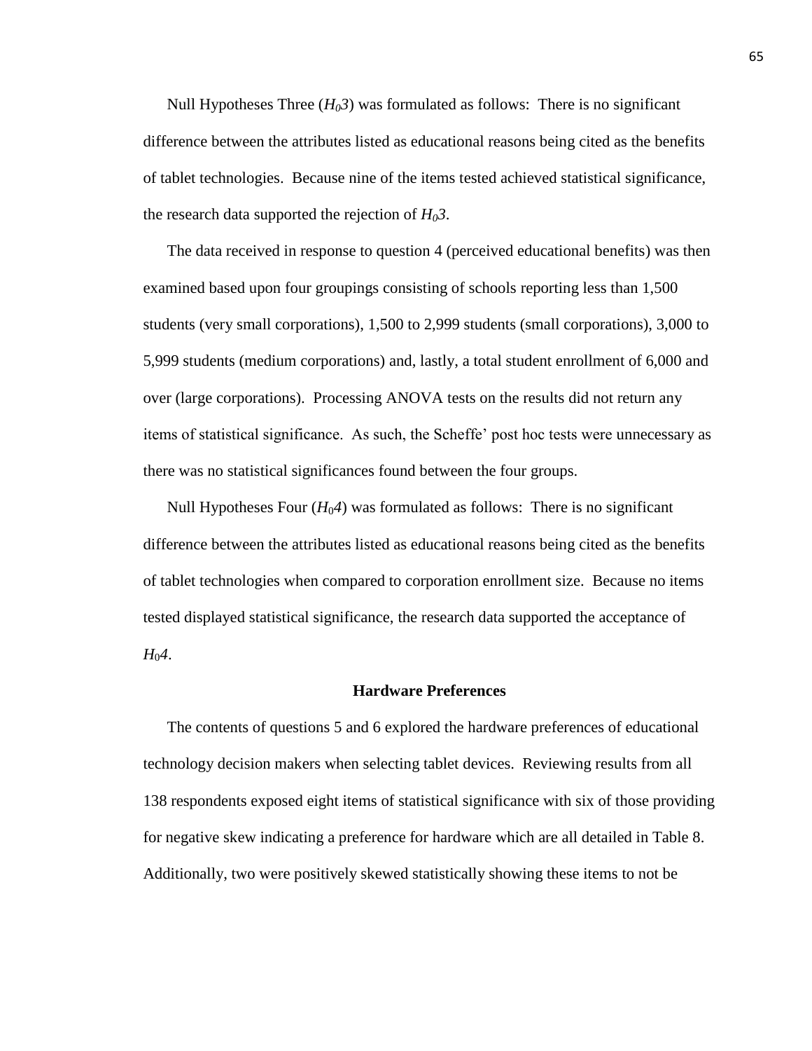Null Hypotheses Three ($H_0 3$) was formulated as follows: There is no significant difference between the attributes listed as educational reasons being cited as the benefits of tablet technologies. Because nine of the items tested achieved statistical significance, the research data supported the rejection of $H_0 3$.

The data received in response to question 4 (perceived educational benefits) was then examined based upon four groupings consisting of schools reporting less than 1,500 students (very small corporations), 1,500 to 2,999 students (small corporations), 3,000 to 5,999 students (medium corporations) and, lastly, a total student enrollment of 6,000 and over (large corporations). Processing ANOVA tests on the results did not return any items of statistical significance. As such, the Scheffe' post hoc tests were unnecessary as there was no statistical significances found between the four groups.

Null Hypotheses Four ($H_0 4$) was formulated as follows: There is no significant difference between the attributes listed as educational reasons being cited as the benefits of tablet technologies when compared to corporation enrollment size. Because no items tested displayed statistical significance, the research data supported the acceptance of $H_0 4$.

## Hardware Preferences

The contents of questions 5 and 6 explored the hardware preferences of educational technology decision makers when selecting tablet devices. Reviewing results from all 138 respondents exposed eight items of statistical significance with six of those providing for negative skew indicating a preference for hardware which are all detailed in Table 8. Additionally, two were positively skewed statistically showing these items to not be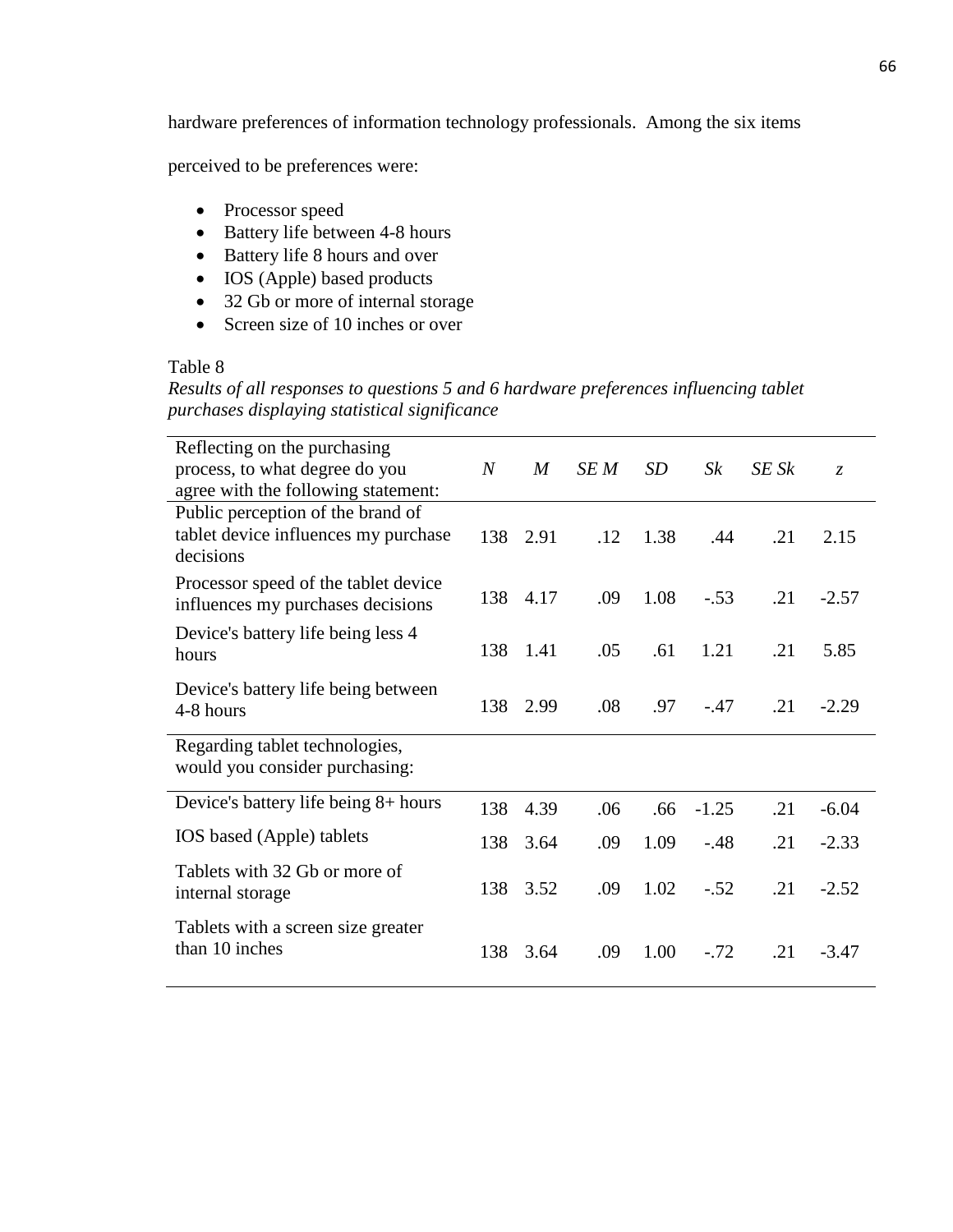hardware preferences of information technology professionals. Among the six items perceived to be preferences were:

- Processor speed
- Battery life between 4-8 hours
- Battery life 8 hours and over
- IOS (Apple) based products
- 32 Gb or more of internal storage
- Screen size of 10 inches or over

Table 8

*Results of all responses to questions 5 and 6 hardware preferences influencing tablet purchases displaying statistical significance*

| Reflecting on the purchasing process, to what degree do you agree with the following statement: | *N* | *M* | *SE M* | *SD* | *Sk* | *SE Sk* | *z* |
|---|---|---|---|---|---|---|---|
| Public perception of the brand of tablet device influences my purchase decisions | 138 | 2.91 | .12 | 1.38 | .44 | .21 | 2.15 |
| Processor speed of the tablet device influences my purchases decisions | 138 | 4.17 | .09 | 1.08 | -.53 | .21 | -2.57 |
| Device's battery life being less 4 hours | 138 | 1.41 | .05 | .61 | 1.21 | .21 | 5.85 |
| Device's battery life being between 4-8 hours | 138 | 2.99 | .08 | .97 | -.47 | .21 | -2.29 |
| Regarding tablet technologies, would you consider purchasing: | | | | | | | |
| Device's battery life being 8+ hours | 138 | 4.39 | .06 | .66 | -1.25 | .21 | -6.04 |
| IOS based (Apple) tablets | 138 | 3.64 | .09 | 1.09 | -.48 | .21 | -2.33 |
| Tablets with 32 Gb or more of internal storage | 138 | 3.52 | .09 | 1.02 | -.52 | .21 | -2.52 |
| Tablets with a screen size greater than 10 inches | 138 | 3.64 | .09 | 1.00 | -.72 | .21 | -3.47 |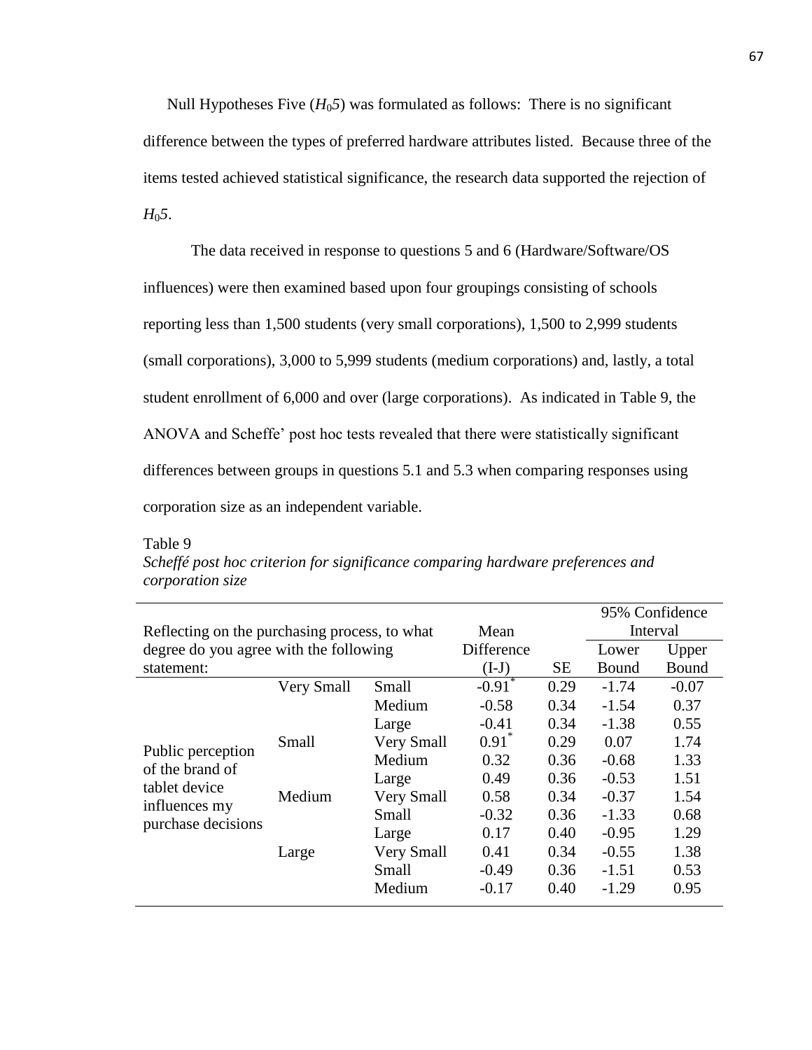Null Hypotheses Five ($H_05$) was formulated as follows: There is no significant difference between the types of preferred hardware attributes listed. Because three of the items tested achieved statistical significance, the research data supported the rejection of $H_05$.

The data received in response to questions 5 and 6 (Hardware/Software/OS influences) were then examined based upon four groupings consisting of schools reporting less than 1,500 students (very small corporations), 1,500 to 2,999 students (small corporations), 3,000 to 5,999 students (medium corporations) and, lastly, a total student enrollment of 6,000 and over (large corporations). As indicated in Table 9, the ANOVA and Scheffe' post hoc tests revealed that there were statistically significant differences between groups in questions 5.1 and 5.3 when comparing responses using corporation size as an independent variable.

Table 9

*Scheffé post hoc criterion for significance comparing hardware preferences and corporation size*

| Reflecting on the purchasing process, to what degree do you agree with the following statement: | | | Mean Difference (I-J) | SE | 95% Confidence Interval Lower Bound | Upper Bound |
|---|---|---|---|---|---|---|
| Public perception of the brand of tablet device influences my purchase decisions | Very Small | Small | -0.91* | 0.29 | -1.74 | -0.07 |
| | | Medium | -0.58 | 0.34 | -1.54 | 0.37 |
| | | Large | -0.41 | 0.34 | -1.38 | 0.55 |
| | Small | Very Small | 0.91* | 0.29 | 0.07 | 1.74 |
| | | Medium | 0.32 | 0.36 | -0.68 | 1.33 |
| | | Large | 0.49 | 0.36 | -0.53 | 1.51 |
| | Medium | Very Small | 0.58 | 0.34 | -0.37 | 1.54 |
| | | Small | -0.32 | 0.36 | -1.33 | 0.68 |
| | | Large | 0.17 | 0.40 | -0.95 | 1.29 |
| | Large | Very Small | 0.41 | 0.34 | -0.55 | 1.38 |
| | | Small | -0.49 | 0.36 | -1.51 | 0.53 |
| | | Medium | -0.17 | 0.40 | -1.29 | 0.95 |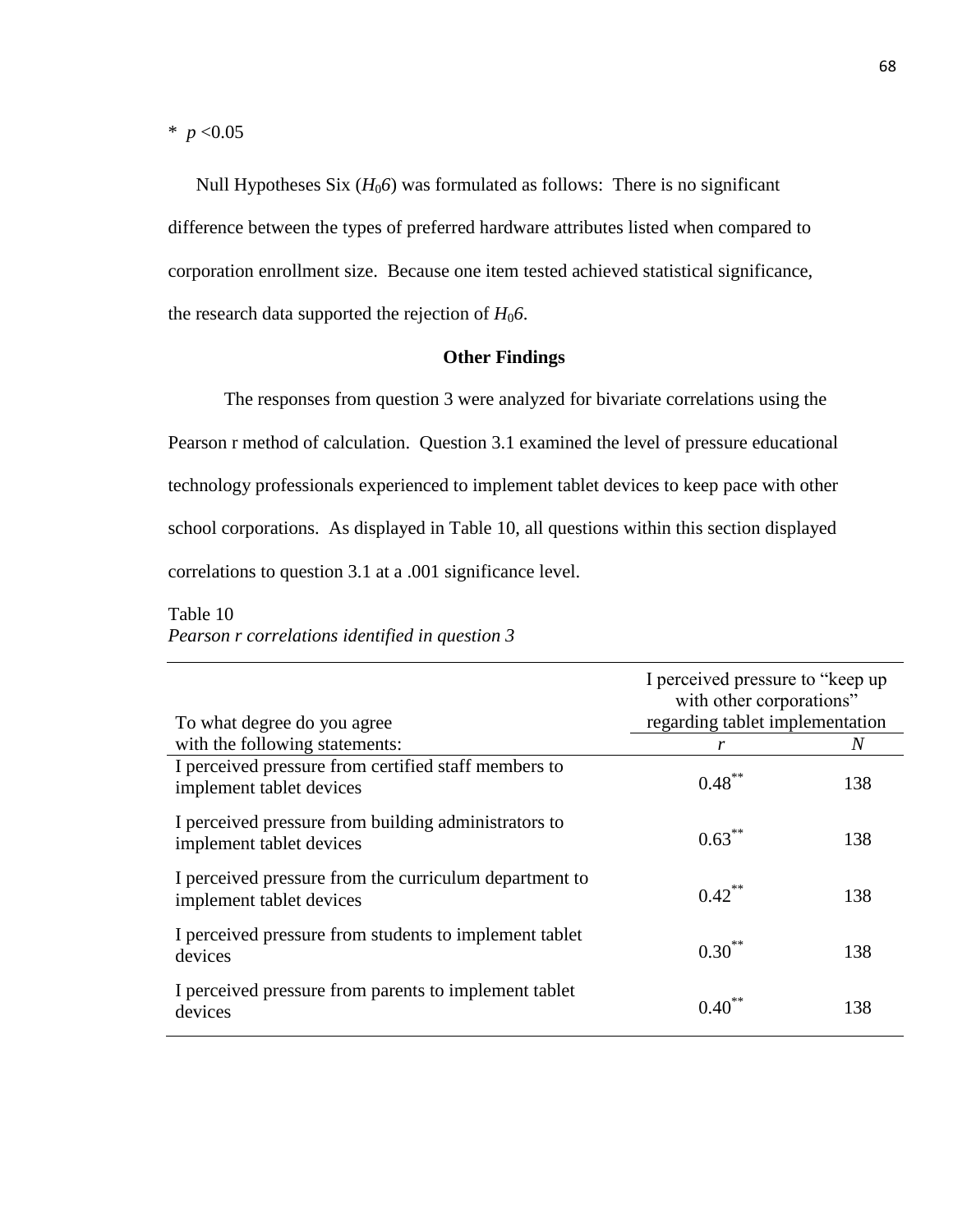* $p < 0.05$

Null Hypotheses Six ($H_06$) was formulated as follows: There is no significant difference between the types of preferred hardware attributes listed when compared to corporation enrollment size. Because one item tested achieved statistical significance, the research data supported the rejection of $H_06$.

## Other Findings

The responses from question 3 were analyzed for bivariate correlations using the Pearson r method of calculation. Question 3.1 examined the level of pressure educational technology professionals experienced to implement tablet devices to keep pace with other school corporations. As displayed in Table 10, all questions within this section displayed correlations to question 3.1 at a .001 significance level.

Table 10
*Pearson r correlations identified in question 3*

| To what degree do you agree with the following statements: | I perceived pressure to "keep up with other corporations" regarding tablet implementation | |
|---|---|---|
| | *r* | *N* |
| I perceived pressure from certified staff members to implement tablet devices | $0.48^{**}$ | 138 |
| I perceived pressure from building administrators to implement tablet devices | $0.63^{**}$ | 138 |
| I perceived pressure from the curriculum department to implement tablet devices | $0.42^{**}$ | 138 |
| I perceived pressure from students to implement tablet devices | $0.30^{**}$ | 138 |
| I perceived pressure from parents to implement tablet devices | $0.40^{**}$ | 138 |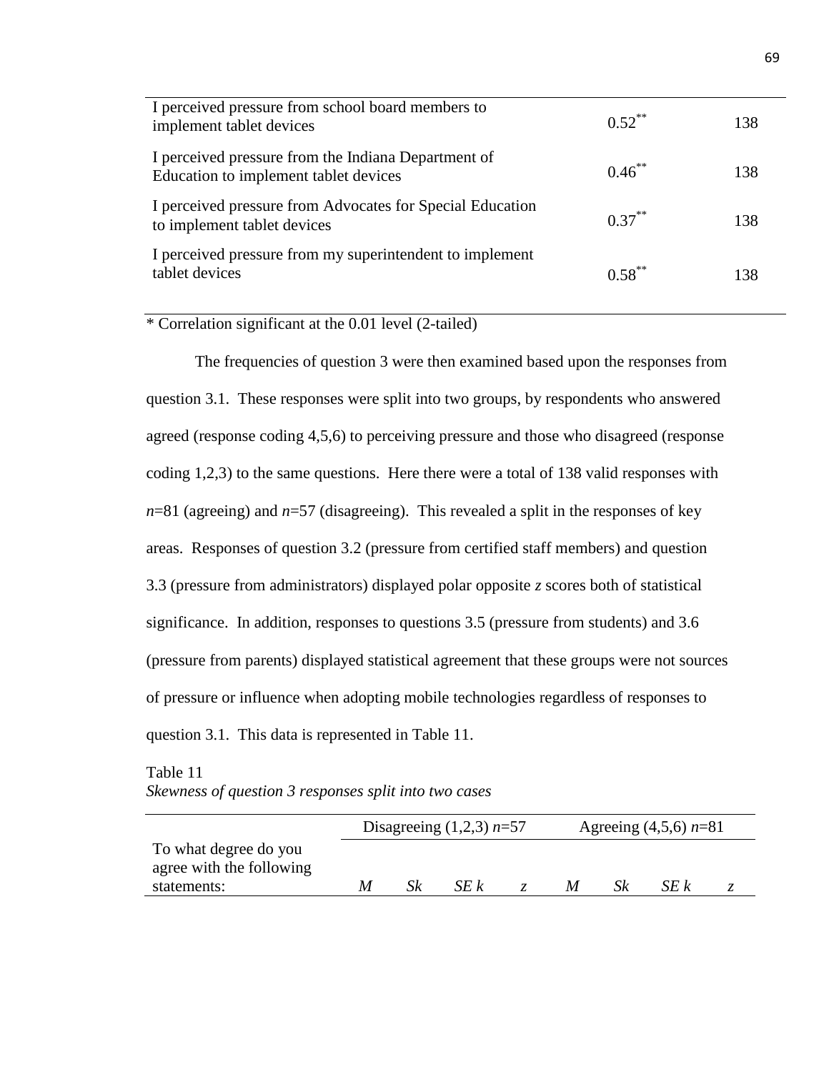| | | |
|---|---|---|
| I perceived pressure from school board members to implement tablet devices | 0.52** | 138 |
| I perceived pressure from the Indiana Department of Education to implement tablet devices | 0.46** | 138 |
| I perceived pressure from Advocates for Special Education to implement tablet devices | 0.37** | 138 |
| I perceived pressure from my superintendent to implement tablet devices | 0.58** | 138 |

* Correlation significant at the 0.01 level (2-tailed)

The frequencies of question 3 were then examined based upon the responses from question 3.1. These responses were split into two groups, by respondents who answered agreed (response coding 4,5,6) to perceiving pressure and those who disagreed (response coding 1,2,3) to the same questions. Here there were a total of 138 valid responses with $n$=81 (agreeing) and $n$=57 (disagreeing). This revealed a split in the responses of key areas. Responses of question 3.2 (pressure from certified staff members) and question 3.3 (pressure from administrators) displayed polar opposite $z$ scores both of statistical significance. In addition, responses to questions 3.5 (pressure from students) and 3.6 (pressure from parents) displayed statistical agreement that these groups were not sources of pressure or influence when adopting mobile technologies regardless of responses to question 3.1. This data is represented in Table 11.

Table 11

*Skewness of question 3 responses split into two cases*

| | Disagreeing (1,2,3) $n$=57 | | | | Agreeing (4,5,6) $n$=81 | | | |
|---|---|---|---|---|---|---|---|---|
| To what degree do you agree with the following statements: | *M* | *Sk* | *SE k* | *z* | *M* | *Sk* | *SE k* | *z* |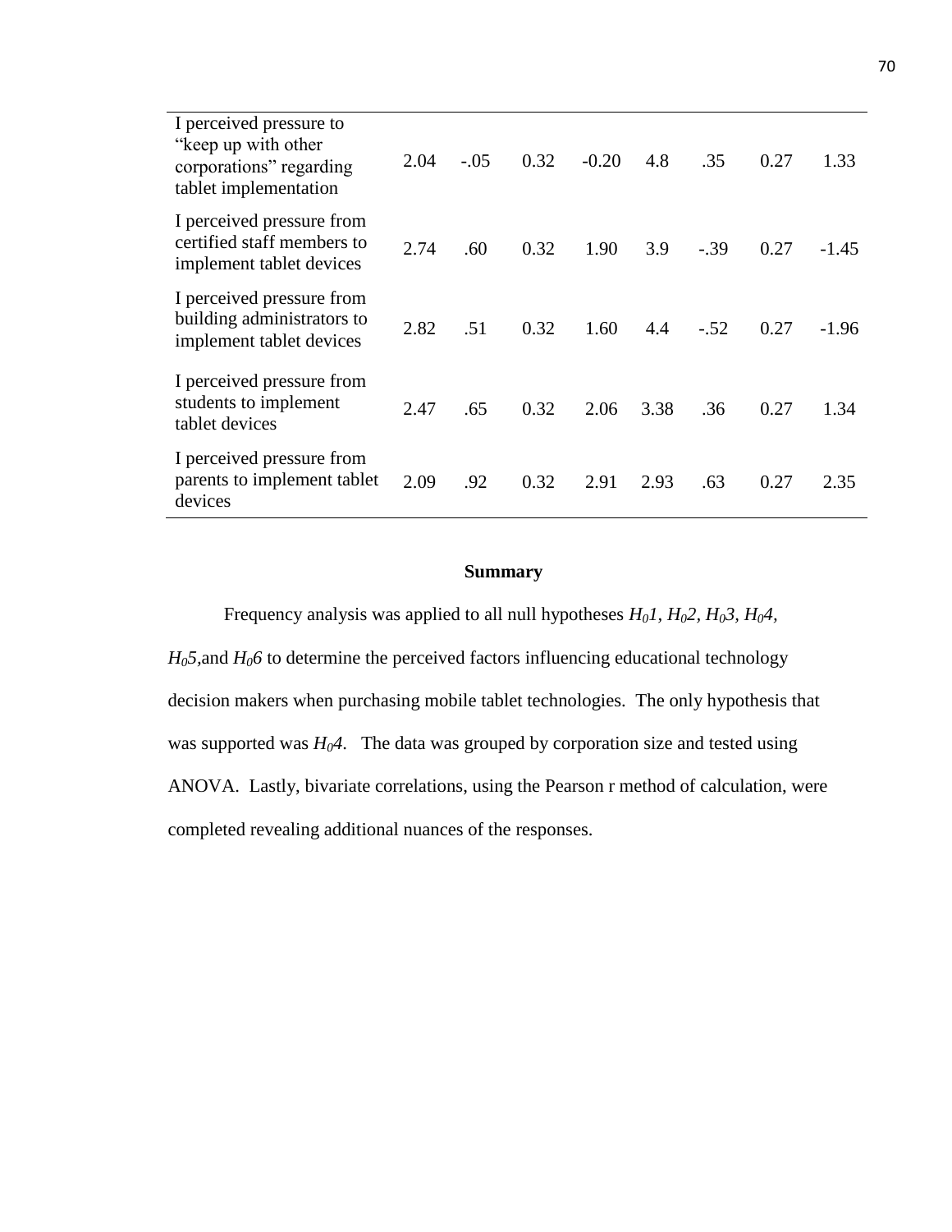| | | | | | | | | |
|---|---|---|---|---|---|---|---|---|
| I perceived pressure to "keep up with other corporations" regarding tablet implementation | 2.04 | -.05 | 0.32 | -0.20 | 4.8 | .35 | 0.27 | 1.33 |
| I perceived pressure from certified staff members to implement tablet devices | 2.74 | .60 | 0.32 | 1.90 | 3.9 | -.39 | 0.27 | -1.45 |
| I perceived pressure from building administrators to implement tablet devices | 2.82 | .51 | 0.32 | 1.60 | 4.4 | -.52 | 0.27 | -1.96 |
| I perceived pressure from students to implement tablet devices | 2.47 | .65 | 0.32 | 2.06 | 3.38 | .36 | 0.27 | 1.34 |
| I perceived pressure from parents to implement tablet devices | 2.09 | .92 | 0.32 | 2.91 | 2.93 | .63 | 0.27 | 2.35 |

## Summary

Frequency analysis was applied to all null hypotheses $H_01$, $H_02$, $H_03$, $H_04$, $H_05$, and $H_06$ to determine the perceived factors influencing educational technology decision makers when purchasing mobile tablet technologies. The only hypothesis that was supported was $H_04$. The data was grouped by corporation size and tested using ANOVA. Lastly, bivariate correlations, using the Pearson r method of calculation, were completed revealing additional nuances of the responses.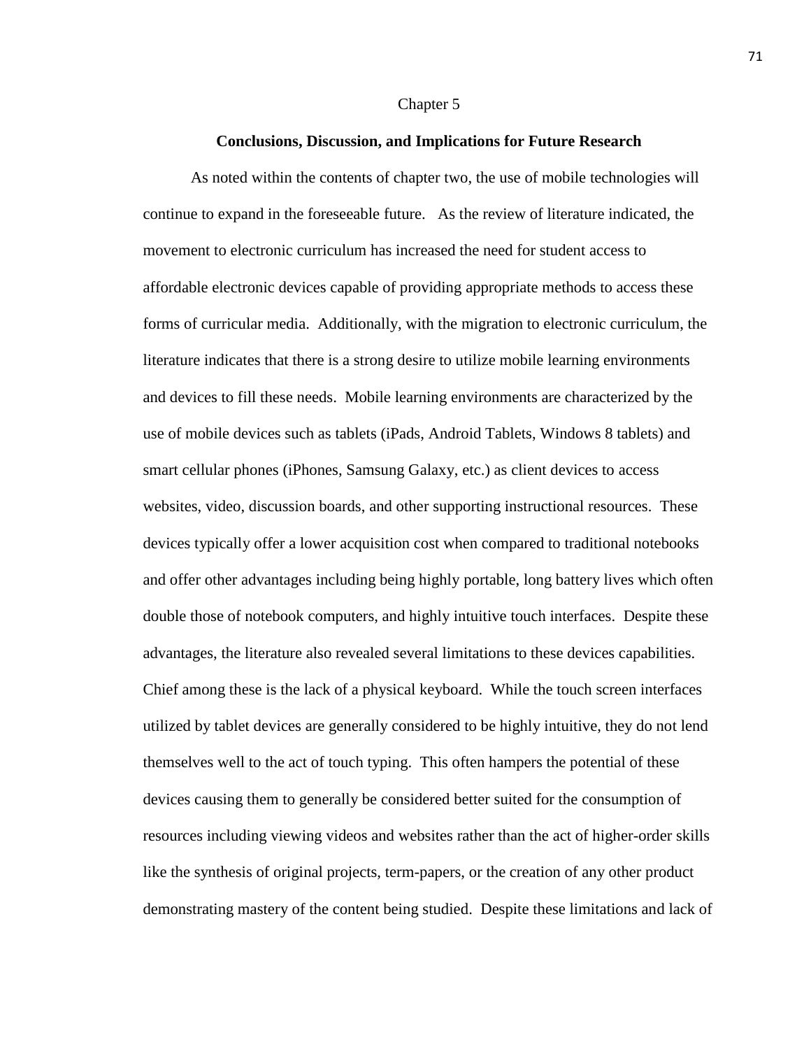# Chapter 5

## Conclusions, Discussion, and Implications for Future Research

As noted within the contents of chapter two, the use of mobile technologies will continue to expand in the foreseeable future. As the review of literature indicated, the movement to electronic curriculum has increased the need for student access to affordable electronic devices capable of providing appropriate methods to access these forms of curricular media. Additionally, with the migration to electronic curriculum, the literature indicates that there is a strong desire to utilize mobile learning environments and devices to fill these needs. Mobile learning environments are characterized by the use of mobile devices such as tablets (iPads, Android Tablets, Windows 8 tablets) and smart cellular phones (iPhones, Samsung Galaxy, etc.) as client devices to access websites, video, discussion boards, and other supporting instructional resources. These devices typically offer a lower acquisition cost when compared to traditional notebooks and offer other advantages including being highly portable, long battery lives which often double those of notebook computers, and highly intuitive touch interfaces. Despite these advantages, the literature also revealed several limitations to these devices capabilities. Chief among these is the lack of a physical keyboard. While the touch screen interfaces utilized by tablet devices are generally considered to be highly intuitive, they do not lend themselves well to the act of touch typing. This often hampers the potential of these devices causing them to generally be considered better suited for the consumption of resources including viewing videos and websites rather than the act of higher-order skills like the synthesis of original projects, term-papers, or the creation of any other product demonstrating mastery of the content being studied. Despite these limitations and lack of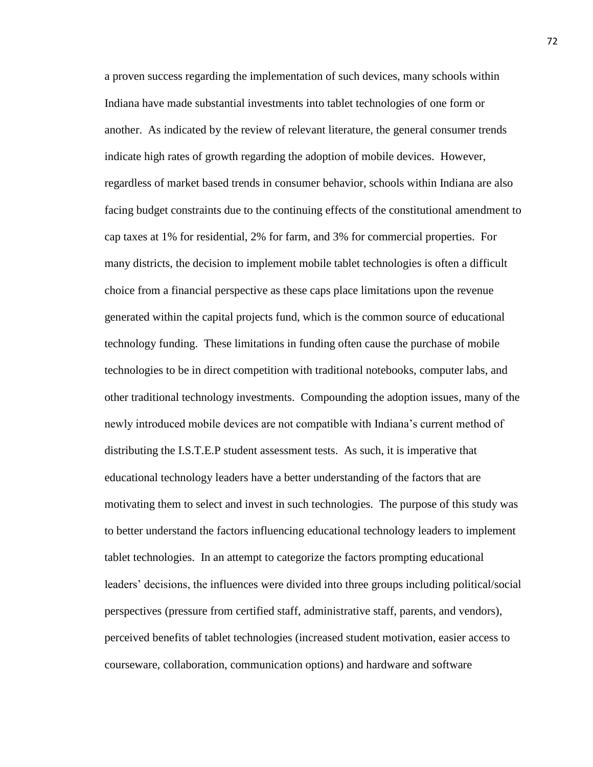a proven success regarding the implementation of such devices, many schools within Indiana have made substantial investments into tablet technologies of one form or another. As indicated by the review of relevant literature, the general consumer trends indicate high rates of growth regarding the adoption of mobile devices. However, regardless of market based trends in consumer behavior, schools within Indiana are also facing budget constraints due to the continuing effects of the constitutional amendment to cap taxes at 1% for residential, 2% for farm, and 3% for commercial properties. For many districts, the decision to implement mobile tablet technologies is often a difficult choice from a financial perspective as these caps place limitations upon the revenue generated within the capital projects fund, which is the common source of educational technology funding. These limitations in funding often cause the purchase of mobile technologies to be in direct competition with traditional notebooks, computer labs, and other traditional technology investments. Compounding the adoption issues, many of the newly introduced mobile devices are not compatible with Indiana's current method of distributing the I.S.T.E.P student assessment tests. As such, it is imperative that educational technology leaders have a better understanding of the factors that are motivating them to select and invest in such technologies. The purpose of this study was to better understand the factors influencing educational technology leaders to implement tablet technologies. In an attempt to categorize the factors prompting educational leaders' decisions, the influences were divided into three groups including political/social perspectives (pressure from certified staff, administrative staff, parents, and vendors), perceived benefits of tablet technologies (increased student motivation, easier access to courseware, collaboration, communication options) and hardware and software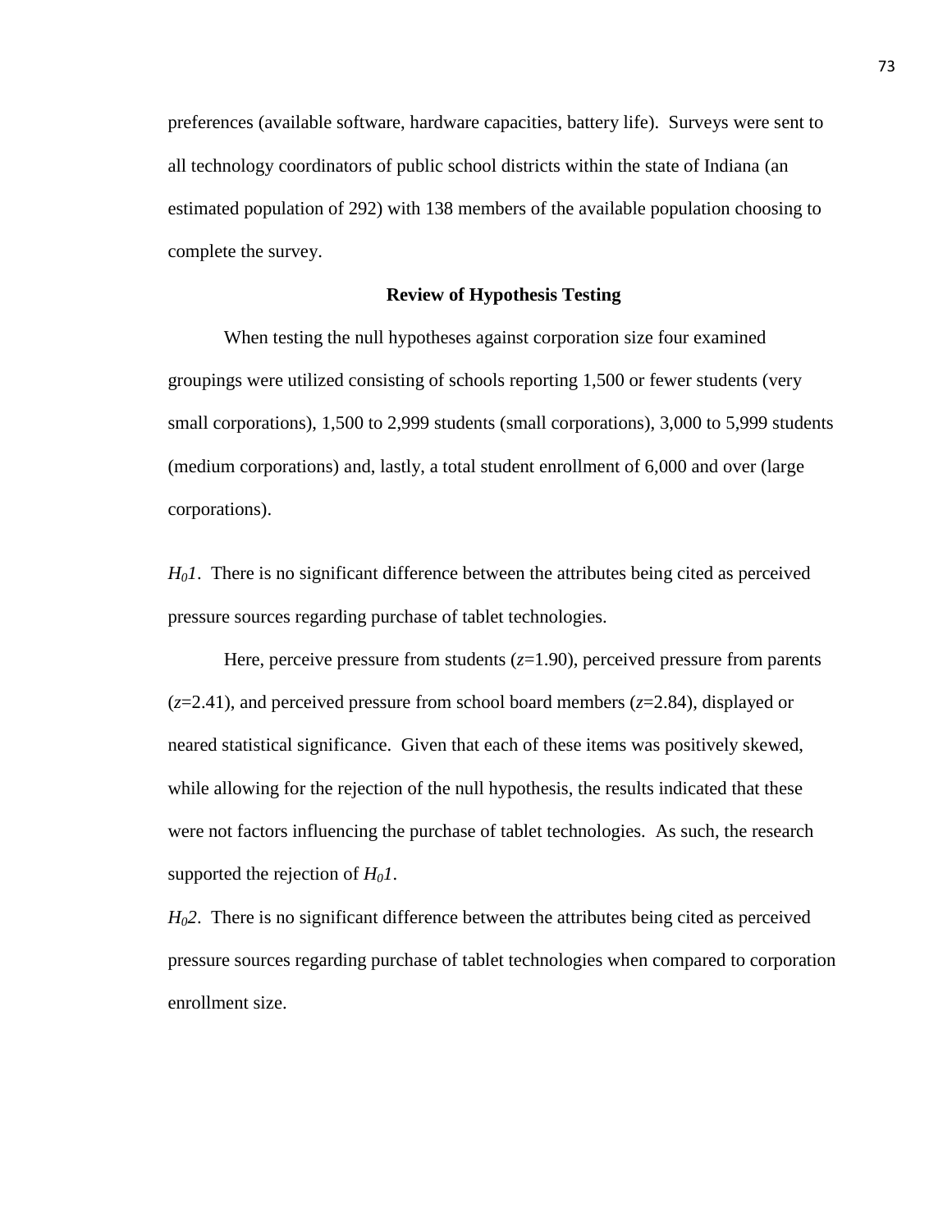preferences (available software, hardware capacities, battery life). Surveys were sent to all technology coordinators of public school districts within the state of Indiana (an estimated population of 292) with 138 members of the available population choosing to complete the survey.

### Review of Hypothesis Testing

When testing the null hypotheses against corporation size four examined groupings were utilized consisting of schools reporting 1,500 or fewer students (very small corporations), 1,500 to 2,999 students (small corporations), 3,000 to 5,999 students (medium corporations) and, lastly, a total student enrollment of 6,000 and over (large corporations).

*$H_0 1$*. There is no significant difference between the attributes being cited as perceived pressure sources regarding purchase of tablet technologies.

Here, perceive pressure from students ($z$=1.90), perceived pressure from parents ($z$=2.41), and perceived pressure from school board members ($z$=2.84), displayed or neared statistical significance. Given that each of these items was positively skewed, while allowing for the rejection of the null hypothesis, the results indicated that these were not factors influencing the purchase of tablet technologies. As such, the research supported the rejection of *$H_0 1$*.

*$H_0 2$*. There is no significant difference between the attributes being cited as perceived pressure sources regarding purchase of tablet technologies when compared to corporation enrollment size.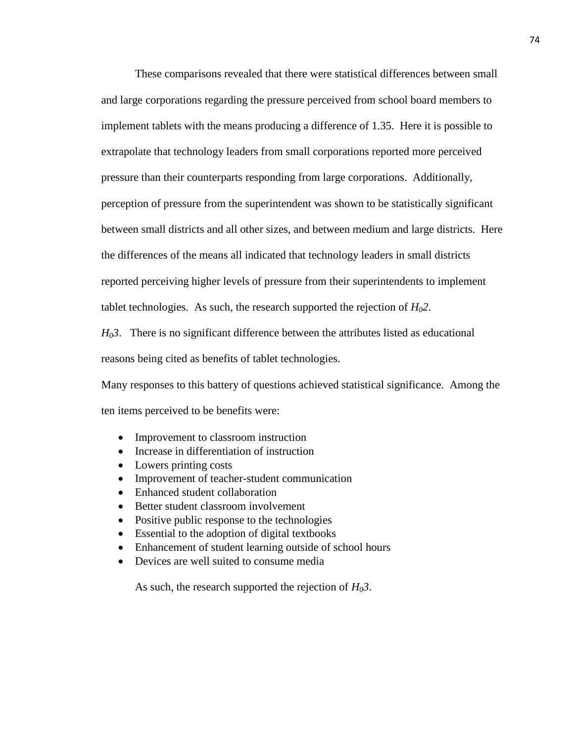These comparisons revealed that there were statistical differences between small and large corporations regarding the pressure perceived from school board members to implement tablets with the means producing a difference of 1.35. Here it is possible to extrapolate that technology leaders from small corporations reported more perceived pressure than their counterparts responding from large corporations. Additionally, perception of pressure from the superintendent was shown to be statistically significant between small districts and all other sizes, and between medium and large districts. Here the differences of the means all indicated that technology leaders in small districts reported perceiving higher levels of pressure from their superintendents to implement tablet technologies. As such, the research supported the rejection of $H_02$.

$H_03$. There is no significant difference between the attributes listed as educational reasons being cited as benefits of tablet technologies.

Many responses to this battery of questions achieved statistical significance. Among the ten items perceived to be benefits were:

- Improvement to classroom instruction
- Increase in differentiation of instruction
- Lowers printing costs
- Improvement of teacher-student communication
- Enhanced student collaboration
- Better student classroom involvement
- Positive public response to the technologies
- Essential to the adoption of digital textbooks
- Enhancement of student learning outside of school hours
- Devices are well suited to consume media

As such, the research supported the rejection of $H_03$.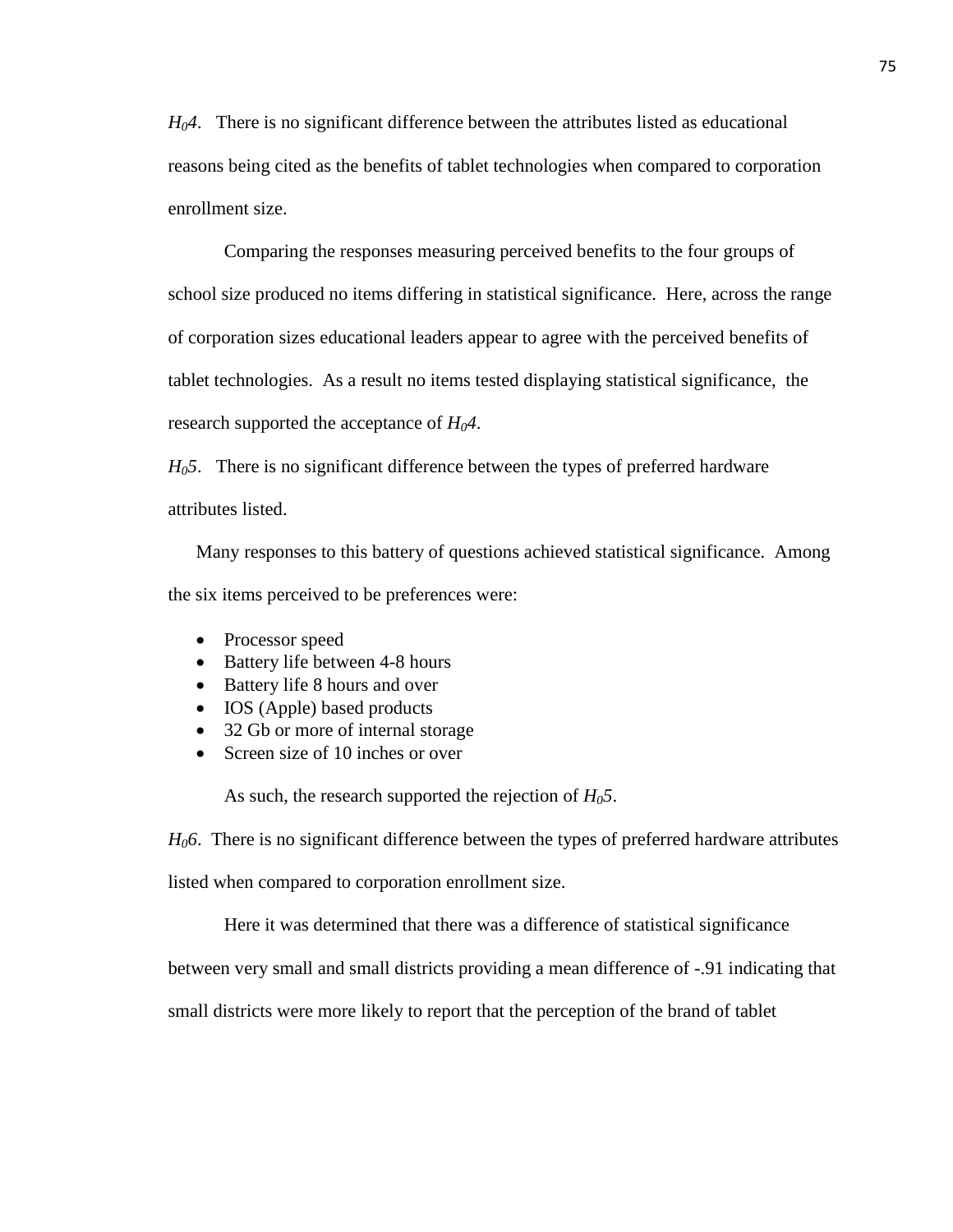*$H_0$4*. There is no significant difference between the attributes listed as educational reasons being cited as the benefits of tablet technologies when compared to corporation enrollment size.

Comparing the responses measuring perceived benefits to the four groups of school size produced no items differing in statistical significance. Here, across the range of corporation sizes educational leaders appear to agree with the perceived benefits of tablet technologies. As a result no items tested displaying statistical significance, the research supported the acceptance of *$H_0$4*.

*$H_0$5*. There is no significant difference between the types of preferred hardware attributes listed.

Many responses to this battery of questions achieved statistical significance. Among the six items perceived to be preferences were:

- Processor speed
- Battery life between 4-8 hours
- Battery life 8 hours and over
- IOS (Apple) based products
- 32 Gb or more of internal storage
- Screen size of 10 inches or over

As such, the research supported the rejection of *$H_0$5*.

*$H_0$6*. There is no significant difference between the types of preferred hardware attributes listed when compared to corporation enrollment size.

Here it was determined that there was a difference of statistical significance between very small and small districts providing a mean difference of -.91 indicating that small districts were more likely to report that the perception of the brand of tablet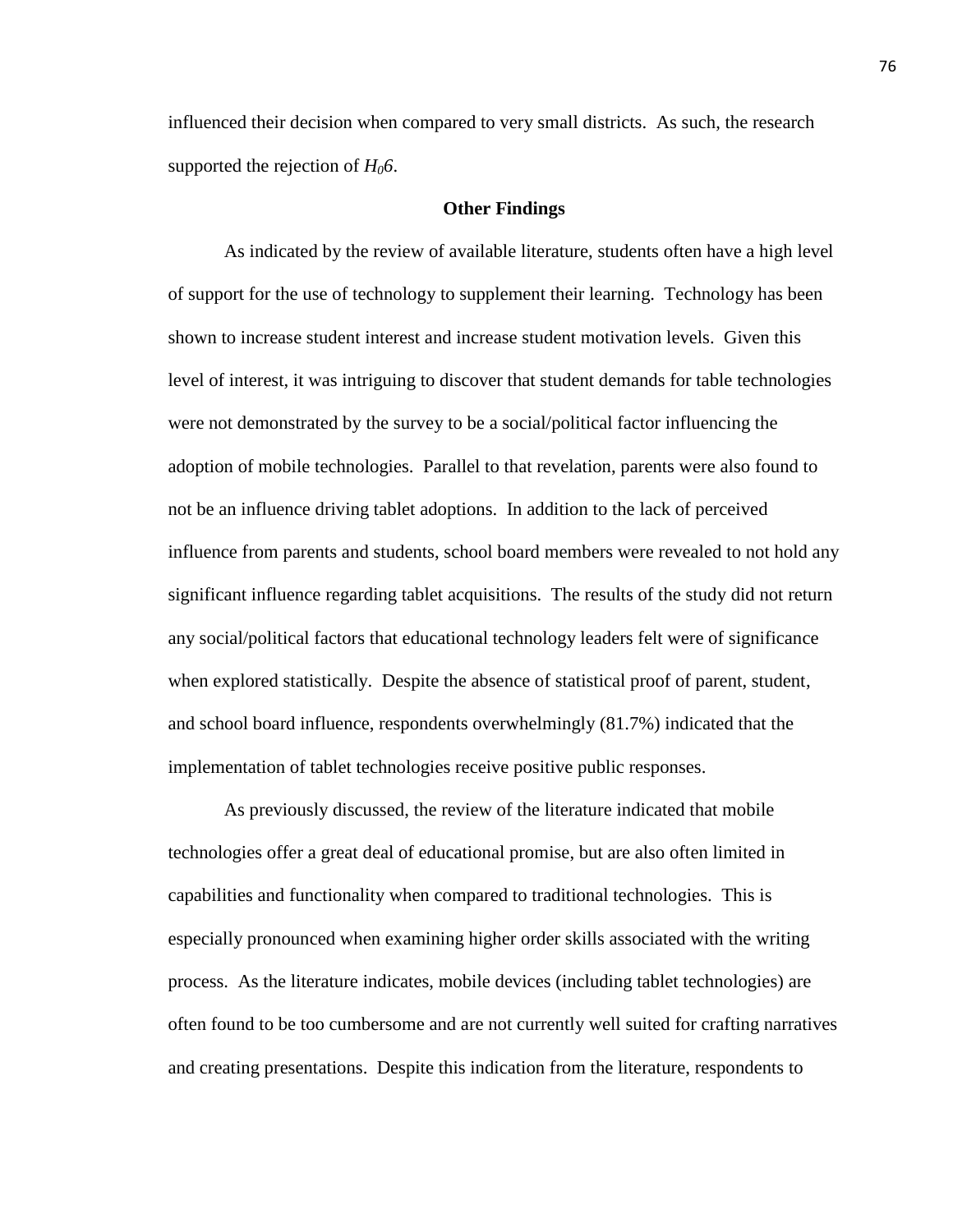influenced their decision when compared to very small districts. As such, the research supported the rejection of $H_06$.

## Other Findings

As indicated by the review of available literature, students often have a high level of support for the use of technology to supplement their learning. Technology has been shown to increase student interest and increase student motivation levels. Given this level of interest, it was intriguing to discover that student demands for table technologies were not demonstrated by the survey to be a social/political factor influencing the adoption of mobile technologies. Parallel to that revelation, parents were also found to not be an influence driving tablet adoptions. In addition to the lack of perceived influence from parents and students, school board members were revealed to not hold any significant influence regarding tablet acquisitions. The results of the study did not return any social/political factors that educational technology leaders felt were of significance when explored statistically. Despite the absence of statistical proof of parent, student, and school board influence, respondents overwhelmingly (81.7%) indicated that the implementation of tablet technologies receive positive public responses.

As previously discussed, the review of the literature indicated that mobile technologies offer a great deal of educational promise, but are also often limited in capabilities and functionality when compared to traditional technologies. This is especially pronounced when examining higher order skills associated with the writing process. As the literature indicates, mobile devices (including tablet technologies) are often found to be too cumbersome and are not currently well suited for crafting narratives and creating presentations. Despite this indication from the literature, respondents to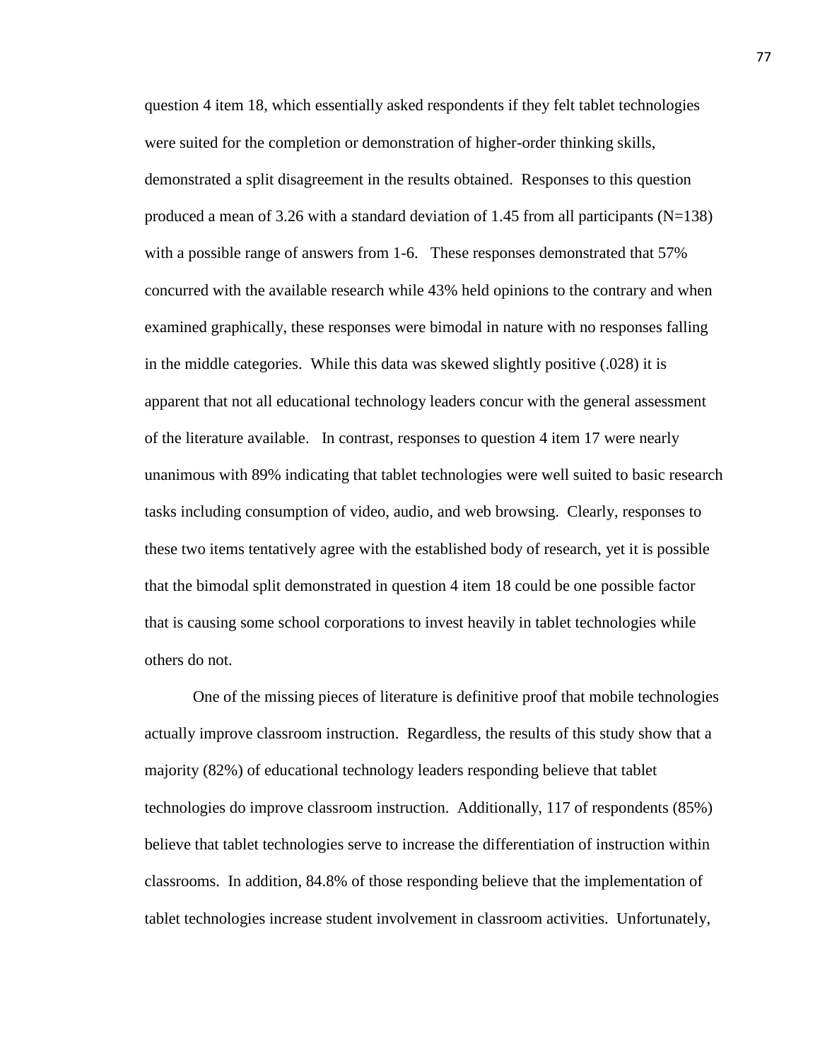question 4 item 18, which essentially asked respondents if they felt tablet technologies were suited for the completion or demonstration of higher-order thinking skills, demonstrated a split disagreement in the results obtained. Responses to this question produced a mean of 3.26 with a standard deviation of 1.45 from all participants (N=138) with a possible range of answers from 1-6. These responses demonstrated that 57% concurred with the available research while 43% held opinions to the contrary and when examined graphically, these responses were bimodal in nature with no responses falling in the middle categories. While this data was skewed slightly positive (.028) it is apparent that not all educational technology leaders concur with the general assessment of the literature available. In contrast, responses to question 4 item 17 were nearly unanimous with 89% indicating that tablet technologies were well suited to basic research tasks including consumption of video, audio, and web browsing. Clearly, responses to these two items tentatively agree with the established body of research, yet it is possible that the bimodal split demonstrated in question 4 item 18 could be one possible factor that is causing some school corporations to invest heavily in tablet technologies while others do not.

One of the missing pieces of literature is definitive proof that mobile technologies actually improve classroom instruction. Regardless, the results of this study show that a majority (82%) of educational technology leaders responding believe that tablet technologies do improve classroom instruction. Additionally, 117 of respondents (85%) believe that tablet technologies serve to increase the differentiation of instruction within classrooms. In addition, 84.8% of those responding believe that the implementation of tablet technologies increase student involvement in classroom activities. Unfortunately,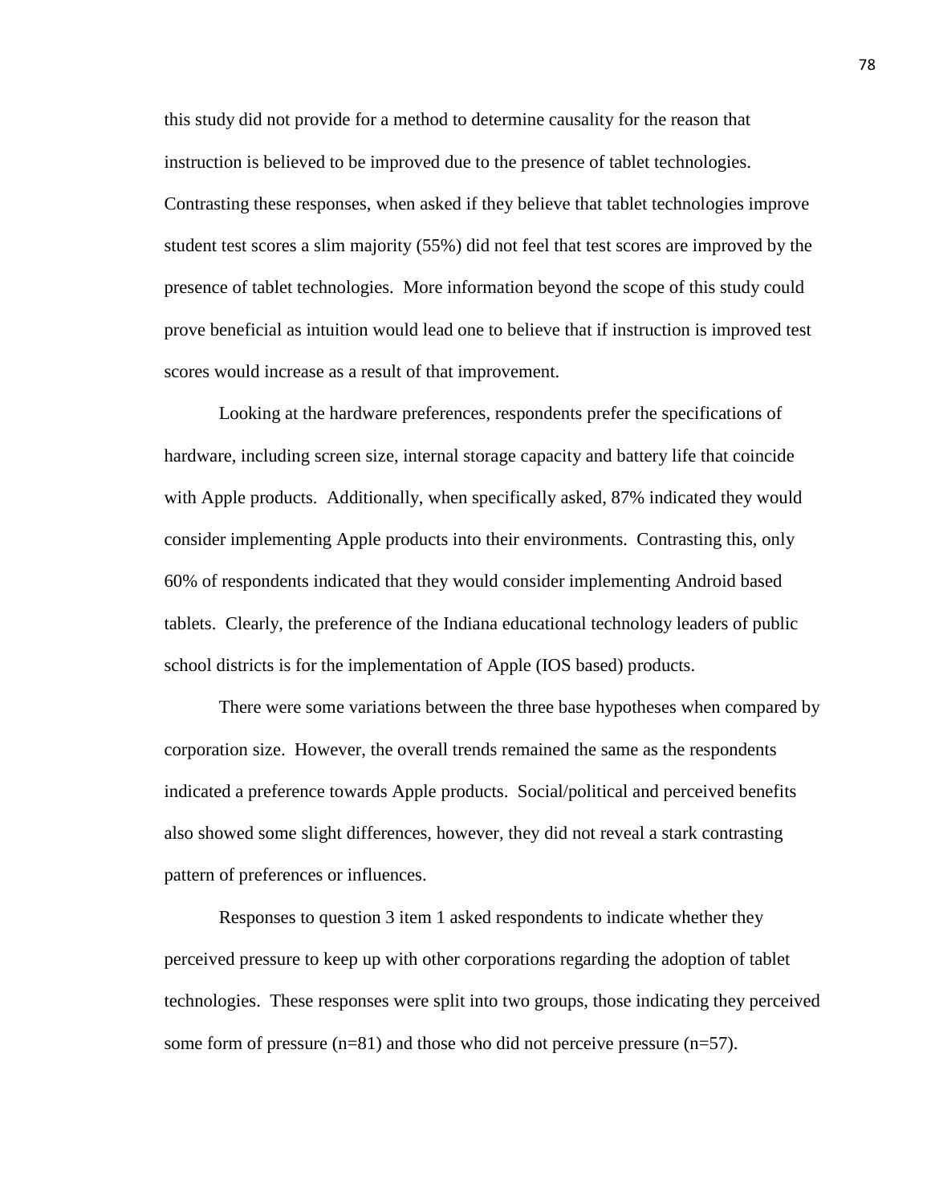this study did not provide for a method to determine causality for the reason that instruction is believed to be improved due to the presence of tablet technologies. Contrasting these responses, when asked if they believe that tablet technologies improve student test scores a slim majority (55%) did not feel that test scores are improved by the presence of tablet technologies. More information beyond the scope of this study could prove beneficial as intuition would lead one to believe that if instruction is improved test scores would increase as a result of that improvement.

Looking at the hardware preferences, respondents prefer the specifications of hardware, including screen size, internal storage capacity and battery life that coincide with Apple products. Additionally, when specifically asked, 87% indicated they would consider implementing Apple products into their environments. Contrasting this, only 60% of respondents indicated that they would consider implementing Android based tablets. Clearly, the preference of the Indiana educational technology leaders of public school districts is for the implementation of Apple (IOS based) products.

There were some variations between the three base hypotheses when compared by corporation size. However, the overall trends remained the same as the respondents indicated a preference towards Apple products. Social/political and perceived benefits also showed some slight differences, however, they did not reveal a stark contrasting pattern of preferences or influences.

Responses to question 3 item 1 asked respondents to indicate whether they perceived pressure to keep up with other corporations regarding the adoption of tablet technologies. These responses were split into two groups, those indicating they perceived some form of pressure (n=81) and those who did not perceive pressure (n=57).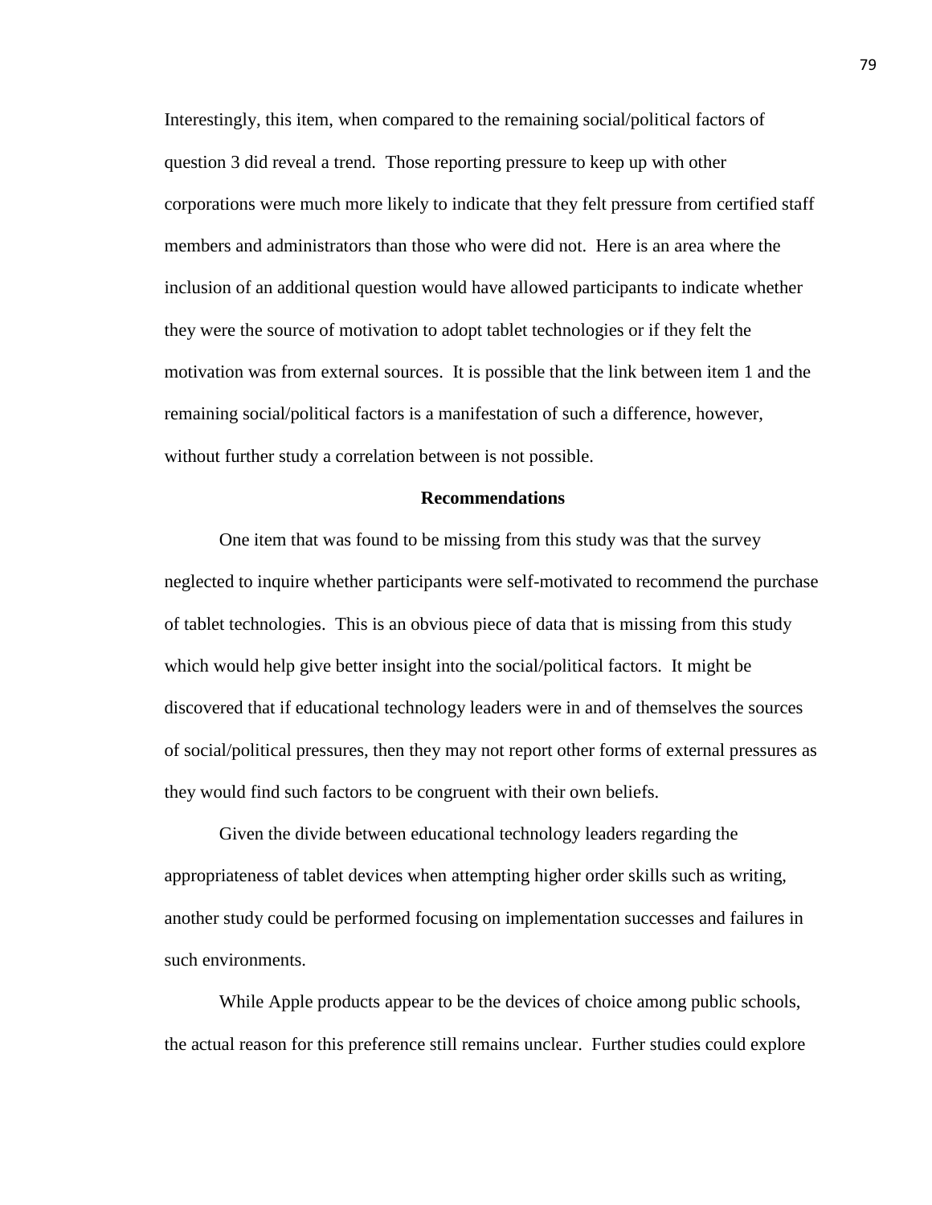Interestingly, this item, when compared to the remaining social/political factors of question 3 did reveal a trend. Those reporting pressure to keep up with other corporations were much more likely to indicate that they felt pressure from certified staff members and administrators than those who were did not. Here is an area where the inclusion of an additional question would have allowed participants to indicate whether they were the source of motivation to adopt tablet technologies or if they felt the motivation was from external sources. It is possible that the link between item 1 and the remaining social/political factors is a manifestation of such a difference, however, without further study a correlation between is not possible.

## Recommendations

One item that was found to be missing from this study was that the survey neglected to inquire whether participants were self-motivated to recommend the purchase of tablet technologies. This is an obvious piece of data that is missing from this study which would help give better insight into the social/political factors. It might be discovered that if educational technology leaders were in and of themselves the sources of social/political pressures, then they may not report other forms of external pressures as they would find such factors to be congruent with their own beliefs.

Given the divide between educational technology leaders regarding the appropriateness of tablet devices when attempting higher order skills such as writing, another study could be performed focusing on implementation successes and failures in such environments.

While Apple products appear to be the devices of choice among public schools, the actual reason for this preference still remains unclear. Further studies could explore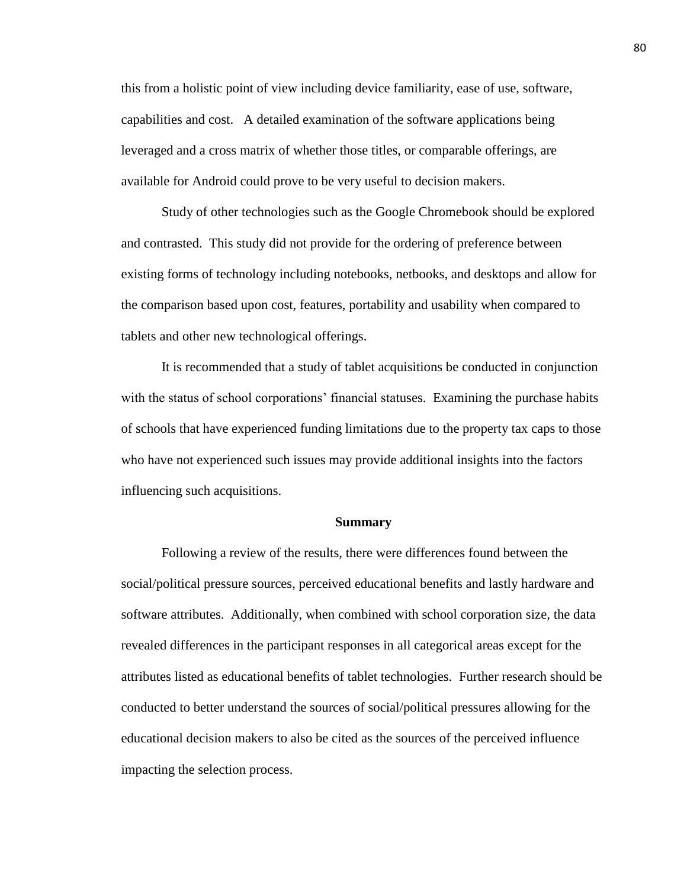this from a holistic point of view including device familiarity, ease of use, software, capabilities and cost. A detailed examination of the software applications being leveraged and a cross matrix of whether those titles, or comparable offerings, are available for Android could prove to be very useful to decision makers.

Study of other technologies such as the Google Chromebook should be explored and contrasted. This study did not provide for the ordering of preference between existing forms of technology including notebooks, netbooks, and desktops and allow for the comparison based upon cost, features, portability and usability when compared to tablets and other new technological offerings.

It is recommended that a study of tablet acquisitions be conducted in conjunction with the status of school corporations' financial statuses. Examining the purchase habits of schools that have experienced funding limitations due to the property tax caps to those who have not experienced such issues may provide additional insights into the factors influencing such acquisitions.

## Summary

Following a review of the results, there were differences found between the social/political pressure sources, perceived educational benefits and lastly hardware and software attributes. Additionally, when combined with school corporation size, the data revealed differences in the participant responses in all categorical areas except for the attributes listed as educational benefits of tablet technologies. Further research should be conducted to better understand the sources of social/political pressures allowing for the educational decision makers to also be cited as the sources of the perceived influence impacting the selection process.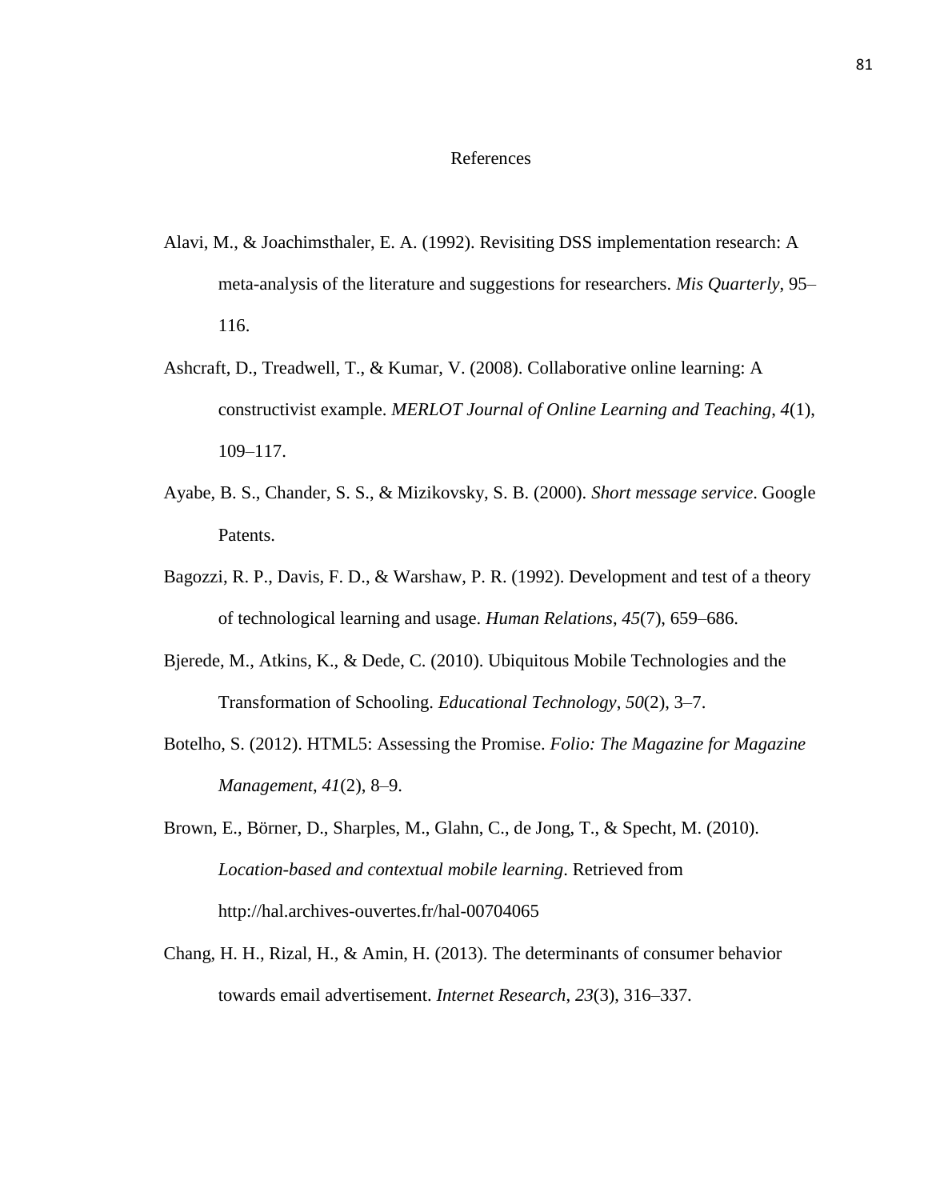# References

Alavi, M., & Joachimsthaler, E. A. (1992). Revisiting DSS implementation research: A meta-analysis of the literature and suggestions for researchers. *Mis Quarterly*, 95–116.

Ashcraft, D., Treadwell, T., & Kumar, V. (2008). Collaborative online learning: A constructivist example. *MERLOT Journal of Online Learning and Teaching*, *4*(1), 109–117.

Ayabe, B. S., Chander, S. S., & Mizikovsky, S. B. (2000). *Short message service*. Google Patents.

Bagozzi, R. P., Davis, F. D., & Warshaw, P. R. (1992). Development and test of a theory of technological learning and usage. *Human Relations*, *45*(7), 659–686.

Bjerede, M., Atkins, K., & Dede, C. (2010). Ubiquitous Mobile Technologies and the Transformation of Schooling. *Educational Technology*, *50*(2), 3–7.

Botelho, S. (2012). HTML5: Assessing the Promise. *Folio: The Magazine for Magazine Management*, *41*(2), 8–9.

Brown, E., Börner, D., Sharples, M., Glahn, C., de Jong, T., & Specht, M. (2010). *Location-based and contextual mobile learning*. Retrieved from http://hal.archives-ouvertes.fr/hal-00704065

Chang, H. H., Rizal, H., & Amin, H. (2013). The determinants of consumer behavior towards email advertisement. *Internet Research*, *23*(3), 316–337.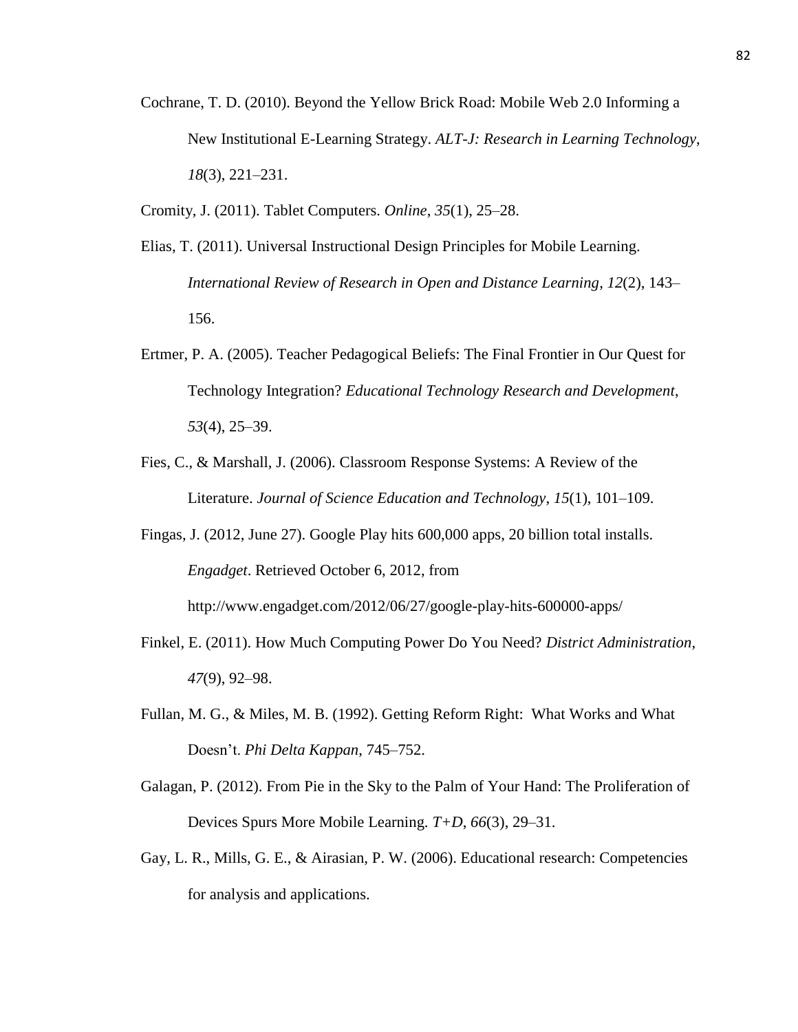Cochrane, T. D. (2010). Beyond the Yellow Brick Road: Mobile Web 2.0 Informing a New Institutional E-Learning Strategy. *ALT-J: Research in Learning Technology*, *18*(3), 221–231.

Cromity, J. (2011). Tablet Computers. *Online*, *35*(1), 25–28.

Elias, T. (2011). Universal Instructional Design Principles for Mobile Learning. *International Review of Research in Open and Distance Learning*, *12*(2), 143–156.

Ertmer, P. A. (2005). Teacher Pedagogical Beliefs: The Final Frontier in Our Quest for Technology Integration? *Educational Technology Research and Development*, *53*(4), 25–39.

Fies, C., & Marshall, J. (2006). Classroom Response Systems: A Review of the Literature. *Journal of Science Education and Technology*, *15*(1), 101–109.

Fingas, J. (2012, June 27). Google Play hits 600,000 apps, 20 billion total installs. *Engadget*. Retrieved October 6, 2012, from http://www.engadget.com/2012/06/27/google-play-hits-600000-apps/

Finkel, E. (2011). How Much Computing Power Do You Need? *District Administration*, *47*(9), 92–98.

Fullan, M. G., & Miles, M. B. (1992). Getting Reform Right: What Works and What Doesn't. *Phi Delta Kappan*, 745–752.

Galagan, P. (2012). From Pie in the Sky to the Palm of Your Hand: The Proliferation of Devices Spurs More Mobile Learning. *T+D*, *66*(3), 29–31.

Gay, L. R., Mills, G. E., & Airasian, P. W. (2006). Educational research: Competencies for analysis and applications.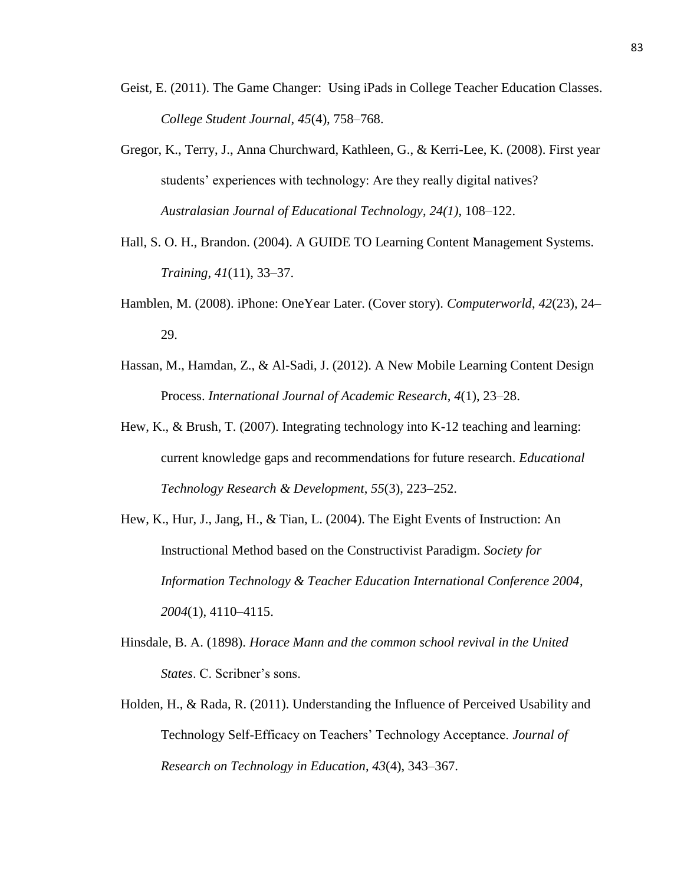Geist, E. (2011). The Game Changer: Using iPads in College Teacher Education Classes. *College Student Journal*, *45*(4), 758–768.

Gregor, K., Terry, J., Anna Churchward, Kathleen, G., & Kerri-Lee, K. (2008). First year students' experiences with technology: Are they really digital natives? *Australasian Journal of Educational Technology*, *24(1)*, 108–122.

Hall, S. O. H., Brandon. (2004). A GUIDE TO Learning Content Management Systems. *Training*, *41*(11), 33–37.

Hamblen, M. (2008). iPhone: OneYear Later. (Cover story). *Computerworld*, *42*(23), 24–29.

Hassan, M., Hamdan, Z., & Al-Sadi, J. (2012). A New Mobile Learning Content Design Process. *International Journal of Academic Research*, *4*(1), 23–28.

Hew, K., & Brush, T. (2007). Integrating technology into K-12 teaching and learning: current knowledge gaps and recommendations for future research. *Educational Technology Research & Development*, *55*(3), 223–252.

Hew, K., Hur, J., Jang, H., & Tian, L. (2004). The Eight Events of Instruction: An Instructional Method based on the Constructivist Paradigm. *Society for Information Technology & Teacher Education International Conference 2004*, *2004*(1), 4110–4115.

Hinsdale, B. A. (1898). *Horace Mann and the common school revival in the United States*. C. Scribner's sons.

Holden, H., & Rada, R. (2011). Understanding the Influence of Perceived Usability and Technology Self-Efficacy on Teachers' Technology Acceptance. *Journal of Research on Technology in Education*, *43*(4), 343–367.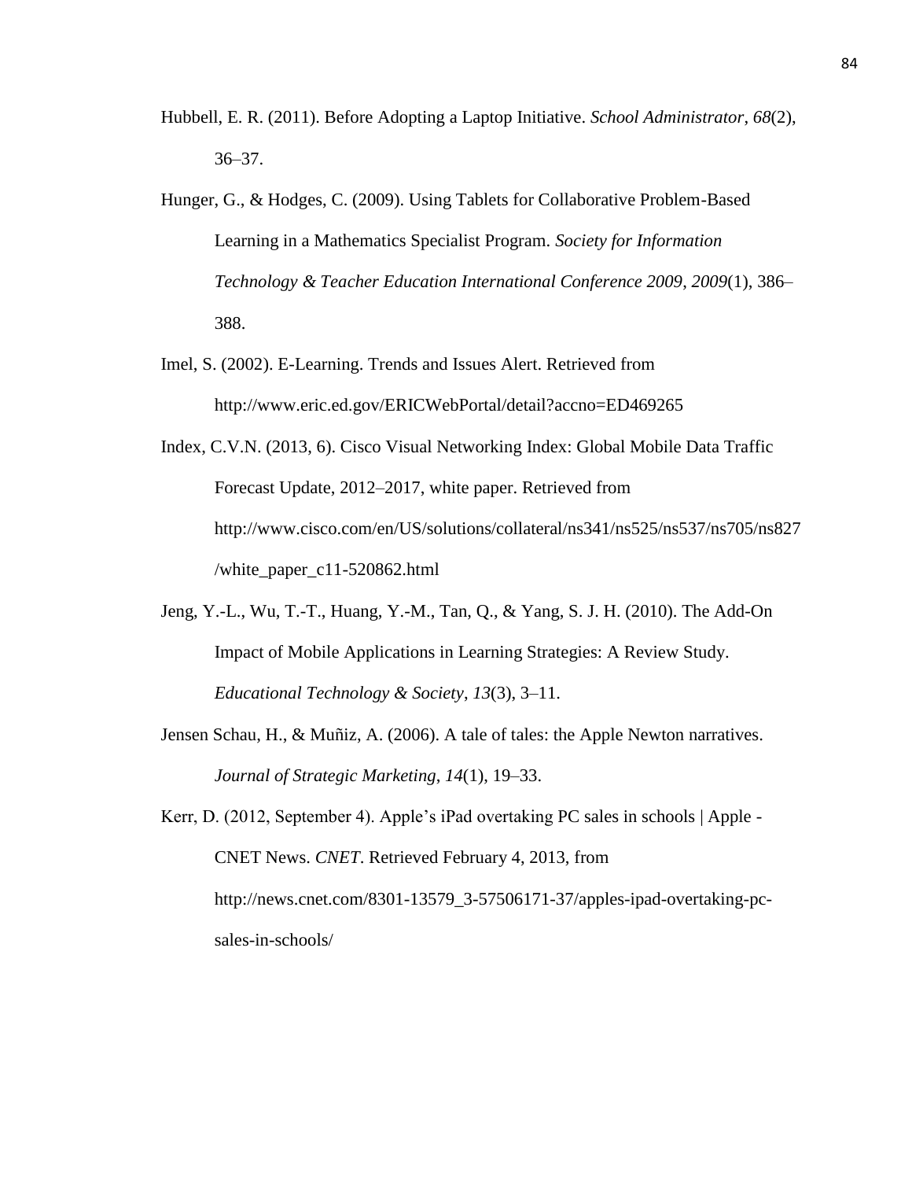Hubbell, E. R. (2011). Before Adopting a Laptop Initiative. *School Administrator*, *68*(2), 36–37.

Hunger, G., & Hodges, C. (2009). Using Tablets for Collaborative Problem-Based Learning in a Mathematics Specialist Program. *Society for Information Technology & Teacher Education International Conference 2009*, *2009*(1), 386–388.

Imel, S. (2002). E-Learning. Trends and Issues Alert. Retrieved from http://www.eric.ed.gov/ERICWebPortal/detail?accno=ED469265

Index, C.V.N. (2013, 6). Cisco Visual Networking Index: Global Mobile Data Traffic Forecast Update, 2012–2017, white paper. Retrieved from http://www.cisco.com/en/US/solutions/collateral/ns341/ns525/ns537/ns705/ns827/white_paper_c11-520862.html

Jeng, Y.-L., Wu, T.-T., Huang, Y.-M., Tan, Q., & Yang, S. J. H. (2010). The Add-On Impact of Mobile Applications in Learning Strategies: A Review Study. *Educational Technology & Society*, *13*(3), 3–11.

Jensen Schau, H., & Muñiz, A. (2006). A tale of tales: the Apple Newton narratives. *Journal of Strategic Marketing*, *14*(1), 19–33.

Kerr, D. (2012, September 4). Apple's iPad overtaking PC sales in schools | Apple - CNET News. *CNET*. Retrieved February 4, 2013, from http://news.cnet.com/8301-13579_3-57506171-37/apples-ipad-overtaking-pc-sales-in-schools/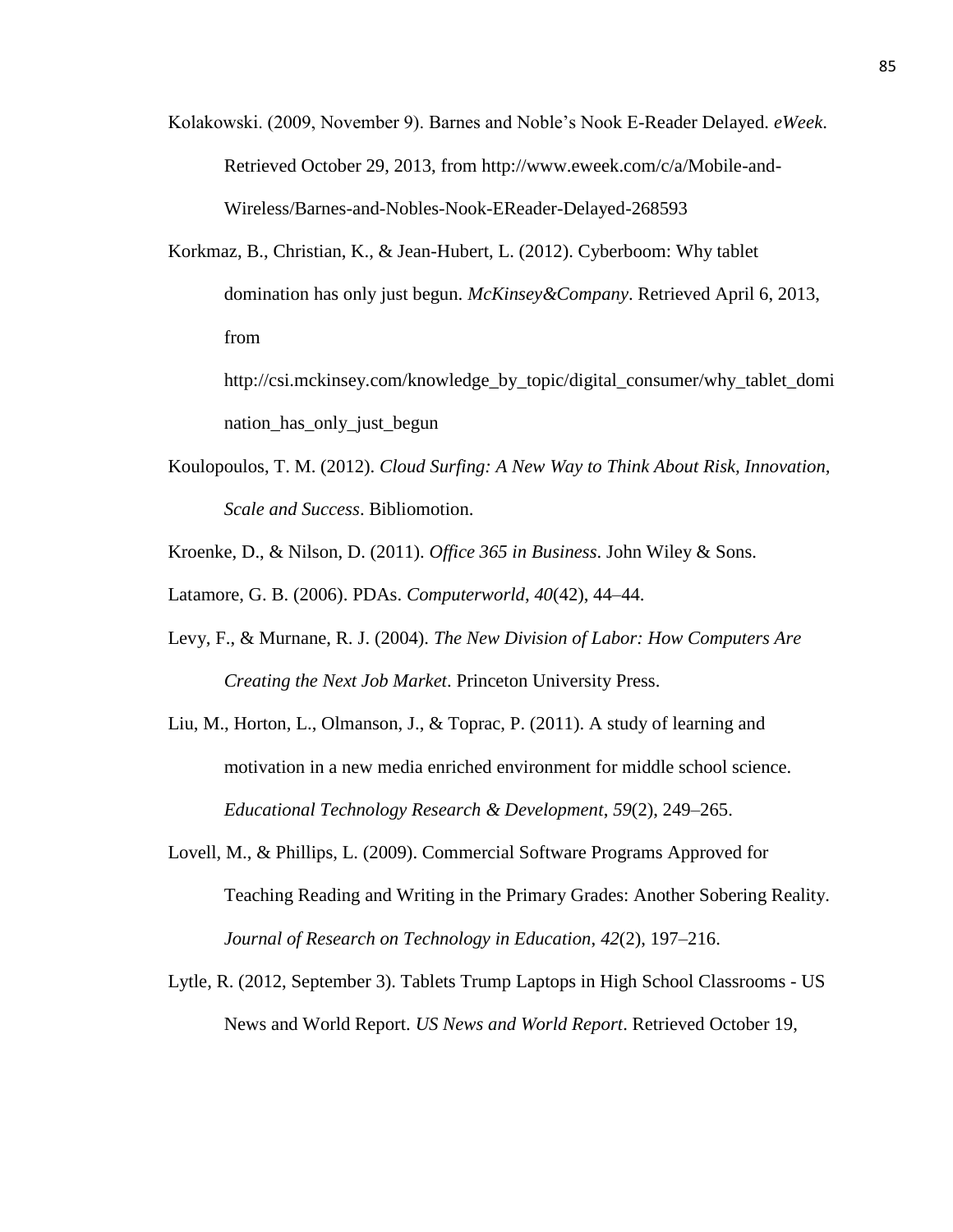Kolakowski. (2009, November 9). Barnes and Noble's Nook E-Reader Delayed. *eWeek*. Retrieved October 29, 2013, from http://www.eweek.com/c/a/Mobile-and-Wireless/Barnes-and-Nobles-Nook-EReader-Delayed-268593

Korkmaz, B., Christian, K., & Jean-Hubert, L. (2012). Cyberboom: Why tablet domination has only just begun. *McKinsey&Company*. Retrieved April 6, 2013, from http://csi.mckinsey.com/knowledge_by_topic/digital_consumer/why_tablet_domination_has_only_just_begun

Koulopoulos, T. M. (2012). *Cloud Surfing: A New Way to Think About Risk, Innovation, Scale and Success*. Bibliomotion.

Kroenke, D., & Nilson, D. (2011). *Office 365 in Business*. John Wiley & Sons.

Latamore, G. B. (2006). PDAs. *Computerworld*, *40*(42), 44–44.

Levy, F., & Murnane, R. J. (2004). *The New Division of Labor: How Computers Are Creating the Next Job Market*. Princeton University Press.

Liu, M., Horton, L., Olmanson, J., & Toprac, P. (2011). A study of learning and motivation in a new media enriched environment for middle school science. *Educational Technology Research & Development*, *59*(2), 249–265.

Lovell, M., & Phillips, L. (2009). Commercial Software Programs Approved for Teaching Reading and Writing in the Primary Grades: Another Sobering Reality. *Journal of Research on Technology in Education*, *42*(2), 197–216.

Lytle, R. (2012, September 3). Tablets Trump Laptops in High School Classrooms - US News and World Report. *US News and World Report*. Retrieved October 19,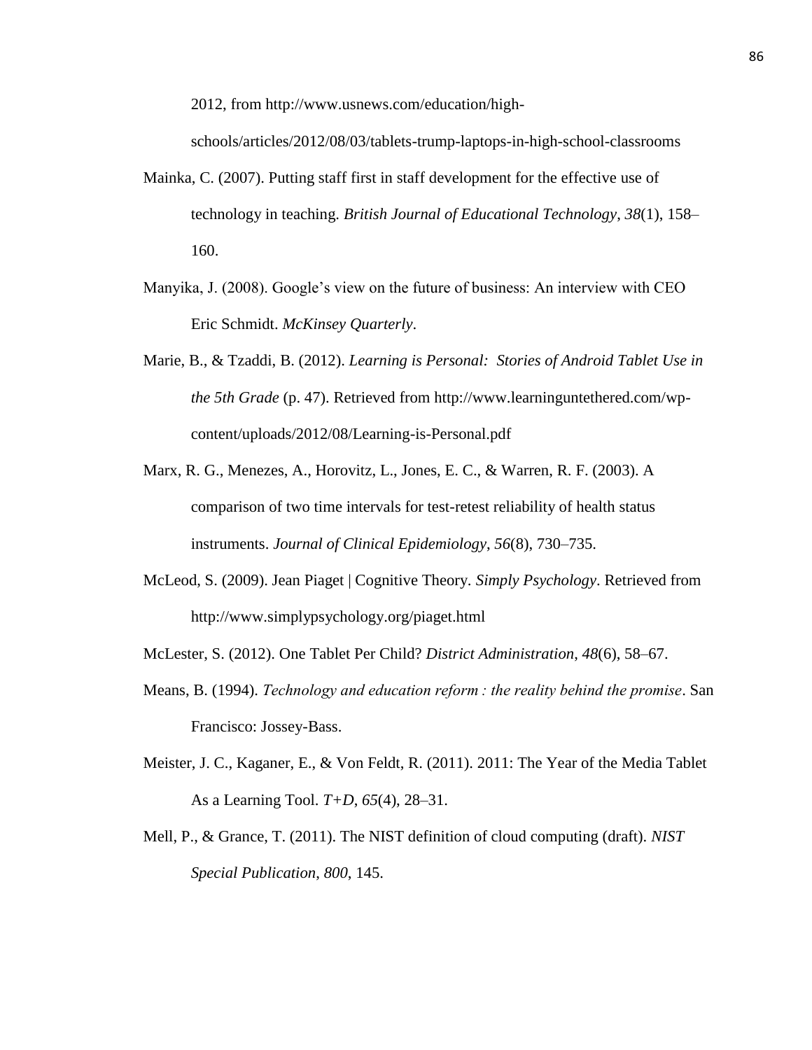2012, from http://www.usnews.com/education/high-schools/articles/2012/08/03/tablets-trump-laptops-in-high-school-classrooms

Mainka, C. (2007). Putting staff first in staff development for the effective use of technology in teaching. *British Journal of Educational Technology*, *38*(1), 158–160.

Manyika, J. (2008). Google's view on the future of business: An interview with CEO Eric Schmidt. *McKinsey Quarterly*.

Marie, B., & Tzaddi, B. (2012). *Learning is Personal: Stories of Android Tablet Use in the 5th Grade* (p. 47). Retrieved from http://www.learninguntethered.com/wp-content/uploads/2012/08/Learning-is-Personal.pdf

Marx, R. G., Menezes, A., Horovitz, L., Jones, E. C., & Warren, R. F. (2003). A comparison of two time intervals for test-retest reliability of health status instruments. *Journal of Clinical Epidemiology*, *56*(8), 730–735.

McLeod, S. (2009). Jean Piaget | Cognitive Theory. *Simply Psychology*. Retrieved from http://www.simplypsychology.org/piaget.html

McLester, S. (2012). One Tablet Per Child? *District Administration*, *48*(6), 58–67.

Means, B. (1994). *Technology and education reform : the reality behind the promise*. San Francisco: Jossey-Bass.

Meister, J. C., Kaganer, E., & Von Feldt, R. (2011). 2011: The Year of the Media Tablet As a Learning Tool. *T+D*, *65*(4), 28–31.

Mell, P., & Grance, T. (2011). The NIST definition of cloud computing (draft). *NIST Special Publication*, *800*, 145.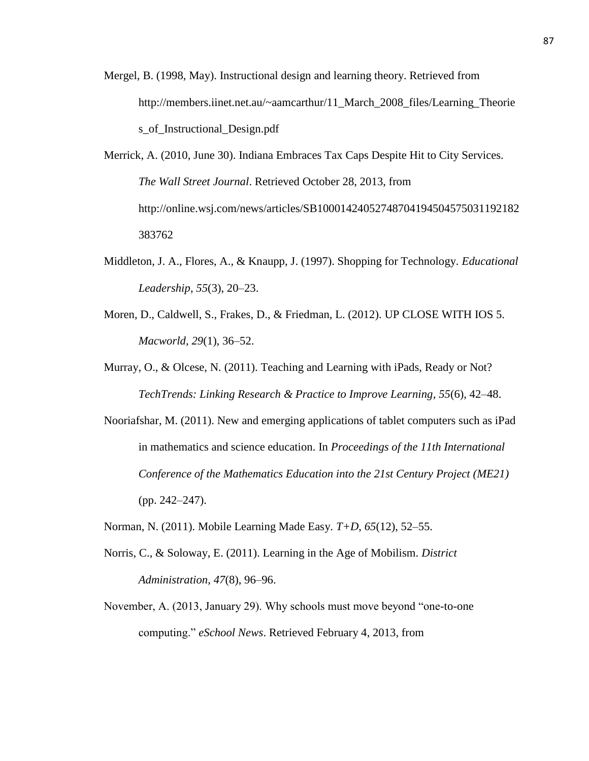Mergel, B. (1998, May). Instructional design and learning theory. Retrieved from http://members.iinet.net.au/~aamcarthur/11_March_2008_files/Learning_Theories_of_Instructional_Design.pdf

Merrick, A. (2010, June 30). Indiana Embraces Tax Caps Despite Hit to City Services. *The Wall Street Journal*. Retrieved October 28, 2013, from http://online.wsj.com/news/articles/SB10001424052748704194504575031192182383762

Middleton, J. A., Flores, A., & Knaupp, J. (1997). Shopping for Technology. *Educational Leadership*, *55*(3), 20–23.

Moren, D., Caldwell, S., Frakes, D., & Friedman, L. (2012). UP CLOSE WITH IOS 5. *Macworld*, *29*(1), 36–52.

Murray, O., & Olcese, N. (2011). Teaching and Learning with iPads, Ready or Not? *TechTrends: Linking Research & Practice to Improve Learning*, *55*(6), 42–48.

Nooriafshar, M. (2011). New and emerging applications of tablet computers such as iPad in mathematics and science education. In *Proceedings of the 11th International Conference of the Mathematics Education into the 21st Century Project (ME21)* (pp. 242–247).

Norman, N. (2011). Mobile Learning Made Easy. *T+D*, *65*(12), 52–55.

Norris, C., & Soloway, E. (2011). Learning in the Age of Mobilism. *District Administration*, *47*(8), 96–96.

November, A. (2013, January 29). Why schools must move beyond "one-to-one computing." *eSchool News*. Retrieved February 4, 2013, from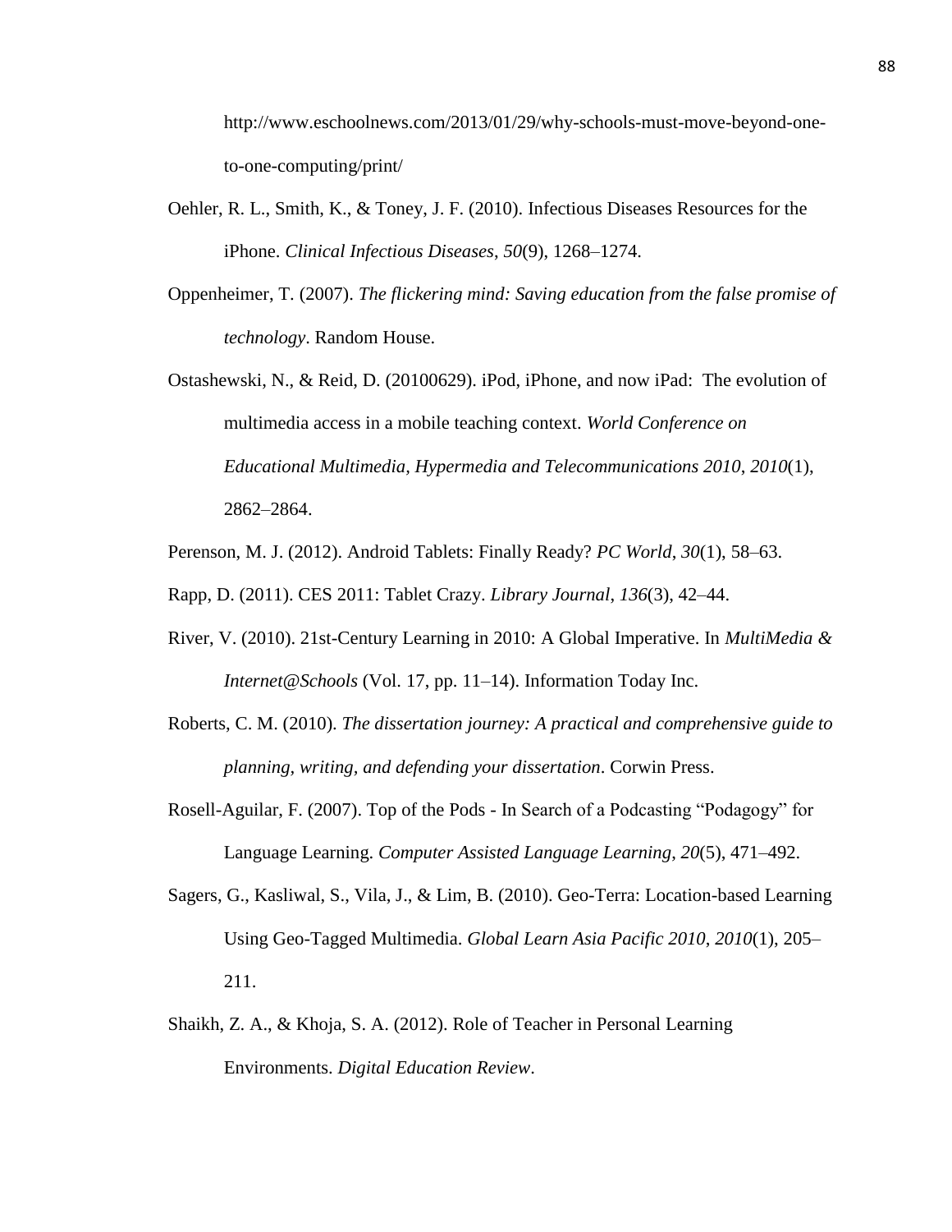http://www.eschoolnews.com/2013/01/29/why-schools-must-move-beyond-one-to-one-computing/print/

Oehler, R. L., Smith, K., & Toney, J. F. (2010). Infectious Diseases Resources for the iPhone. *Clinical Infectious Diseases*, *50*(9), 1268–1274.

Oppenheimer, T. (2007). *The flickering mind: Saving education from the false promise of technology*. Random House.

Ostashewski, N., & Reid, D. (20100629). iPod, iPhone, and now iPad: The evolution of multimedia access in a mobile teaching context. *World Conference on Educational Multimedia, Hypermedia and Telecommunications 2010*, *2010*(1), 2862–2864.

Perenson, M. J. (2012). Android Tablets: Finally Ready? *PC World*, *30*(1), 58–63.

Rapp, D. (2011). CES 2011: Tablet Crazy. *Library Journal*, *136*(3), 42–44.

River, V. (2010). 21st-Century Learning in 2010: A Global Imperative. In *MultiMedia & Internet@Schools* (Vol. 17, pp. 11–14). Information Today Inc.

Roberts, C. M. (2010). *The dissertation journey: A practical and comprehensive guide to planning, writing, and defending your dissertation*. Corwin Press.

Rosell-Aguilar, F. (2007). Top of the Pods - In Search of a Podcasting "Podagogy" for Language Learning. *Computer Assisted Language Learning*, *20*(5), 471–492.

Sagers, G., Kasliwal, S., Vila, J., & Lim, B. (2010). Geo-Terra: Location-based Learning Using Geo-Tagged Multimedia. *Global Learn Asia Pacific 2010*, *2010*(1), 205–211.

Shaikh, Z. A., & Khoja, S. A. (2012). Role of Teacher in Personal Learning Environments. *Digital Education Review*.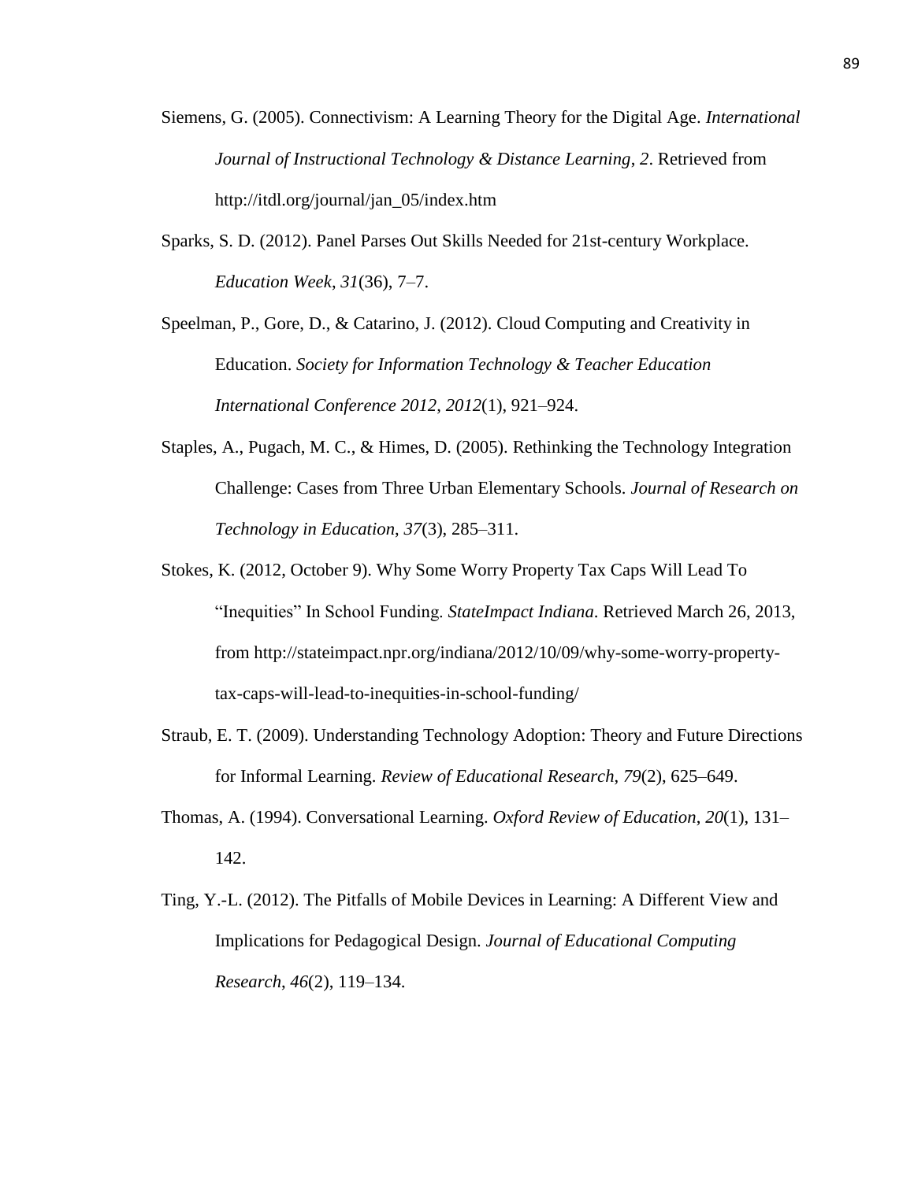Siemens, G. (2005). Connectivism: A Learning Theory for the Digital Age. *International Journal of Instructional Technology & Distance Learning*, *2*. Retrieved from http://itdl.org/journal/jan_05/index.htm

Sparks, S. D. (2012). Panel Parses Out Skills Needed for 21st-century Workplace. *Education Week*, *31*(36), 7–7.

Speelman, P., Gore, D., & Catarino, J. (2012). Cloud Computing and Creativity in Education. *Society for Information Technology & Teacher Education International Conference 2012*, *2012*(1), 921–924.

Staples, A., Pugach, M. C., & Himes, D. (2005). Rethinking the Technology Integration Challenge: Cases from Three Urban Elementary Schools. *Journal of Research on Technology in Education*, *37*(3), 285–311.

Stokes, K. (2012, October 9). Why Some Worry Property Tax Caps Will Lead To "Inequities" In School Funding. *StateImpact Indiana*. Retrieved March 26, 2013, from http://stateimpact.npr.org/indiana/2012/10/09/why-some-worry-property-tax-caps-will-lead-to-inequities-in-school-funding/

Straub, E. T. (2009). Understanding Technology Adoption: Theory and Future Directions for Informal Learning. *Review of Educational Research*, *79*(2), 625–649.

Thomas, A. (1994). Conversational Learning. *Oxford Review of Education*, *20*(1), 131–142.

Ting, Y.-L. (2012). The Pitfalls of Mobile Devices in Learning: A Different View and Implications for Pedagogical Design. *Journal of Educational Computing Research*, *46*(2), 119–134.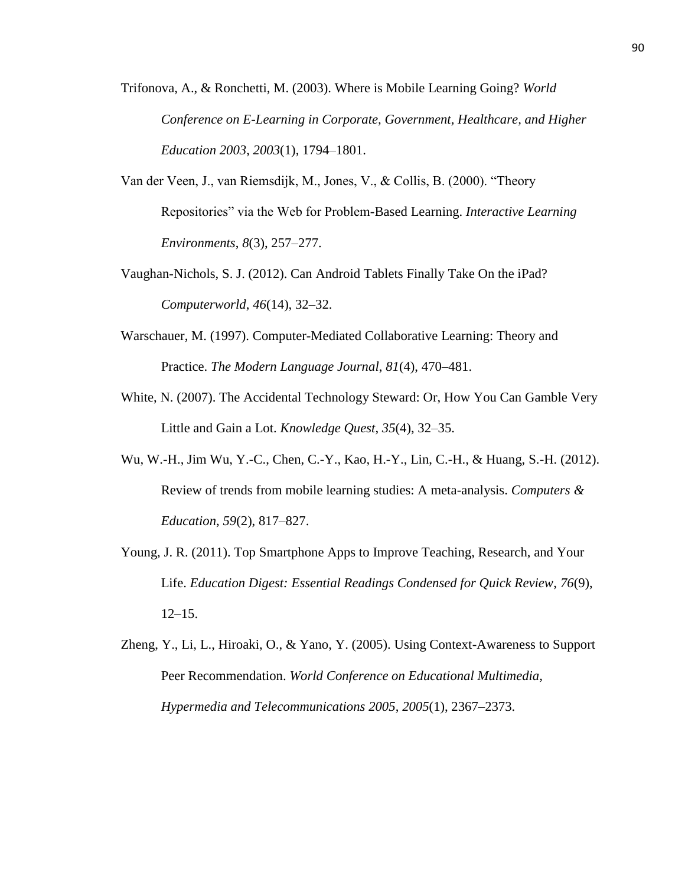Trifonova, A., & Ronchetti, M. (2003). Where is Mobile Learning Going? *World Conference on E-Learning in Corporate, Government, Healthcare, and Higher Education 2003*, *2003*(1), 1794–1801.

Van der Veen, J., van Riemsdijk, M., Jones, V., & Collis, B. (2000). "Theory Repositories" via the Web for Problem-Based Learning. *Interactive Learning Environments*, *8*(3), 257–277.

Vaughan-Nichols, S. J. (2012). Can Android Tablets Finally Take On the iPad? *Computerworld*, *46*(14), 32–32.

Warschauer, M. (1997). Computer-Mediated Collaborative Learning: Theory and Practice. *The Modern Language Journal*, *81*(4), 470–481.

White, N. (2007). The Accidental Technology Steward: Or, How You Can Gamble Very Little and Gain a Lot. *Knowledge Quest*, *35*(4), 32–35.

Wu, W.-H., Jim Wu, Y.-C., Chen, C.-Y., Kao, H.-Y., Lin, C.-H., & Huang, S.-H. (2012). Review of trends from mobile learning studies: A meta-analysis. *Computers & Education*, *59*(2), 817–827.

Young, J. R. (2011). Top Smartphone Apps to Improve Teaching, Research, and Your Life. *Education Digest: Essential Readings Condensed for Quick Review*, *76*(9), 12–15.

Zheng, Y., Li, L., Hiroaki, O., & Yano, Y. (2005). Using Context-Awareness to Support Peer Recommendation. *World Conference on Educational Multimedia, Hypermedia and Telecommunications 2005*, *2005*(1), 2367–2373.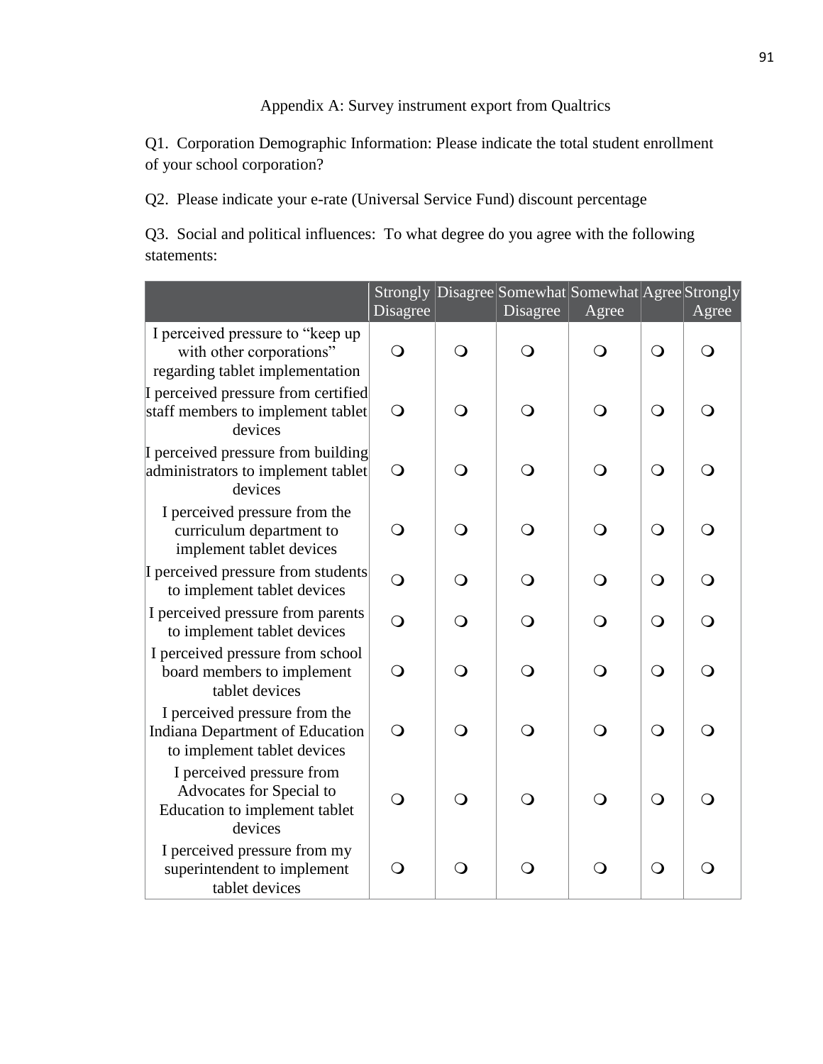Appendix A: Survey instrument export from Qualtrics

Q1. Corporation Demographic Information: Please indicate the total student enrollment of your school corporation?

Q2. Please indicate your e-rate (Universal Service Fund) discount percentage

Q3. Social and political influences: To what degree do you agree with the following statements:

| | Strongly Disagree | Disagree | Somewhat Disagree | Somewhat Agree | Agree | Strongly Agree |
|---|---|---|---|---|---|---|
| I perceived pressure to “keep up with other corporations” regarding tablet implementation | ❍ | ❍ | ❍ | ❍ | ❍ | ❍ |
| I perceived pressure from certified staff members to implement tablet devices | ❍ | ❍ | ❍ | ❍ | ❍ | ❍ |
| I perceived pressure from building administrators to implement tablet devices | ❍ | ❍ | ❍ | ❍ | ❍ | ❍ |
| I perceived pressure from the curriculum department to implement tablet devices | ❍ | ❍ | ❍ | ❍ | ❍ | ❍ |
| I perceived pressure from students to implement tablet devices | ❍ | ❍ | ❍ | ❍ | ❍ | ❍ |
| I perceived pressure from parents to implement tablet devices | ❍ | ❍ | ❍ | ❍ | ❍ | ❍ |
| I perceived pressure from school board members to implement tablet devices | ❍ | ❍ | ❍ | ❍ | ❍ | ❍ |
| I perceived pressure from the Indiana Department of Education to implement tablet devices | ❍ | ❍ | ❍ | ❍ | ❍ | ❍ |
| I perceived pressure from Advocates for Special to Education to implement tablet devices | ❍ | ❍ | ❍ | ❍ | ❍ | ❍ |
| I perceived pressure from my superintendent to implement tablet devices | ❍ | ❍ | ❍ | ❍ | ❍ | ❍ |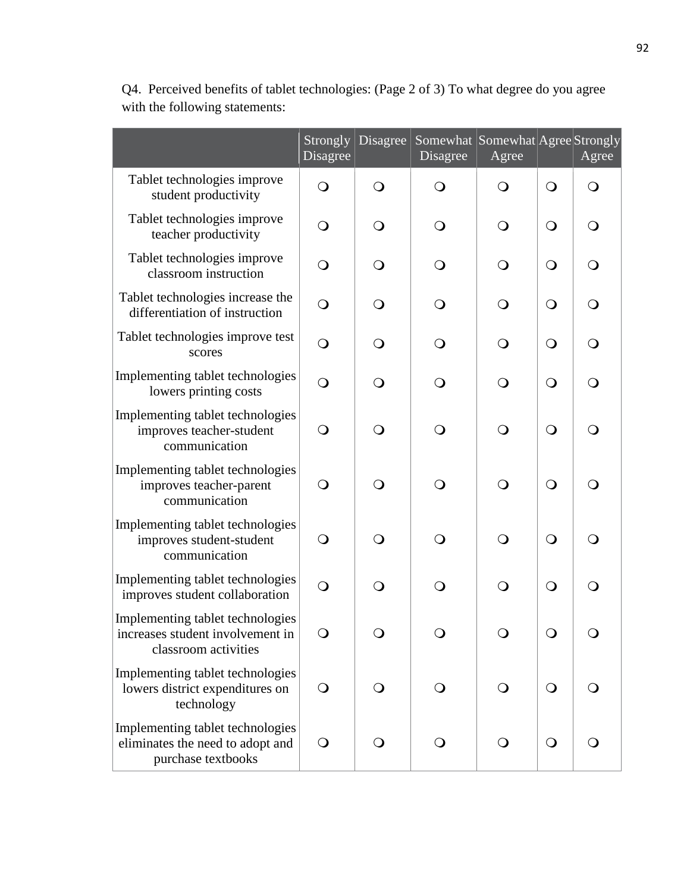Q4. Perceived benefits of tablet technologies: (Page 2 of 3) To what degree do you agree with the following statements:

| | Strongly Disagree | Disagree | Somewhat Disagree | Somewhat Agree | Agree | Strongly Agree |
|---|---|---|---|---|---|---|
| Tablet technologies improve student productivity | ❍ | ❍ | ❍ | ❍ | ❍ | ❍ |
| Tablet technologies improve teacher productivity | ❍ | ❍ | ❍ | ❍ | ❍ | ❍ |
| Tablet technologies improve classroom instruction | ❍ | ❍ | ❍ | ❍ | ❍ | ❍ |
| Tablet technologies increase the differentiation of instruction | ❍ | ❍ | ❍ | ❍ | ❍ | ❍ |
| Tablet technologies improve test scores | ❍ | ❍ | ❍ | ❍ | ❍ | ❍ |
| Implementing tablet technologies lowers printing costs | ❍ | ❍ | ❍ | ❍ | ❍ | ❍ |
| Implementing tablet technologies improves teacher-student communication | ❍ | ❍ | ❍ | ❍ | ❍ | ❍ |
| Implementing tablet technologies improves teacher-parent communication | ❍ | ❍ | ❍ | ❍ | ❍ | ❍ |
| Implementing tablet technologies improves student-student communication | ❍ | ❍ | ❍ | ❍ | ❍ | ❍ |
| Implementing tablet technologies improves student collaboration | ❍ | ❍ | ❍ | ❍ | ❍ | ❍ |
| Implementing tablet technologies increases student involvement in classroom activities | ❍ | ❍ | ❍ | ❍ | ❍ | ❍ |
| Implementing tablet technologies lowers district expenditures on technology | ❍ | ❍ | ❍ | ❍ | ❍ | ❍ |
| Implementing tablet technologies eliminates the need to adopt and purchase textbooks | ❍ | ❍ | ❍ | ❍ | ❍ | ❍ |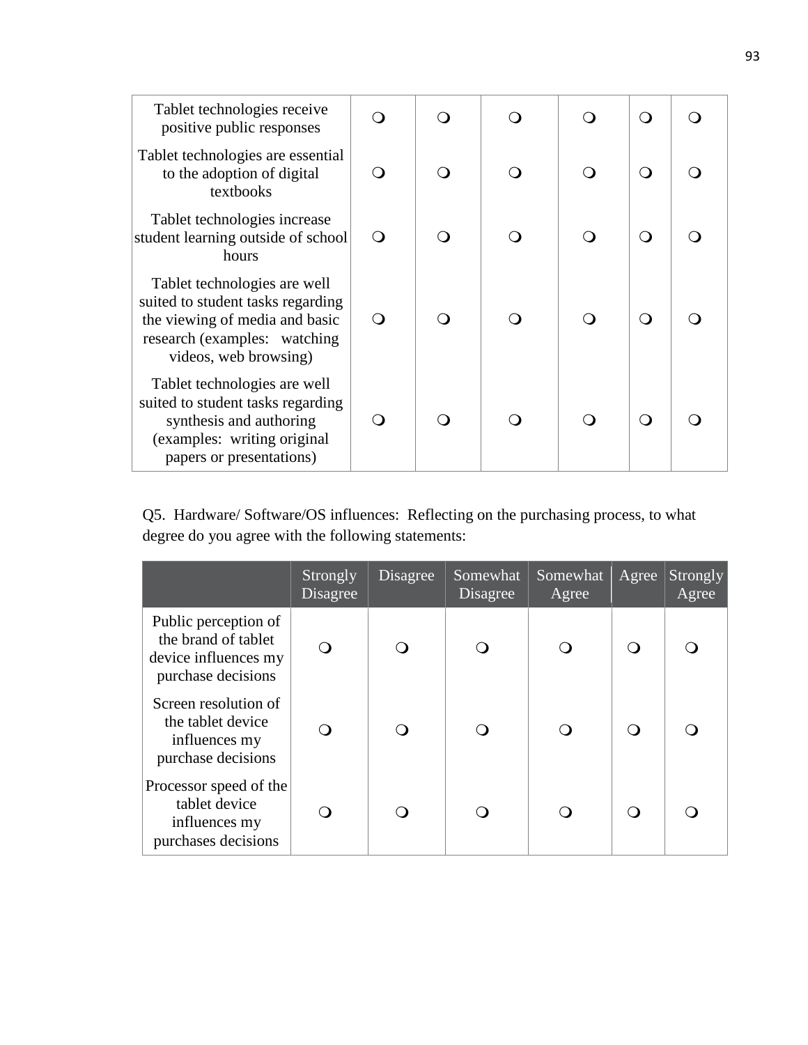| | | | | | | |
|---|---|---|---|---|---|---|
| Tablet technologies receive positive public responses | ❍ | ❍ | ❍ | ❍ | ❍ | ❍ |
| Tablet technologies are essential to the adoption of digital textbooks | ❍ | ❍ | ❍ | ❍ | ❍ | ❍ |
| Tablet technologies increase student learning outside of school hours | ❍ | ❍ | ❍ | ❍ | ❍ | ❍ |
| Tablet technologies are well suited to student tasks regarding the viewing of media and basic research (examples: watching videos, web browsing) | ❍ | ❍ | ❍ | ❍ | ❍ | ❍ |
| Tablet technologies are well suited to student tasks regarding synthesis and authoring (examples: writing original papers or presentations) | ❍ | ❍ | ❍ | ❍ | ❍ | ❍ |

Q5. Hardware/ Software/OS influences: Reflecting on the purchasing process, to what degree do you agree with the following statements:

| | Strongly Disagree | Disagree | Somewhat Disagree | Somewhat Agree | Agree | Strongly Agree |
|---|---|---|---|---|---|---|
| Public perception of the brand of tablet device influences my purchase decisions | ❍ | ❍ | ❍ | ❍ | ❍ | ❍ |
| Screen resolution of the tablet device influences my purchase decisions | ❍ | ❍ | ❍ | ❍ | ❍ | ❍ |
| Processor speed of the tablet device influences my purchases decisions | ❍ | ❍ | ❍ | ❍ | ❍ | ❍ |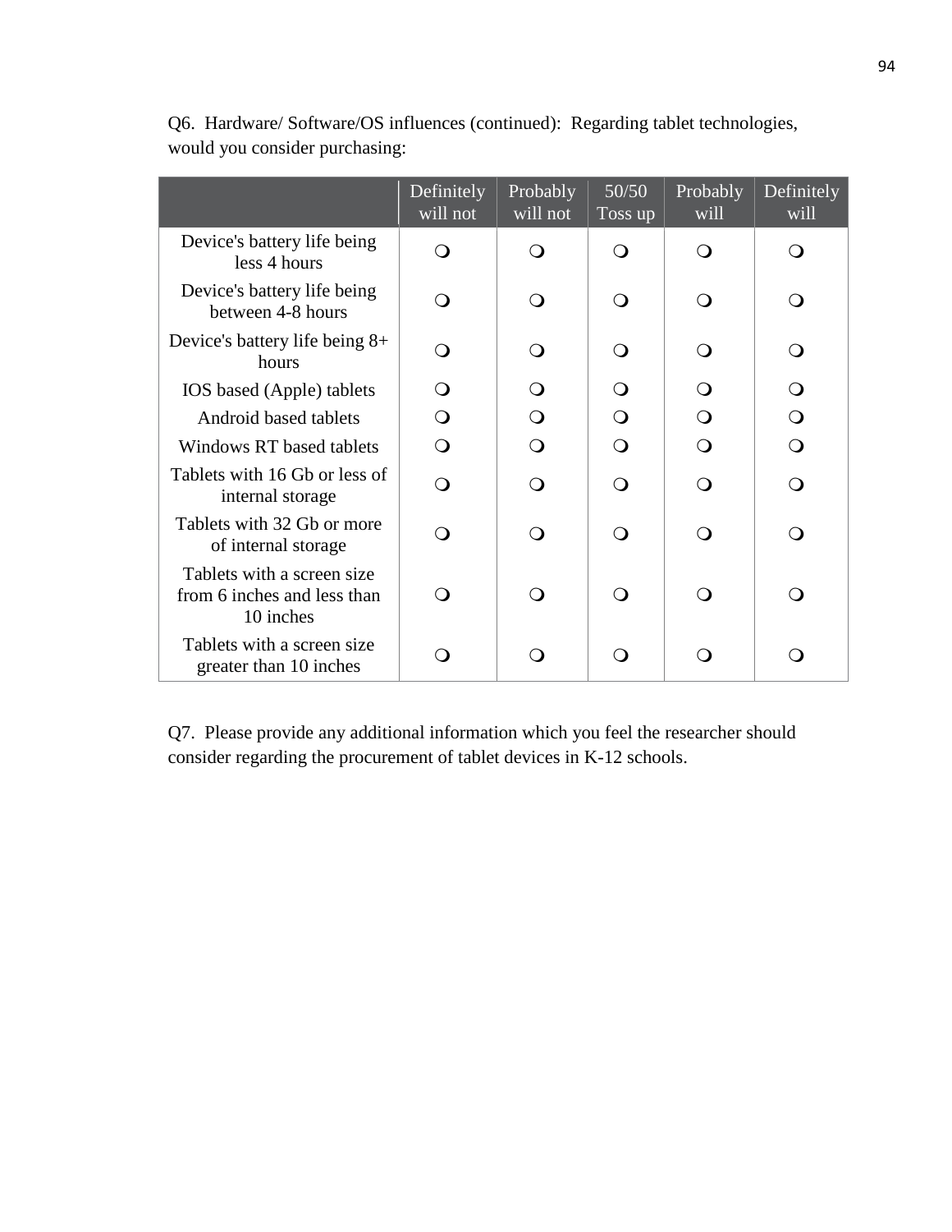Q6. Hardware/ Software/OS influences (continued): Regarding tablet technologies, would you consider purchasing:

| | Definitely will not | Probably will not | 50/50 Toss up | Probably will | Definitely will |
|---|---|---|---|---|---|
| Device's battery life being less 4 hours | ❍ | ❍ | ❍ | ❍ | ❍ |
| Device's battery life being between 4-8 hours | ❍ | ❍ | ❍ | ❍ | ❍ |
| Device's battery life being 8+ hours | ❍ | ❍ | ❍ | ❍ | ❍ |
| IOS based (Apple) tablets | ❍ | ❍ | ❍ | ❍ | ❍ |
| Android based tablets | ❍ | ❍ | ❍ | ❍ | ❍ |
| Windows RT based tablets | ❍ | ❍ | ❍ | ❍ | ❍ |
| Tablets with 16 Gb or less of internal storage | ❍ | ❍ | ❍ | ❍ | ❍ |
| Tablets with 32 Gb or more of internal storage | ❍ | ❍ | ❍ | ❍ | ❍ |
| Tablets with a screen size from 6 inches and less than 10 inches | ❍ | ❍ | ❍ | ❍ | ❍ |
| Tablets with a screen size greater than 10 inches | ❍ | ❍ | ❍ | ❍ | ❍ |

Q7. Please provide any additional information which you feel the researcher should consider regarding the procurement of tablet devices in K-12 schools.